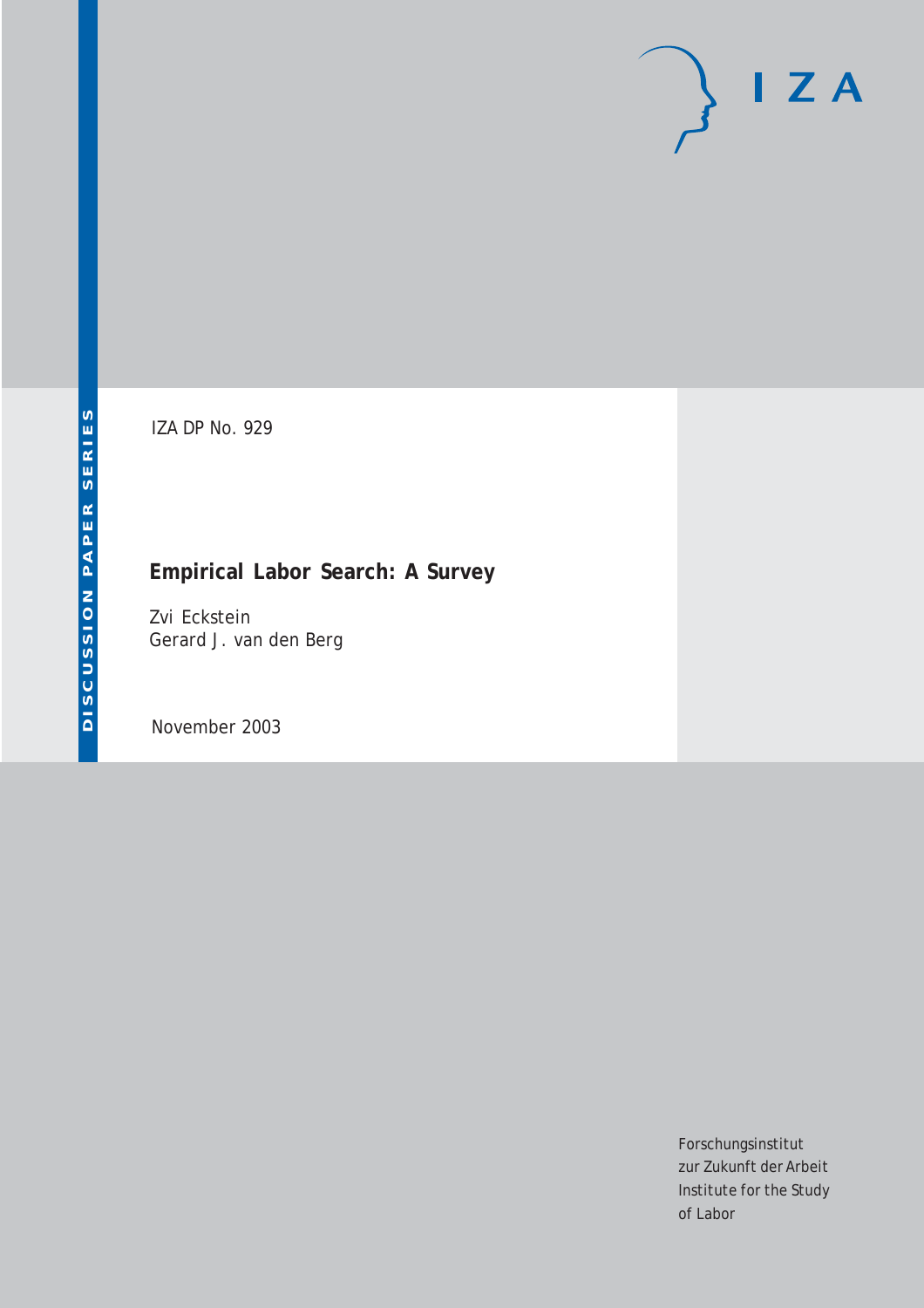IZA DP No. 929

# Empirical Labor Search: A Survey

Zvi Eckstein
Gerard J. van den Berg

November 2003

Forschungsinstitut
zur Zukunft der Arbeit
Institute for the Study
of Labor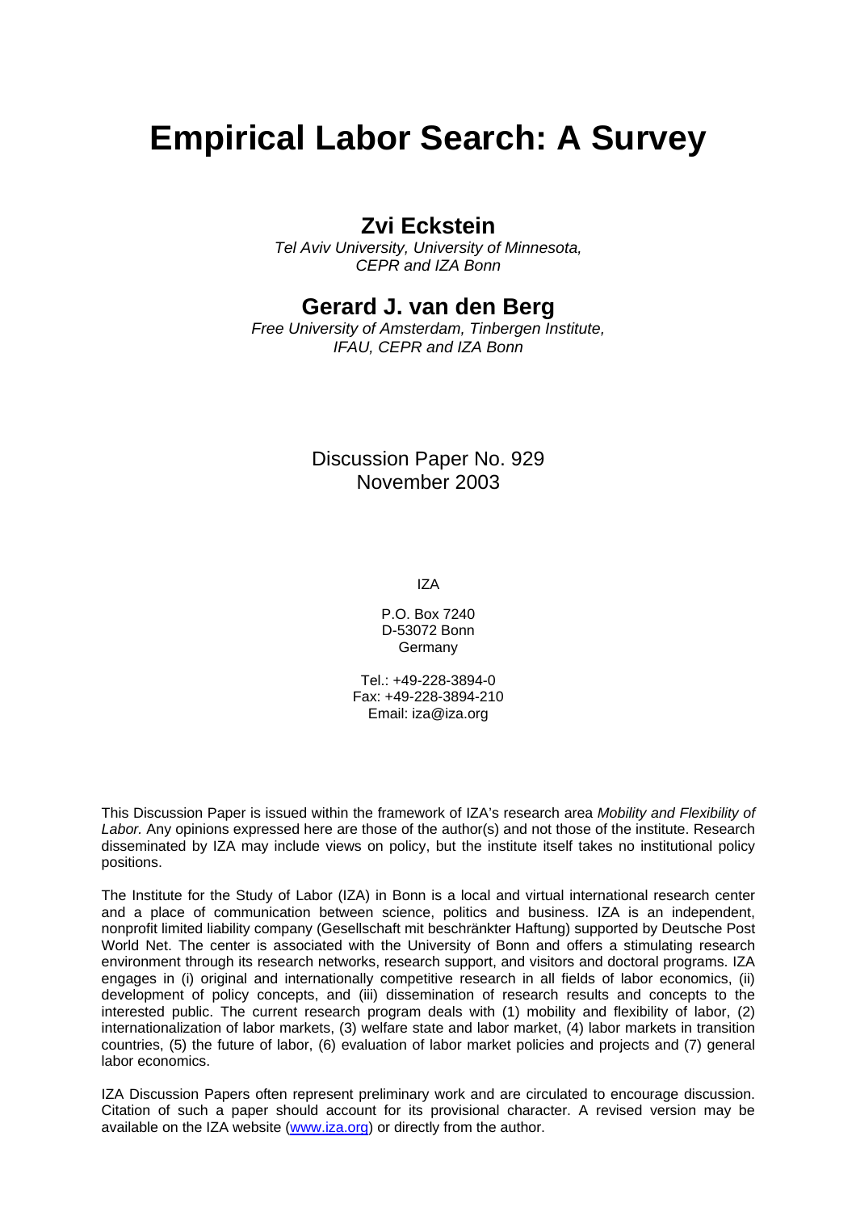# Empirical Labor Search: A Survey

## Zvi Eckstein

*Tel Aviv University, University of Minnesota, CEPR and IZA Bonn*

## Gerard J. van den Berg

*Free University of Amsterdam, Tinbergen Institute, IFAU, CEPR and IZA Bonn*

Discussion Paper No. 929
November 2003

IZA

P.O. Box 7240
D-53072 Bonn
Germany

Tel.: +49-228-3894-0
Fax: +49-228-3894-210
Email: iza@iza.org

This Discussion Paper is issued within the framework of IZA's research area *Mobility and Flexibility of Labor.* Any opinions expressed here are those of the author(s) and not those of the institute. Research disseminated by IZA may include views on policy, but the institute itself takes no institutional policy positions.

The Institute for the Study of Labor (IZA) in Bonn is a local and virtual international research center and a place of communication between science, politics and business. IZA is an independent, nonprofit limited liability company (Gesellschaft mit beschränkter Haftung) supported by Deutsche Post World Net. The center is associated with the University of Bonn and offers a stimulating research environment through its research networks, research support, and visitors and doctoral programs. IZA engages in (i) original and internationally competitive research in all fields of labor economics, (ii) development of policy concepts, and (iii) dissemination of research results and concepts to the interested public. The current research program deals with (1) mobility and flexibility of labor, (2) internationalization of labor markets, (3) welfare state and labor market, (4) labor markets in transition countries, (5) the future of labor, (6) evaluation of labor market policies and projects and (7) general labor economics.

IZA Discussion Papers often represent preliminary work and are circulated to encourage discussion. Citation of such a paper should account for its provisional character. A revised version may be available on the IZA website (www.iza.org) or directly from the author.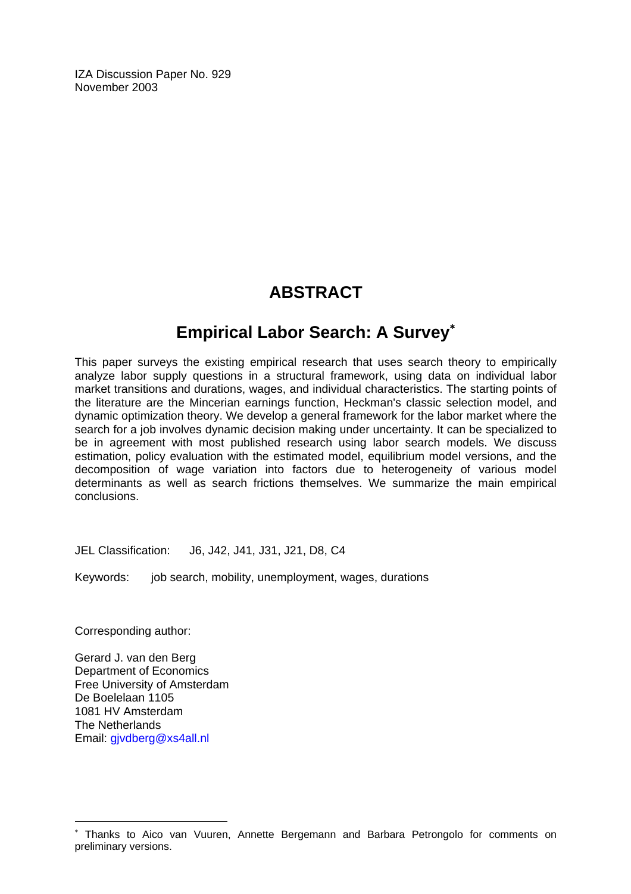IZA Discussion Paper No. 929
November 2003

# ABSTRACT

## Empirical Labor Search: A Survey*

This paper surveys the existing empirical research that uses search theory to empirically analyze labor supply questions in a structural framework, using data on individual labor market transitions and durations, wages, and individual characteristics. The starting points of the literature are the Mincerian earnings function, Heckman's classic selection model, and dynamic optimization theory. We develop a general framework for the labor market where the search for a job involves dynamic decision making under uncertainty. It can be specialized to be in agreement with most published research using labor search models. We discuss estimation, policy evaluation with the estimated model, equilibrium model versions, and the decomposition of wage variation into factors due to heterogeneity of various model determinants as well as search frictions themselves. We summarize the main empirical conclusions.

JEL Classification: J6, J42, J41, J31, J21, D8, C4

Keywords: job search, mobility, unemployment, wages, durations

Corresponding author:

Gerard J. van den Berg
Department of Economics
Free University of Amsterdam
De Boelelaan 1105
1081 HV Amsterdam
The Netherlands
Email: gjvdberg@xs4all.nl

* Thanks to Aico van Vuuren, Annette Bergemann and Barbara Petrongolo for comments on preliminary versions.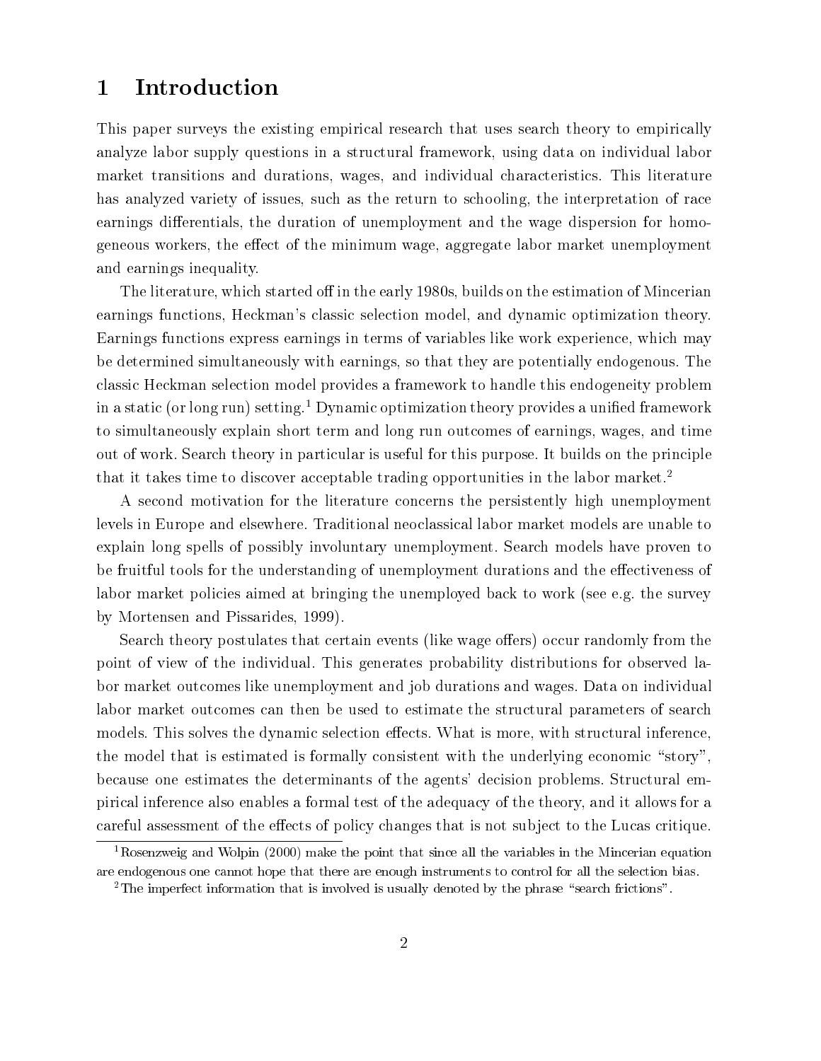# 1 Introduction

This paper surveys the existing empirical research that uses search theory to empirically analyze labor supply questions in a structural framework, using data on individual labor market transitions and durations, wages, and individual characteristics. This literature has analyzed variety of issues, such as the return to schooling, the interpretation of race earnings differentials, the duration of unemployment and the wage dispersion for homogeneous workers, the effect of the minimum wage, aggregate labor market unemployment and earnings inequality.

The literature, which started off in the early 1980s, builds on the estimation of Mincerian earnings functions, Heckman's classic selection model, and dynamic optimization theory. Earnings functions express earnings in terms of variables like work experience, which may be determined simultaneously with earnings, so that they are potentially endogenous. The classic Heckman selection model provides a framework to handle this endogeneity problem in a static (or long run) setting.[1] Dynamic optimization theory provides a unified framework to simultaneously explain short term and long run outcomes of earnings, wages, and time out of work. Search theory in particular is useful for this purpose. It builds on the principle that it takes time to discover acceptable trading opportunities in the labor market.[2]

A second motivation for the literature concerns the persistently high unemployment levels in Europe and elsewhere. Traditional neoclassical labor market models are unable to explain long spells of possibly involuntary unemployment. Search models have proven to be fruitful tools for the understanding of unemployment durations and the effectiveness of labor market policies aimed at bringing the unemployed back to work (see e.g. the survey by Mortensen and Pissarides, 1999).

Search theory postulates that certain events (like wage offers) occur randomly from the point of view of the individual. This generates probability distributions for observed labor market outcomes like unemployment and job durations and wages. Data on individual labor market outcomes can then be used to estimate the structural parameters of search models. This solves the dynamic selection effects. What is more, with structural inference, the model that is estimated is formally consistent with the underlying economic "story", because one estimates the determinants of the agents' decision problems. Structural empirical inference also enables a formal test of the adequacy of the theory, and it allows for a careful assessment of the effects of policy changes that is not subject to the Lucas critique.

[1] Rosenzweig and Wolpin (2000) make the point that since all the variables in the Mincerian equation are endogenous one cannot hope that there are enough instruments to control for all the selection bias.

[2] The imperfect information that is involved is usually denoted by the phrase "search frictions".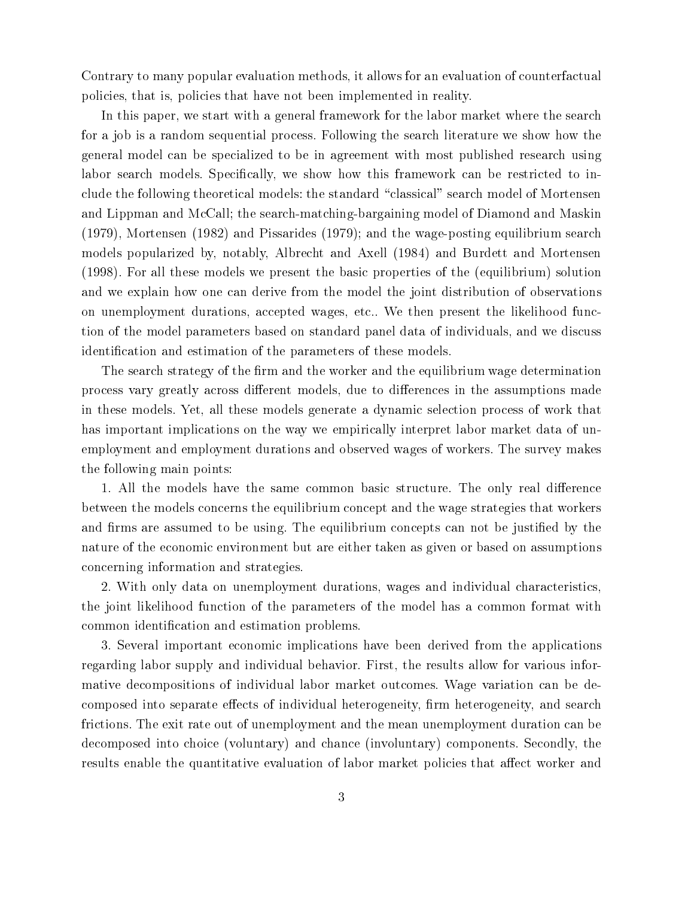Contrary to many popular evaluation methods, it allows for an evaluation of counterfactual policies, that is, policies that have not been implemented in reality.

In this paper, we start with a general framework for the labor market where the search for a job is a random sequential process. Following the search literature we show how the general model can be specialized to be in agreement with most published research using labor search models. Specifically, we show how this framework can be restricted to include the following theoretical models: the standard "classical" search model of Mortensen and Lippman and McCall; the search-matching-bargaining model of Diamond and Maskin (1979), Mortensen (1982) and Pissarides (1979); and the wage-posting equilibrium search models popularized by, notably, Albrecht and Axell (1984) and Burdett and Mortensen (1998). For all these models we present the basic properties of the (equilibrium) solution and we explain how one can derive from the model the joint distribution of observations on unemployment durations, accepted wages, etc.. We then present the likelihood function of the model parameters based on standard panel data of individuals, and we discuss identification and estimation of the parameters of these models.

The search strategy of the firm and the worker and the equilibrium wage determination process vary greatly across different models, due to differences in the assumptions made in these models. Yet, all these models generate a dynamic selection process of work that has important implications on the way we empirically interpret labor market data of unemployment and employment durations and observed wages of workers. The survey makes the following main points:

1. All the models have the same common basic structure. The only real difference between the models concerns the equilibrium concept and the wage strategies that workers and firms are assumed to be using. The equilibrium concepts can not be justified by the nature of the economic environment but are either taken as given or based on assumptions concerning information and strategies.

2. With only data on unemployment durations, wages and individual characteristics, the joint likelihood function of the parameters of the model has a common format with common identification and estimation problems.

3. Several important economic implications have been derived from the applications regarding labor supply and individual behavior. First, the results allow for various informative decompositions of individual labor market outcomes. Wage variation can be decomposed into separate effects of individual heterogeneity, firm heterogeneity, and search frictions. The exit rate out of unemployment and the mean unemployment duration can be decomposed into choice (voluntary) and chance (involuntary) components. Secondly, the results enable the quantitative evaluation of labor market policies that affect worker and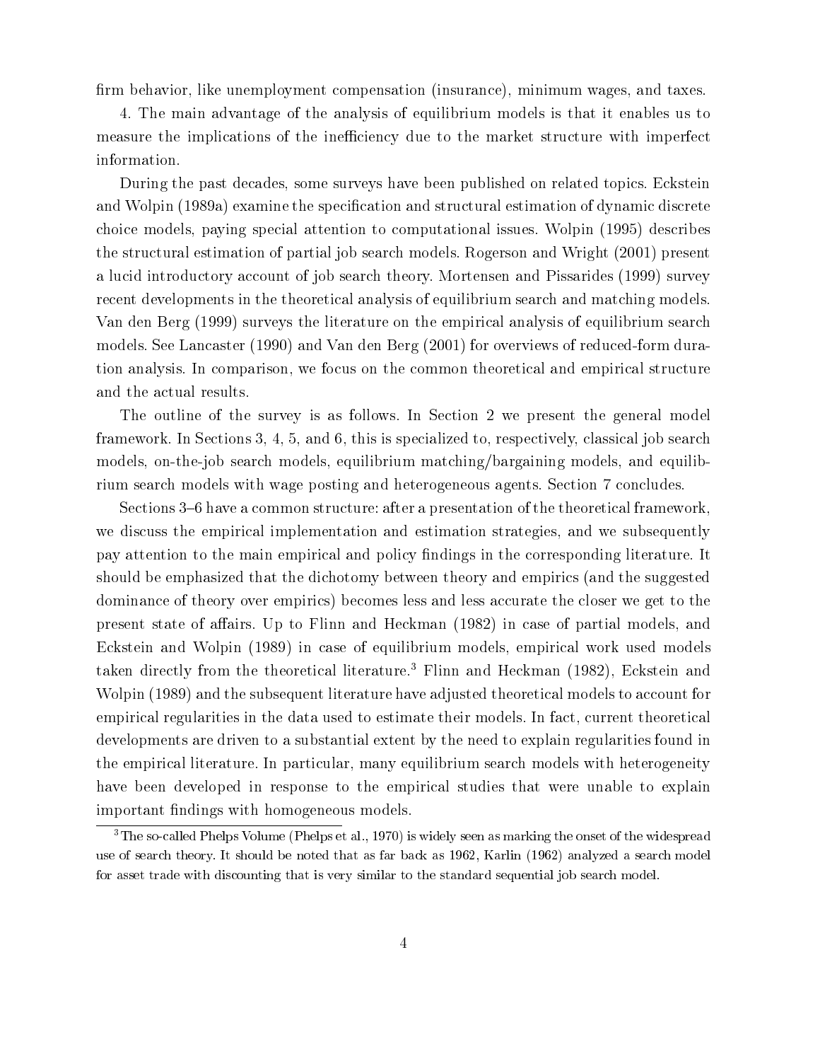firm behavior, like unemployment compensation (insurance), minimum wages, and taxes.

4. The main advantage of the analysis of equilibrium models is that it enables us to measure the implications of the inefficiency due to the market structure with imperfect information.

During the past decades, some surveys have been published on related topics. Eckstein and Wolpin (1989a) examine the specification and structural estimation of dynamic discrete choice models, paying special attention to computational issues. Wolpin (1995) describes the structural estimation of partial job search models. Rogerson and Wright (2001) present a lucid introductory account of job search theory. Mortensen and Pissarides (1999) survey recent developments in the theoretical analysis of equilibrium search and matching models. Van den Berg (1999) surveys the literature on the empirical analysis of equilibrium search models. See Lancaster (1990) and Van den Berg (2001) for overviews of reduced-form duration analysis. In comparison, we focus on the common theoretical and empirical structure and the actual results.

The outline of the survey is as follows. In Section 2 we present the general model framework. In Sections 3, 4, 5, and 6, this is specialized to, respectively, classical job search models, on-the-job search models, equilibrium matching/bargaining models, and equilibrium search models with wage posting and heterogeneous agents. Section 7 concludes.

Sections 3–6 have a common structure: after a presentation of the theoretical framework, we discuss the empirical implementation and estimation strategies, and we subsequently pay attention to the main empirical and policy findings in the corresponding literature. It should be emphasized that the dichotomy between theory and empirics (and the suggested dominance of theory over empirics) becomes less and less accurate the closer we get to the present state of affairs. Up to Flinn and Heckman (1982) in case of partial models, and Eckstein and Wolpin (1989) in case of equilibrium models, empirical work used models taken directly from the theoretical literature.[3] Flinn and Heckman (1982), Eckstein and Wolpin (1989) and the subsequent literature have adjusted theoretical models to account for empirical regularities in the data used to estimate their models. In fact, current theoretical developments are driven to a substantial extent by the need to explain regularities found in the empirical literature. In particular, many equilibrium search models with heterogeneity have been developed in response to the empirical studies that were unable to explain important findings with homogeneous models.

[3] The so-called Phelps Volume (Phelps et al., 1970) is widely seen as marking the onset of the widespread use of search theory. It should be noted that as far back as 1962, Karlin (1962) analyzed a search model for asset trade with discounting that is very similar to the standard sequential job search model.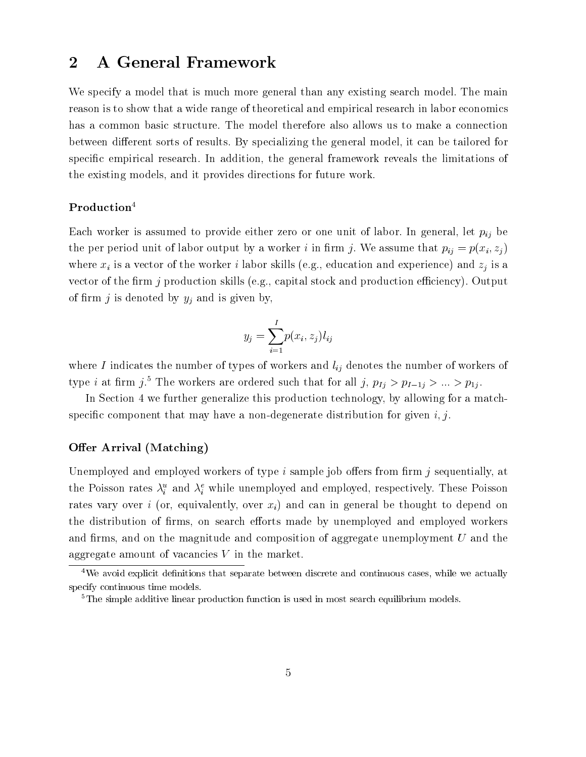## 2 A General Framework

We specify a model that is much more general than any existing search model. The main reason is to show that a wide range of theoretical and empirical research in labor economics has a common basic structure. The model therefore also allows us to make a connection between different sorts of results. By specializing the general model, it can be tailored for specific empirical research. In addition, the general framework reveals the limitations of the existing models, and it provides directions for future work.

### Production[4]

Each worker is assumed to provide either zero or one unit of labor. In general, let $p_{ij}$ be the per period unit of labor output by a worker $i$ in firm $j$. We assume that $p_{ij} = p(x_i, z_j)$ where $x_i$ is a vector of the worker $i$ labor skills (e.g., education and experience) and $z_j$ is a vector of the firm $j$ production skills (e.g., capital stock and production efficiency). Output of firm $j$ is denoted by $y_j$ and is given by,

$$y_j = \sum_{i=1}^{I} p(x_i, z_j) l_{ij}$$

where $I$ indicates the number of types of workers and $l_{ij}$ denotes the number of workers of type $i$ at firm $j$.[5] The workers are ordered such that for all $j$, $p_{Ij} > p_{I-1j} > ... > p_{1j}$.

In Section 4 we further generalize this production technology, by allowing for a match-specific component that may have a non-degenerate distribution for given $i, j$.

### Offer Arrival (Matching)

Unemployed and employed workers of type $i$ sample job offers from firm $j$ sequentially, at the Poisson rates $\lambda_i^u$ and $\lambda_i^e$ while unemployed and employed, respectively. These Poisson rates vary over $i$ (or, equivalently, over $x_i$) and can in general be thought to depend on the distribution of firms, on search efforts made by unemployed and employed workers and firms, and on the magnitude and composition of aggregate unemployment $U$ and the aggregate amount of vacancies $V$ in the market.

---

[4] We avoid explicit definitions that separate between discrete and continuous cases, while we actually specify continuous time models.

[5] The simple additive linear production function is used in most search equilibrium models.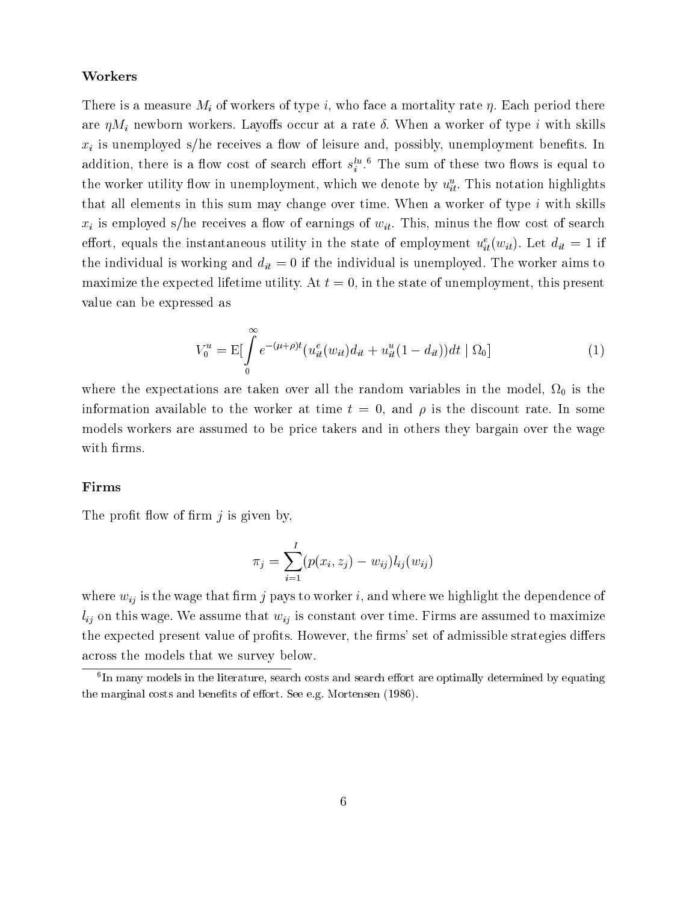### Workers

There is a measure $M_i$ of workers of type $i$, who face a mortality rate $\eta$. Each period there are $\eta M_i$ newborn workers. Layoffs occur at a rate $\delta$. When a worker of type $i$ with skills $x_i$ is unemployed s/he receives a flow of leisure and, possibly, unemployment benefits. In addition, there is a flow cost of search effort $s_i^{lu}$.[6] The sum of these two flows is equal to the worker utility flow in unemployment, which we denote by $u_{it}^u$. This notation highlights that all elements in this sum may change over time. When a worker of type $i$ with skills $x_i$ is employed s/he receives a flow of earnings of $w_{it}$. This, minus the flow cost of search effort, equals the instantaneous utility in the state of employment $u_{it}^e(w_{it})$. Let $d_{it} = 1$ if the individual is working and $d_{it} = 0$ if the individual is unemployed. The worker aims to maximize the expected lifetime utility. At $t = 0$, in the state of unemployment, this present value can be expressed as

$$V_0^u = \mathrm{E}[\int_0^\infty e^{-(\mu+\rho)t}(u_{it}^e(w_{it})d_{it} + u_{it}^u(1 - d_{it}))dt \mid \Omega_0] \tag{1}$$

where the expectations are taken over all the random variables in the model, $\Omega_0$ is the information available to the worker at time $t = 0$, and $\rho$ is the discount rate. In some models workers are assumed to be price takers and in others they bargain over the wage with firms.

### Firms

The profit flow of firm $j$ is given by,

$$\pi_j = \sum_{i=1}^{I}(p(x_i, z_j) - w_{ij})l_{ij}(w_{ij})$$

where $w_{ij}$ is the wage that firm $j$ pays to worker $i$, and where we highlight the dependence of $l_{ij}$ on this wage. We assume that $w_{ij}$ is constant over time. Firms are assumed to maximize the expected present value of profits. However, the firms' set of admissible strategies differs across the models that we survey below.

[6] In many models in the literature, search costs and search effort are optimally determined by equating the marginal costs and benefits of effort. See e.g. Mortensen (1986).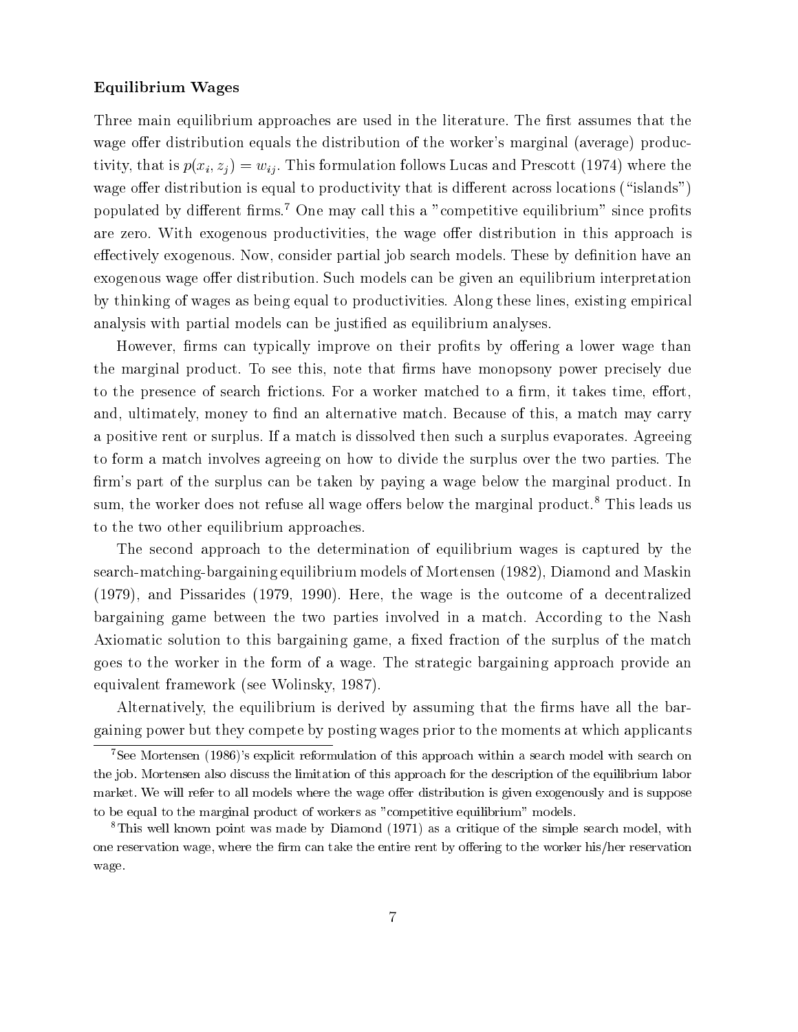### Equilibrium Wages

Three main equilibrium approaches are used in the literature. The first assumes that the wage offer distribution equals the distribution of the worker's marginal (average) productivity, that is $p(x_i, z_j) = w_{ij}$. This formulation follows Lucas and Prescott (1974) where the wage offer distribution is equal to productivity that is different across locations ("islands") populated by different firms.[7] One may call this a "competitive equilibrium" since profits are zero. With exogenous productivities, the wage offer distribution in this approach is effectively exogenous. Now, consider partial job search models. These by definition have an exogenous wage offer distribution. Such models can be given an equilibrium interpretation by thinking of wages as being equal to productivities. Along these lines, existing empirical analysis with partial models can be justified as equilibrium analyses.

However, firms can typically improve on their profits by offering a lower wage than the marginal product. To see this, note that firms have monopsony power precisely due to the presence of search frictions. For a worker matched to a firm, it takes time, effort, and, ultimately, money to find an alternative match. Because of this, a match may carry a positive rent or surplus. If a match is dissolved then such a surplus evaporates. Agreeing to form a match involves agreeing on how to divide the surplus over the two parties. The firm's part of the surplus can be taken by paying a wage below the marginal product. In sum, the worker does not refuse all wage offers below the marginal product.[8] This leads us to the two other equilibrium approaches.

The second approach to the determination of equilibrium wages is captured by the search-matching-bargaining equilibrium models of Mortensen (1982), Diamond and Maskin (1979), and Pissarides (1979, 1990). Here, the wage is the outcome of a decentralized bargaining game between the two parties involved in a match. According to the Nash Axiomatic solution to this bargaining game, a fixed fraction of the surplus of the match goes to the worker in the form of a wage. The strategic bargaining approach provide an equivalent framework (see Wolinsky, 1987).

Alternatively, the equilibrium is derived by assuming that the firms have all the bargaining power but they compete by posting wages prior to the moments at which applicants

[7] See Mortensen (1986)'s explicit reformulation of this approach within a search model with search on the job. Mortensen also discuss the limitation of this approach for the description of the equilibrium labor market. We will refer to all models where the wage offer distribution is given exogenously and is suppose to be equal to the marginal product of workers as "competitive equilibrium" models.

[8] This well known point was made by Diamond (1971) as a critique of the simple search model, with one reservation wage, where the firm can take the entire rent by offering to the worker his/her reservation wage.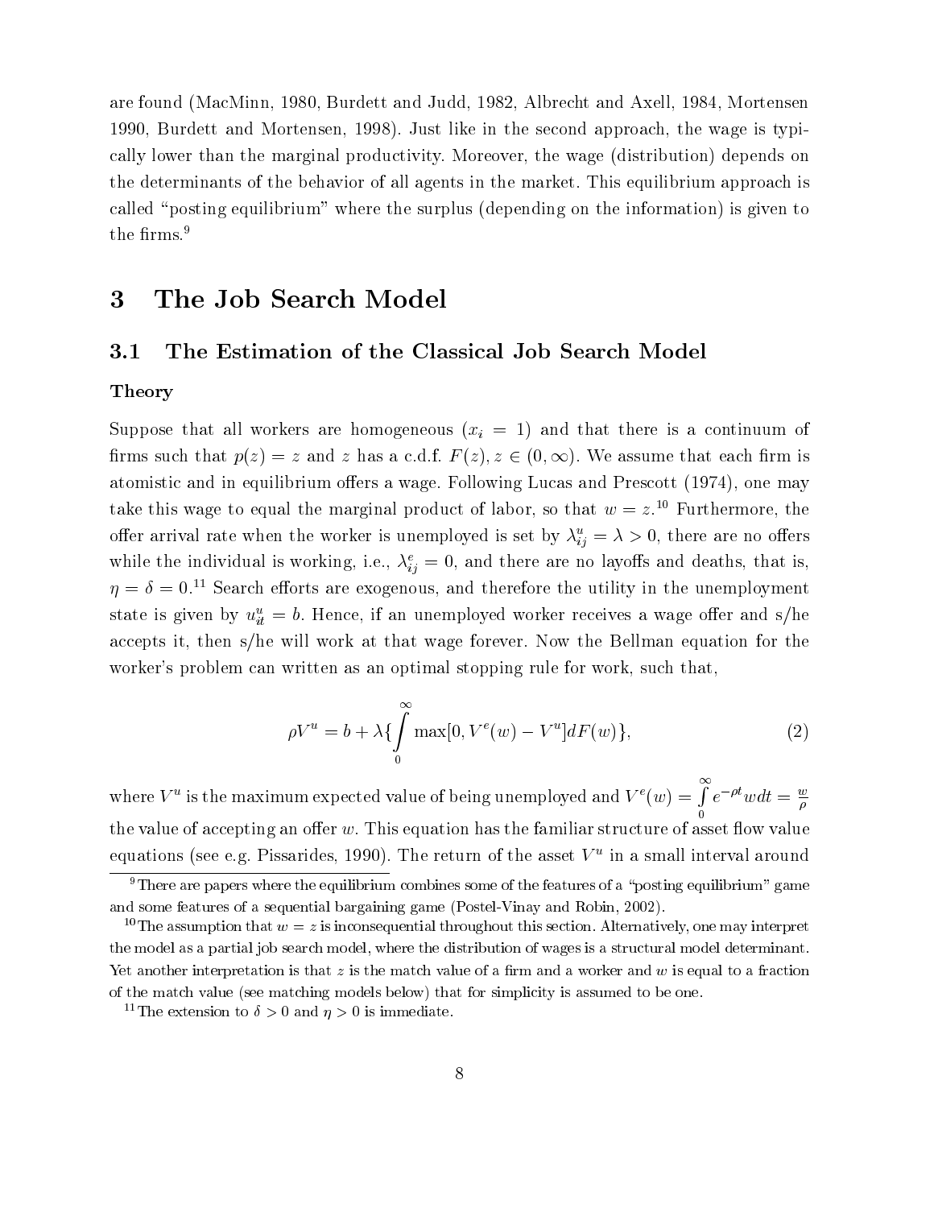are found (MacMinn, 1980, Burdett and Judd, 1982, Albrecht and Axell, 1984, Mortensen 1990, Burdett and Mortensen, 1998). Just like in the second approach, the wage is typically lower than the marginal productivity. Moreover, the wage (distribution) depends on the determinants of the behavior of all agents in the market. This equilibrium approach is called "posting equilibrium" where the surplus (depending on the information) is given to the firms.[9]

# 3 The Job Search Model

## 3.1 The Estimation of the Classical Job Search Model

### Theory

Suppose that all workers are homogeneous ($x_i = 1$) and that there is a continuum of firms such that $p(z) = z$ and $z$ has a c.d.f. $F(z), z \in (0, \infty)$. We assume that each firm is atomistic and in equilibrium offers a wage. Following Lucas and Prescott (1974), one may take this wage to equal the marginal product of labor, so that $w = z$.[10] Furthermore, the offer arrival rate when the worker is unemployed is set by $\lambda_{ij}^u = \lambda > 0$, there are no offers while the individual is working, i.e., $\lambda_{ij}^e = 0$, and there are no layoffs and deaths, that is, $\eta = \delta = 0$.[11] Search efforts are exogenous, and therefore the utility in the unemployment state is given by $u_{it}^u = b$. Hence, if an unemployed worker receives a wage offer and s/he accepts it, then s/he will work at that wage forever. Now the Bellman equation for the worker's problem can written as an optimal stopping rule for work, such that,

$$\rho V^u = b + \lambda \{ \int_0^\infty \max[0, V^e(w) - V^u] dF(w) \}, \tag{2}$$

where $V^u$ is the maximum expected value of being unemployed and $V^e(w) = \int_0^\infty e^{-\rho t} w dt = \frac{w}{\rho}$ the value of accepting an offer $w$. This equation has the familiar structure of asset flow value equations (see e.g. Pissarides, 1990). The return of the asset $V^u$ in a small interval around

[9] There are papers where the equilibrium combines some of the features of a "posting equilibrium" game and some features of a sequential bargaining game (Postel-Vinay and Robin, 2002).

[10] The assumption that $w = z$ is inconsequential throughout this section. Alternatively, one may interpret the model as a partial job search model, where the distribution of wages is a structural model determinant. Yet another interpretation is that $z$ is the match value of a firm and a worker and $w$ is equal to a fraction of the match value (see matching models below) that for simplicity is assumed to be one.

[11] The extension to $\delta > 0$ and $\eta > 0$ is immediate.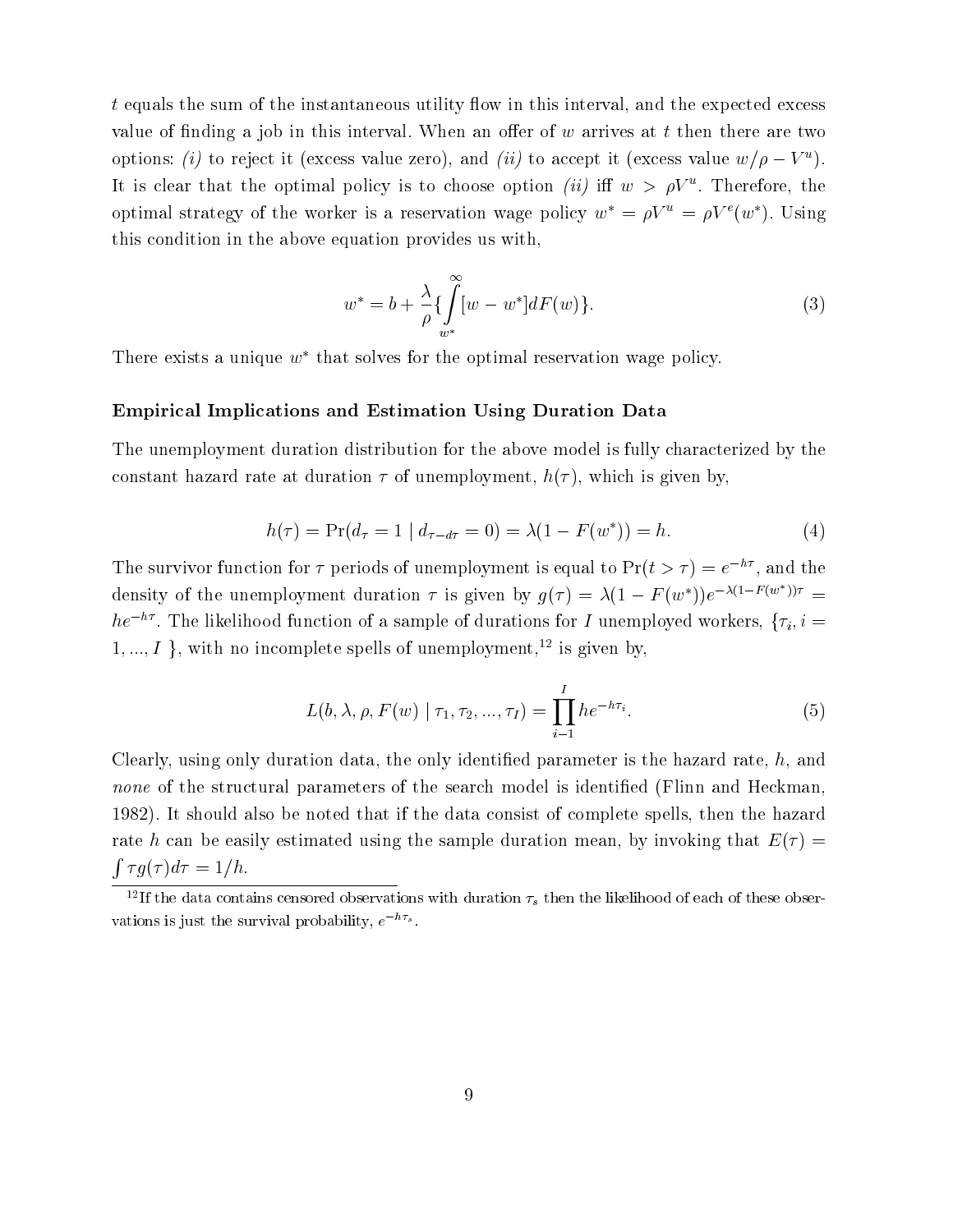$t$ equals the sum of the instantaneous utility flow in this interval, and the expected excess value of finding a job in this interval. When an offer of $w$ arrives at $t$ then there are two options: *(i)* to reject it (excess value zero), and *(ii)* to accept it (excess value $w/\rho - V^u$). It is clear that the optimal policy is to choose option *(ii)* iff $w > \rho V^u$. Therefore, the optimal strategy of the worker is a reservation wage policy $w^* = \rho V^u = \rho V^e(w^*)$. Using this condition in the above equation provides us with,

$$w^* = b + \frac{\lambda}{\rho}\{\int_{w^*}^{\infty}[w - w^*]dF(w)\}. \tag{3}$$

There exists a unique $w^*$ that solves for the optimal reservation wage policy.

### Empirical Implications and Estimation Using Duration Data

The unemployment duration distribution for the above model is fully characterized by the constant hazard rate at duration $\tau$ of unemployment, $h(\tau)$, which is given by,

$$h(\tau) = \Pr(d_\tau = 1 \mid d_{\tau - d\tau} = 0) = \lambda(1 - F(w^*)) = h. \tag{4}$$

The survivor function for $\tau$ periods of unemployment is equal to $\Pr(t > \tau) = e^{-h\tau}$, and the density of the unemployment duration $\tau$ is given by $g(\tau) = \lambda(1 - F(w^*))e^{-\lambda(1-F(w^*))\tau} = he^{-h\tau}$. The likelihood function of a sample of durations for $I$ unemployed workers, $\{\tau_i, i = 1, ..., I\}$, with no incomplete spells of unemployment,[12] is given by,

$$L(b, \lambda, \rho, F(w) \mid \tau_1, \tau_2, ..., \tau_I) = \prod_{i-1}^{I} he^{-h\tau_i}. \tag{5}$$

Clearly, using only duration data, the only identified parameter is the hazard rate, $h$, and *none* of the structural parameters of the search model is identified (Flinn and Heckman, 1982). It should also be noted that if the data consist of complete spells, then the hazard rate $h$ can be easily estimated using the sample duration mean, by invoking that $E(\tau) = \int \tau g(\tau)d\tau = 1/h$.

[12] If the data contains censored observations with duration $\tau_s$ then the likelihood of each of these observations is just the survival probability, $e^{-h\tau_s}$.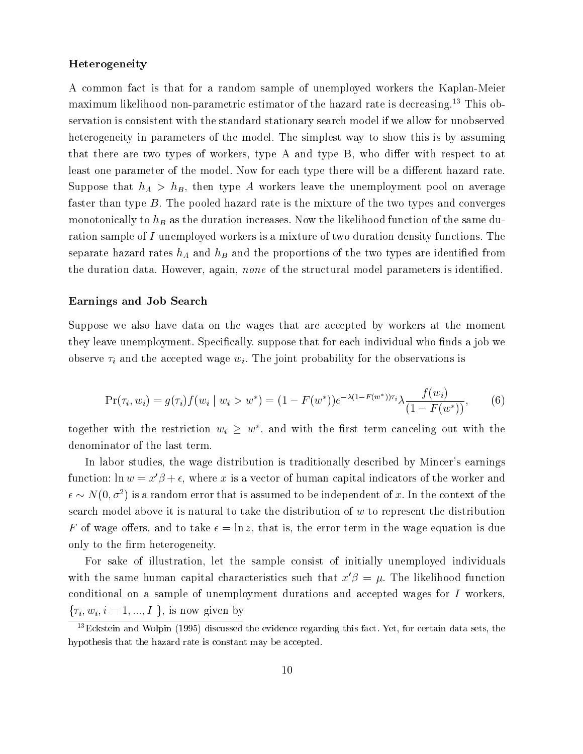### Heterogeneity

A common fact is that for a random sample of unemployed workers the Kaplan-Meier maximum likelihood non-parametric estimator of the hazard rate is decreasing.[13] This observation is consistent with the standard stationary search model if we allow for unobserved heterogeneity in parameters of the model. The simplest way to show this is by assuming that there are two types of workers, type A and type B, who differ with respect to at least one parameter of the model. Now for each type there will be a different hazard rate. Suppose that $h_A > h_B$, then type $A$ workers leave the unemployment pool on average faster than type $B$. The pooled hazard rate is the mixture of the two types and converges monotonically to $h_B$ as the duration increases. Now the likelihood function of the same duration sample of $I$ unemployed workers is a mixture of two duration density functions. The separate hazard rates $h_A$ and $h_B$ and the proportions of the two types are identified from the duration data. However, again, *none* of the structural model parameters is identified.

### Earnings and Job Search

Suppose we also have data on the wages that are accepted by workers at the moment they leave unemployment. Specifically. suppose that for each individual who finds a job we observe $\tau_i$ and the accepted wage $w_i$. The joint probability for the observations is

$$\Pr(\tau_i, w_i) = g(\tau_i) f(w_i \mid w_i > w^*) = (1 - F(w^*)) e^{-\lambda(1-F(w^*))\tau_i} \lambda \frac{f(w_i)}{(1 - F(w^*))}, \tag{6}$$

together with the restriction $w_i \geq w^*$, and with the first term canceling out with the denominator of the last term.

In labor studies, the wage distribution is traditionally described by Mincer's earnings function: $\ln w = x'\beta + \epsilon$, where $x$ is a vector of human capital indicators of the worker and $\epsilon \sim N(0, \sigma^2)$ is a random error that is assumed to be independent of $x$. In the context of the search model above it is natural to take the distribution of $w$ to represent the distribution $F$ of wage offers, and to take $\epsilon = \ln z$, that is, the error term in the wage equation is due only to the firm heterogeneity.

For sake of illustration, let the sample consist of initially unemployed individuals with the same human capital characteristics such that $x'\beta = \mu$. The likelihood function conditional on a sample of unemployment durations and accepted wages for $I$ workers, $\{\tau_i, w_i, i = 1, ..., I\ \}$, is now given by

[13] Eckstein and Wolpin (1995) discussed the evidence regarding this fact. Yet, for certain data sets, the hypothesis that the hazard rate is constant may be accepted.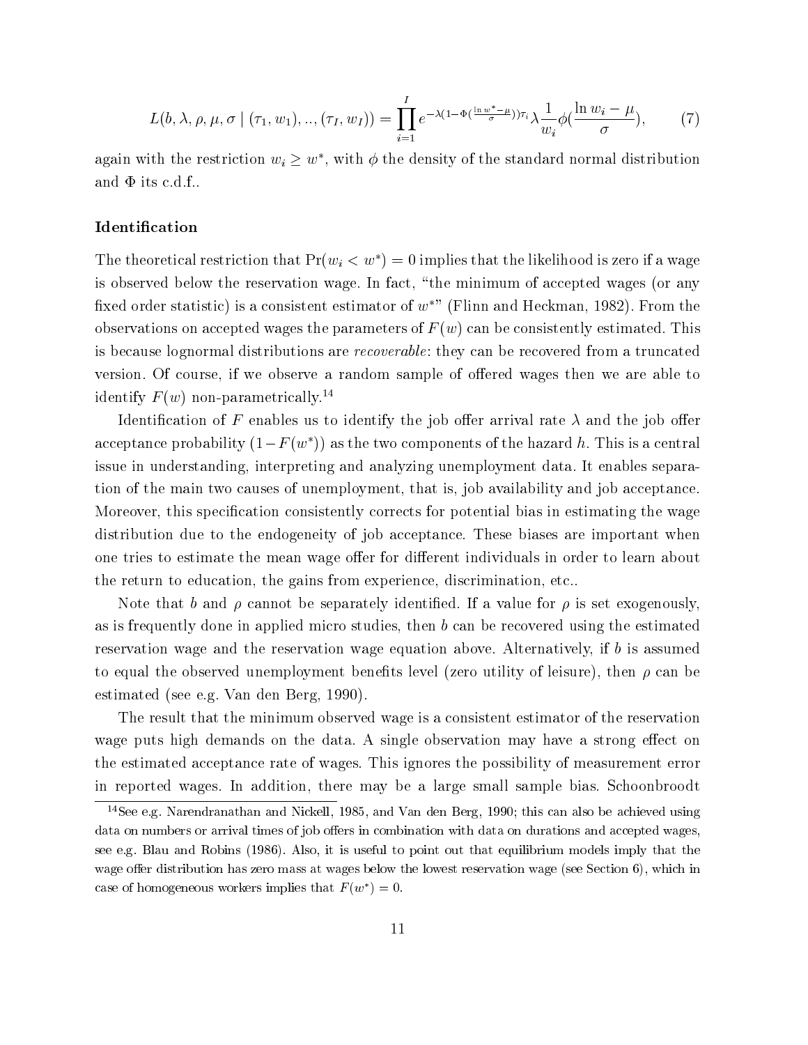$$L(b, \lambda, \rho, \mu, \sigma \mid (\tau_1, w_1), .., (\tau_I, w_I)) = \prod_{i=1}^{I} e^{-\lambda(1-\Phi(\frac{\ln w^* - \mu}{\sigma}))\tau_i} \lambda \frac{1}{w_i} \phi(\frac{\ln w_i - \mu}{\sigma}), \qquad (7)$$

again with the restriction $w_i \geq w^*$, with $\phi$ the density of the standard normal distribution and $\Phi$ its c.d.f..

### Identification

The theoretical restriction that $\Pr(w_i < w^*) = 0$ implies that the likelihood is zero if a wage is observed below the reservation wage. In fact, "the minimum of accepted wages (or any fixed order statistic) is a consistent estimator of $w^*$" (Flinn and Heckman, 1982). From the observations on accepted wages the parameters of $F(w)$ can be consistently estimated. This is because lognormal distributions are *recoverable*: they can be recovered from a truncated version. Of course, if we observe a random sample of offered wages then we are able to identify $F(w)$ non-parametrically.[14]

Identification of $F$ enables us to identify the job offer arrival rate $\lambda$ and the job offer acceptance probability $(1 - F(w^*))$ as the two components of the hazard $h$. This is a central issue in understanding, interpreting and analyzing unemployment data. It enables separation of the main two causes of unemployment, that is, job availability and job acceptance. Moreover, this specification consistently corrects for potential bias in estimating the wage distribution due to the endogeneity of job acceptance. These biases are important when one tries to estimate the mean wage offer for different individuals in order to learn about the return to education, the gains from experience, discrimination, etc..

Note that $b$ and $\rho$ cannot be separately identified. If a value for $\rho$ is set exogenously, as is frequently done in applied micro studies, then $b$ can be recovered using the estimated reservation wage and the reservation wage equation above. Alternatively, if $b$ is assumed to equal the observed unemployment benefits level (zero utility of leisure), then $\rho$ can be estimated (see e.g. Van den Berg, 1990).

The result that the minimum observed wage is a consistent estimator of the reservation wage puts high demands on the data. A single observation may have a strong effect on the estimated acceptance rate of wages. This ignores the possibility of measurement error in reported wages. In addition, there may be a large small sample bias. Schoonbroodt

[14] See e.g. Narendranathan and Nickell, 1985, and Van den Berg, 1990; this can also be achieved using data on numbers or arrival times of job offers in combination with data on durations and accepted wages, see e.g. Blau and Robins (1986). Also, it is useful to point out that equilibrium models imply that the wage offer distribution has zero mass at wages below the lowest reservation wage (see Section 6), which in case of homogeneous workers implies that $F(w^*) = 0$.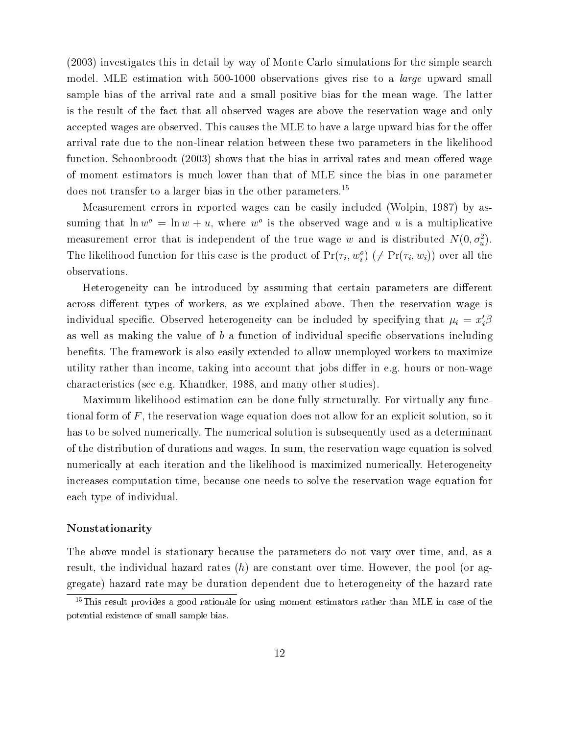(2003) investigates this in detail by way of Monte Carlo simulations for the simple search model. MLE estimation with 500-1000 observations gives rise to a *large* upward small sample bias of the arrival rate and a small positive bias for the mean wage. The latter is the result of the fact that all observed wages are above the reservation wage and only accepted wages are observed. This causes the MLE to have a large upward bias for the offer arrival rate due to the non-linear relation between these two parameters in the likelihood function. Schoonbroodt (2003) shows that the bias in arrival rates and mean offered wage of moment estimators is much lower than that of MLE since the bias in one parameter does not transfer to a larger bias in the other parameters.[15]

Measurement errors in reported wages can be easily included (Wolpin, 1987) by assuming that $\ln w^o = \ln w + u$, where $w^o$ is the observed wage and $u$ is a multiplicative measurement error that is independent of the true wage $w$ and is distributed $N(0, \sigma_u^2)$. The likelihood function for this case is the product of $\Pr(\tau_i, w_i^o)$ ($\neq \Pr(\tau_i, w_i)$) over all the observations.

Heterogeneity can be introduced by assuming that certain parameters are different across different types of workers, as we explained above. Then the reservation wage is individual specific. Observed heterogeneity can be included by specifying that $\mu_i = x_i'\beta$ as well as making the value of $b$ a function of individual specific observations including benefits. The framework is also easily extended to allow unemployed workers to maximize utility rather than income, taking into account that jobs differ in e.g. hours or non-wage characteristics (see e.g. Khandker, 1988, and many other studies).

Maximum likelihood estimation can be done fully structurally. For virtually any functional form of $F$, the reservation wage equation does not allow for an explicit solution, so it has to be solved numerically. The numerical solution is subsequently used as a determinant of the distribution of durations and wages. In sum, the reservation wage equation is solved numerically at each iteration and the likelihood is maximized numerically. Heterogeneity increases computation time, because one needs to solve the reservation wage equation for each type of individual.

**Nonstationarity**

The above model is stationary because the parameters do not vary over time, and, as a result, the individual hazard rates ($h$) are constant over time. However, the pool (or aggregate) hazard rate may be duration dependent due to heterogeneity of the hazard rate

[15] This result provides a good rationale for using moment estimators rather than MLE in case of the potential existence of small sample bias.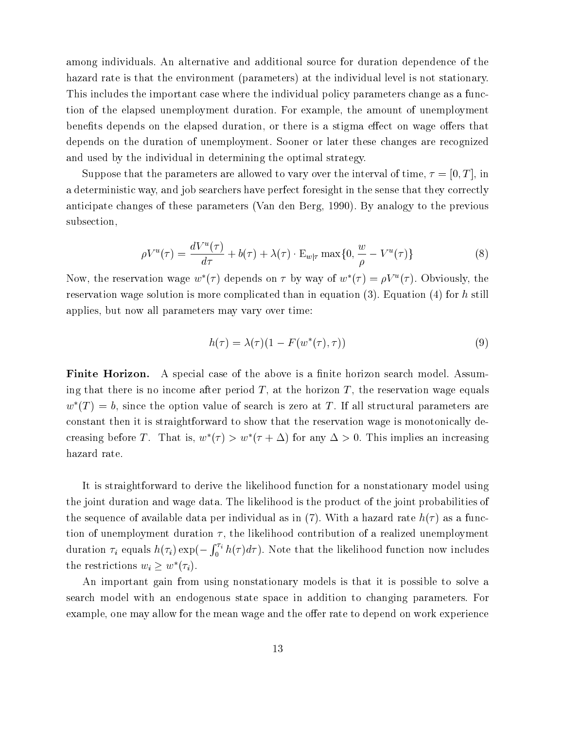among individuals. An alternative and additional source for duration dependence of the hazard rate is that the environment (parameters) at the individual level is not stationary. This includes the important case where the individual policy parameters change as a function of the elapsed unemployment duration. For example, the amount of unemployment benefits depends on the elapsed duration, or there is a stigma effect on wage offers that depends on the duration of unemployment. Sooner or later these changes are recognized and used by the individual in determining the optimal strategy.

Suppose that the parameters are allowed to vary over the interval of time, $\tau = [0, T]$, in a deterministic way, and job searchers have perfect foresight in the sense that they correctly anticipate changes of these parameters (Van den Berg, 1990). By analogy to the previous subsection,

$$\rho V^u(\tau) = \frac{dV^u(\tau)}{d\tau} + b(\tau) + \lambda(\tau) \cdot \mathrm{E}_{w|\tau} \max\{0, \frac{w}{\rho} - V^u(\tau)\} \tag{8}$$

Now, the reservation wage $w^*(\tau)$ depends on $\tau$ by way of $w^*(\tau) = \rho V^u(\tau)$. Obviously, the reservation wage solution is more complicated than in equation (3). Equation (4) for $h$ still applies, but now all parameters may vary over time:

$$h(\tau) = \lambda(\tau)(1 - F(w^*(\tau), \tau)) \tag{9}$$

**Finite Horizon.** A special case of the above is a finite horizon search model. Assuming that there is no income after period $T$, at the horizon $T$, the reservation wage equals $w^*(T) = b$, since the option value of search is zero at $T$. If all structural parameters are constant then it is straightforward to show that the reservation wage is monotonically decreasing before $T$. That is, $w^*(\tau) > w^*(\tau + \Delta)$ for any $\Delta > 0$. This implies an increasing hazard rate.

It is straightforward to derive the likelihood function for a nonstationary model using the joint duration and wage data. The likelihood is the product of the joint probabilities of the sequence of available data per individual as in (7). With a hazard rate $h(\tau)$ as a function of unemployment duration $\tau$, the likelihood contribution of a realized unemployment duration $\tau_i$ equals $h(\tau_i)\exp(-\int_0^{\tau_i} h(\tau)d\tau)$. Note that the likelihood function now includes the restrictions $w_i \geq w^*(\tau_i)$.

An important gain from using nonstationary models is that it is possible to solve a search model with an endogenous state space in addition to changing parameters. For example, one may allow for the mean wage and the offer rate to depend on work experience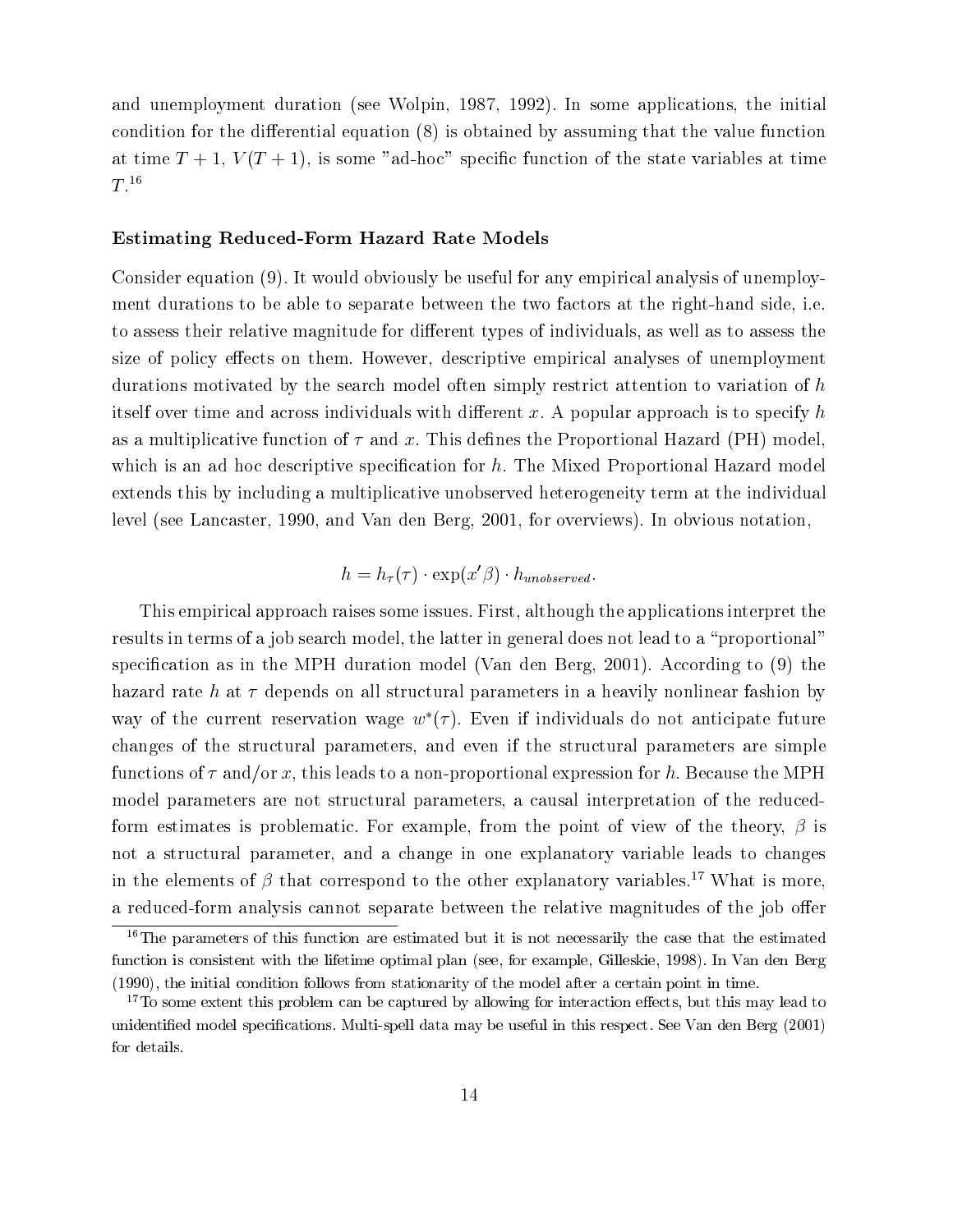and unemployment duration (see Wolpin, 1987, 1992). In some applications, the initial condition for the differential equation (8) is obtained by assuming that the value function at time $T+1$, $V(T+1)$, is some "ad-hoc" specific function of the state variables at time $T$.[16]

### Estimating Reduced-Form Hazard Rate Models

Consider equation (9). It would obviously be useful for any empirical analysis of unemployment durations to be able to separate between the two factors at the right-hand side, i.e. to assess their relative magnitude for different types of individuals, as well as to assess the size of policy effects on them. However, descriptive empirical analyses of unemployment durations motivated by the search model often simply restrict attention to variation of $h$ itself over time and across individuals with different $x$. A popular approach is to specify $h$ as a multiplicative function of $\tau$ and $x$. This defines the Proportional Hazard (PH) model, which is an ad hoc descriptive specification for $h$. The Mixed Proportional Hazard model extends this by including a multiplicative unobserved heterogeneity term at the individual level (see Lancaster, 1990, and Van den Berg, 2001, for overviews). In obvious notation,

$$h = h_\tau(\tau) \cdot \exp(x'\beta) \cdot h_{unobserved}.$$

This empirical approach raises some issues. First, although the applications interpret the results in terms of a job search model, the latter in general does not lead to a "proportional" specification as in the MPH duration model (Van den Berg, 2001). According to (9) the hazard rate $h$ at $\tau$ depends on all structural parameters in a heavily nonlinear fashion by way of the current reservation wage $w^*(\tau)$. Even if individuals do not anticipate future changes of the structural parameters, and even if the structural parameters are simple functions of $\tau$ and/or $x$, this leads to a non-proportional expression for $h$. Because the MPH model parameters are not structural parameters, a causal interpretation of the reduced-form estimates is problematic. For example, from the point of view of the theory, $\beta$ is not a structural parameter, and a change in one explanatory variable leads to changes in the elements of $\beta$ that correspond to the other explanatory variables.[17] What is more, a reduced-form analysis cannot separate between the relative magnitudes of the job offer

[16] The parameters of this function are estimated but it is not necessarily the case that the estimated function is consistent with the lifetime optimal plan (see, for example, Gilleskie, 1998). In Van den Berg (1990), the initial condition follows from stationarity of the model after a certain point in time.

[17] To some extent this problem can be captured by allowing for interaction effects, but this may lead to unidentified model specifications. Multi-spell data may be useful in this respect. See Van den Berg (2001) for details.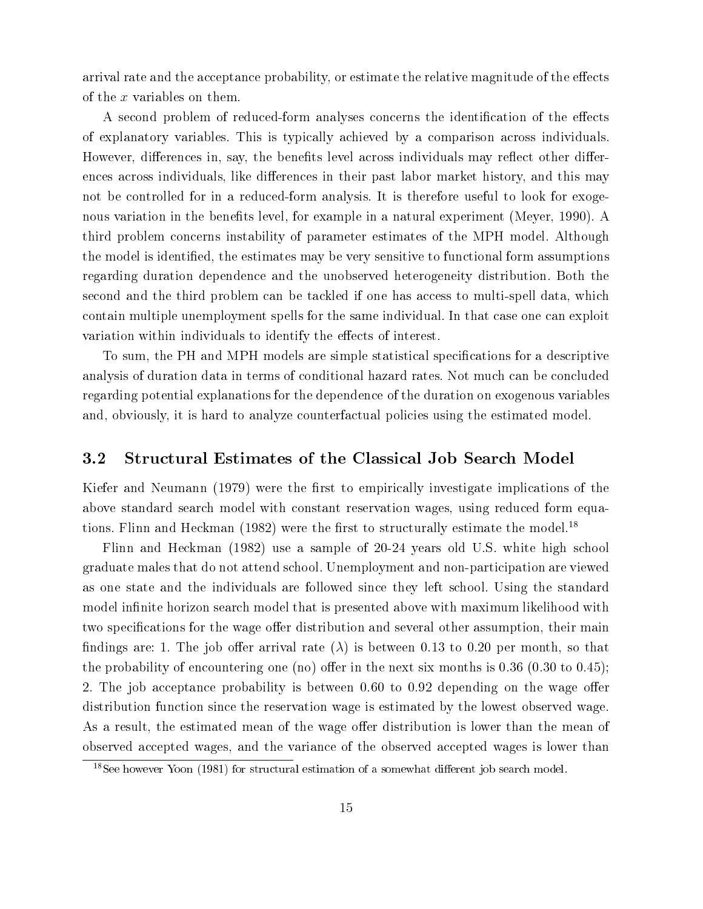arrival rate and the acceptance probability, or estimate the relative magnitude of the effects of the $x$ variables on them.

A second problem of reduced-form analyses concerns the identification of the effects of explanatory variables. This is typically achieved by a comparison across individuals. However, differences in, say, the benefits level across individuals may reflect other differences across individuals, like differences in their past labor market history, and this may not be controlled for in a reduced-form analysis. It is therefore useful to look for exogenous variation in the benefits level, for example in a natural experiment (Meyer, 1990). A third problem concerns instability of parameter estimates of the MPH model. Although the model is identified, the estimates may be very sensitive to functional form assumptions regarding duration dependence and the unobserved heterogeneity distribution. Both the second and the third problem can be tackled if one has access to multi-spell data, which contain multiple unemployment spells for the same individual. In that case one can exploit variation within individuals to identify the effects of interest.

To sum, the PH and MPH models are simple statistical specifications for a descriptive analysis of duration data in terms of conditional hazard rates. Not much can be concluded regarding potential explanations for the dependence of the duration on exogenous variables and, obviously, it is hard to analyze counterfactual policies using the estimated model.

## 3.2 Structural Estimates of the Classical Job Search Model

Kiefer and Neumann (1979) were the first to empirically investigate implications of the above standard search model with constant reservation wages, using reduced form equations. Flinn and Heckman (1982) were the first to structurally estimate the model.[18]

Flinn and Heckman (1982) use a sample of 20-24 years old U.S. white high school graduate males that do not attend school. Unemployment and non-participation are viewed as one state and the individuals are followed since they left school. Using the standard model infinite horizon search model that is presented above with maximum likelihood with two specifications for the wage offer distribution and several other assumption, their main findings are: 1. The job offer arrival rate ($\lambda$) is between 0.13 to 0.20 per month, so that the probability of encountering one (no) offer in the next six months is 0.36 (0.30 to 0.45); 2. The job acceptance probability is between 0.60 to 0.92 depending on the wage offer distribution function since the reservation wage is estimated by the lowest observed wage. As a result, the estimated mean of the wage offer distribution is lower than the mean of observed accepted wages, and the variance of the observed accepted wages is lower than

[18] See however Yoon (1981) for structural estimation of a somewhat different job search model.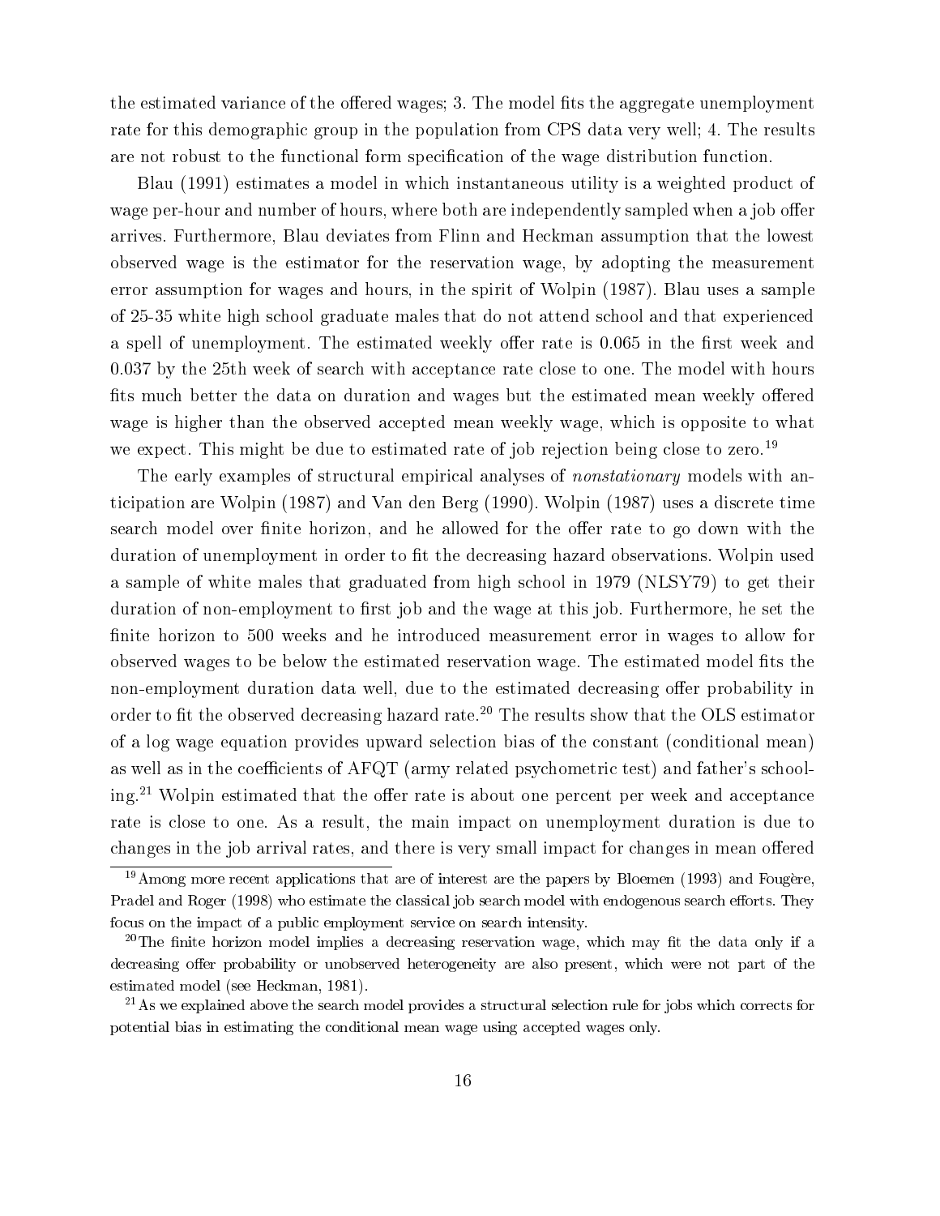the estimated variance of the offered wages; 3. The model fits the aggregate unemployment rate for this demographic group in the population from CPS data very well; 4. The results are not robust to the functional form specification of the wage distribution function.

Blau (1991) estimates a model in which instantaneous utility is a weighted product of wage per-hour and number of hours, where both are independently sampled when a job offer arrives. Furthermore, Blau deviates from Flinn and Heckman assumption that the lowest observed wage is the estimator for the reservation wage, by adopting the measurement error assumption for wages and hours, in the spirit of Wolpin (1987). Blau uses a sample of 25-35 white high school graduate males that do not attend school and that experienced a spell of unemployment. The estimated weekly offer rate is 0.065 in the first week and 0.037 by the 25th week of search with acceptance rate close to one. The model with hours fits much better the data on duration and wages but the estimated mean weekly offered wage is higher than the observed accepted mean weekly wage, which is opposite to what we expect. This might be due to estimated rate of job rejection being close to zero.[19]

The early examples of structural empirical analyses of *nonstationary* models with anticipation are Wolpin (1987) and Van den Berg (1990). Wolpin (1987) uses a discrete time search model over finite horizon, and he allowed for the offer rate to go down with the duration of unemployment in order to fit the decreasing hazard observations. Wolpin used a sample of white males that graduated from high school in 1979 (NLSY79) to get their duration of non-employment to first job and the wage at this job. Furthermore, he set the finite horizon to 500 weeks and he introduced measurement error in wages to allow for observed wages to be below the estimated reservation wage. The estimated model fits the non-employment duration data well, due to the estimated decreasing offer probability in order to fit the observed decreasing hazard rate.[20] The results show that the OLS estimator of a log wage equation provides upward selection bias of the constant (conditional mean) as well as in the coefficients of AFQT (army related psychometric test) and father's schooling.[21] Wolpin estimated that the offer rate is about one percent per week and acceptance rate is close to one. As a result, the main impact on unemployment duration is due to changes in the job arrival rates, and there is very small impact for changes in mean offered

[19] Among more recent applications that are of interest are the papers by Bloemen (1993) and Fougère, Pradel and Roger (1998) who estimate the classical job search model with endogenous search efforts. They focus on the impact of a public employment service on search intensity.

[20] The finite horizon model implies a decreasing reservation wage, which may fit the data only if a decreasing offer probability or unobserved heterogeneity are also present, which were not part of the estimated model (see Heckman, 1981).

[21] As we explained above the search model provides a structural selection rule for jobs which corrects for potential bias in estimating the conditional mean wage using accepted wages only.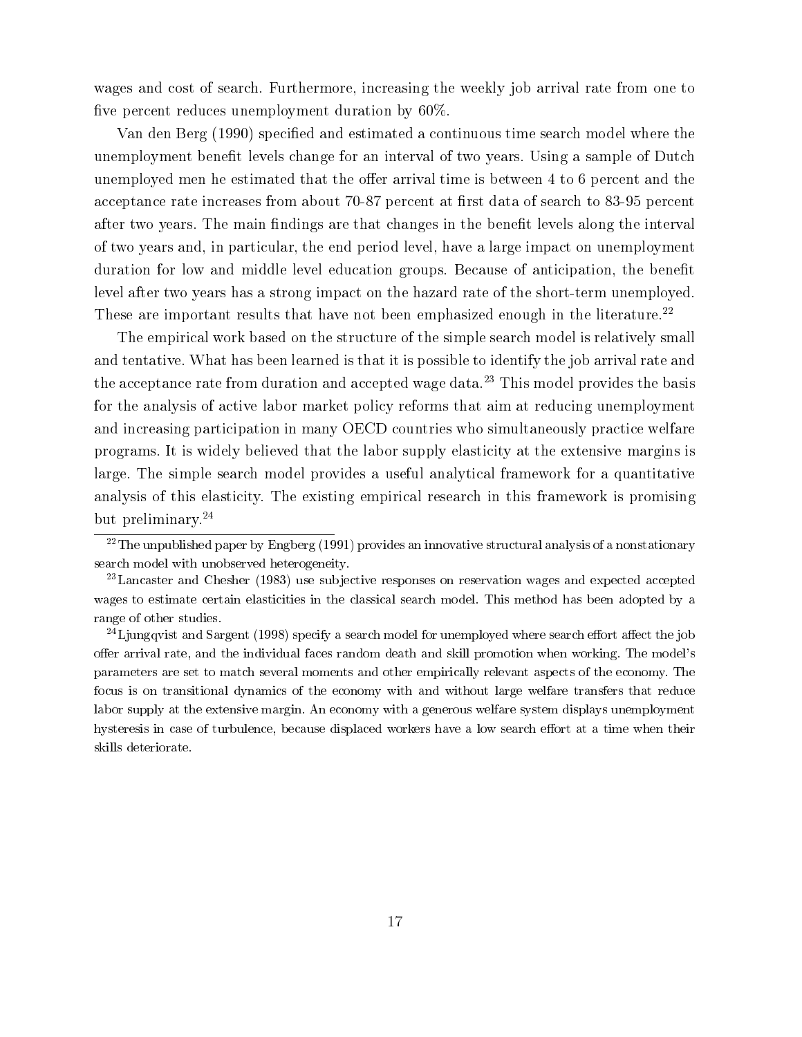wages and cost of search. Furthermore, increasing the weekly job arrival rate from one to five percent reduces unemployment duration by 60%.

Van den Berg (1990) specified and estimated a continuous time search model where the unemployment benefit levels change for an interval of two years. Using a sample of Dutch unemployed men he estimated that the offer arrival time is between 4 to 6 percent and the acceptance rate increases from about 70-87 percent at first data of search to 83-95 percent after two years. The main findings are that changes in the benefit levels along the interval of two years and, in particular, the end period level, have a large impact on unemployment duration for low and middle level education groups. Because of anticipation, the benefit level after two years has a strong impact on the hazard rate of the short-term unemployed. These are important results that have not been emphasized enough in the literature.[22]

The empirical work based on the structure of the simple search model is relatively small and tentative. What has been learned is that it is possible to identify the job arrival rate and the acceptance rate from duration and accepted wage data.[23] This model provides the basis for the analysis of active labor market policy reforms that aim at reducing unemployment and increasing participation in many OECD countries who simultaneously practice welfare programs. It is widely believed that the labor supply elasticity at the extensive margins is large. The simple search model provides a useful analytical framework for a quantitative analysis of this elasticity. The existing empirical research in this framework is promising but preliminary.[24]

---

[22] The unpublished paper by Engberg (1991) provides an innovative structural analysis of a nonstationary search model with unobserved heterogeneity.

[23] Lancaster and Chesher (1983) use subjective responses on reservation wages and expected accepted wages to estimate certain elasticities in the classical search model. This method has been adopted by a range of other studies.

[24] Ljungqvist and Sargent (1998) specify a search model for unemployed where search effort affect the job offer arrival rate, and the individual faces random death and skill promotion when working. The model's parameters are set to match several moments and other empirically relevant aspects of the economy. The focus is on transitional dynamics of the economy with and without large welfare transfers that reduce labor supply at the extensive margin. An economy with a generous welfare system displays unemployment hysteresis in case of turbulence, because displaced workers have a low search effort at a time when their skills deteriorate.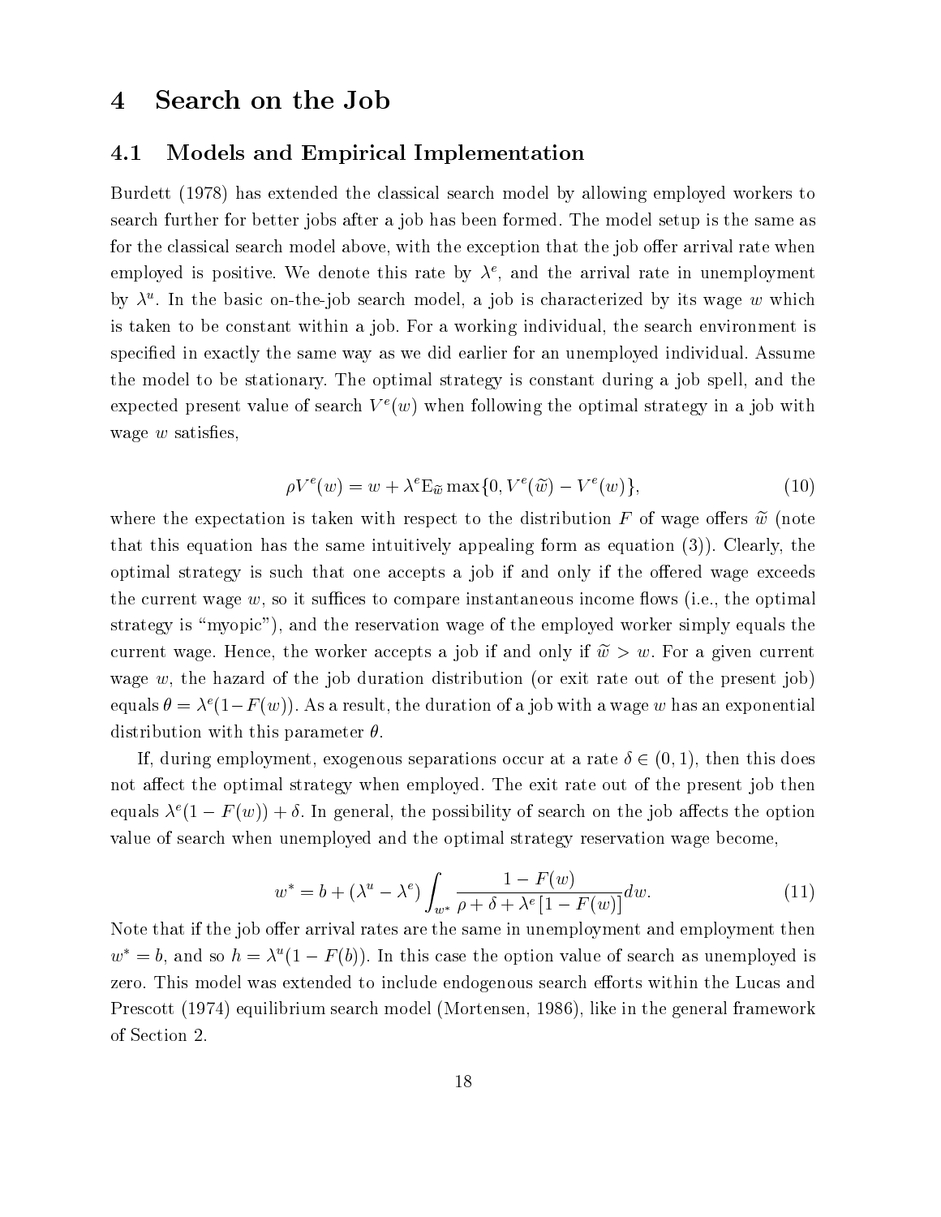# 4 Search on the Job

## 4.1 Models and Empirical Implementation

Burdett (1978) has extended the classical search model by allowing employed workers to search further for better jobs after a job has been formed. The model setup is the same as for the classical search model above, with the exception that the job offer arrival rate when employed is positive. We denote this rate by $\lambda^e$, and the arrival rate in unemployment by $\lambda^u$. In the basic on-the-job search model, a job is characterized by its wage $w$ which is taken to be constant within a job. For a working individual, the search environment is specified in exactly the same way as we did earlier for an unemployed individual. Assume the model to be stationary. The optimal strategy is constant during a job spell, and the expected present value of search $V^e(w)$ when following the optimal strategy in a job with wage $w$ satisfies,

$$\rho V^e(w) = w + \lambda^e \mathrm{E}_{\widetilde{w}} \max\{0, V^e(\widetilde{w}) - V^e(w)\}, \tag{10}$$

where the expectation is taken with respect to the distribution $F$ of wage offers $\widetilde{w}$ (note that this equation has the same intuitively appealing form as equation (3)). Clearly, the optimal strategy is such that one accepts a job if and only if the offered wage exceeds the current wage $w$, so it suffices to compare instantaneous income flows (i.e., the optimal strategy is "myopic"), and the reservation wage of the employed worker simply equals the current wage. Hence, the worker accepts a job if and only if $\widetilde{w} > w$. For a given current wage $w$, the hazard of the job duration distribution (or exit rate out of the present job) equals $\theta = \lambda^e(1-F(w))$. As a result, the duration of a job with a wage $w$ has an exponential distribution with this parameter $\theta$.

If, during employment, exogenous separations occur at a rate $\delta \in (0, 1)$, then this does not affect the optimal strategy when employed. The exit rate out of the present job then equals $\lambda^e(1 - F(w)) + \delta$. In general, the possibility of search on the job affects the option value of search when unemployed and the optimal strategy reservation wage become,

$$w^* = b + (\lambda^u - \lambda^e) \int_{w^*} \frac{1 - F(w)}{\rho + \delta + \lambda^e [1 - F(w)]} dw. \tag{11}$$

Note that if the job offer arrival rates are the same in unemployment and employment then $w^* = b$, and so $h = \lambda^u(1 - F(b))$. In this case the option value of search as unemployed is zero. This model was extended to include endogenous search efforts within the Lucas and Prescott (1974) equilibrium search model (Mortensen, 1986), like in the general framework of Section 2.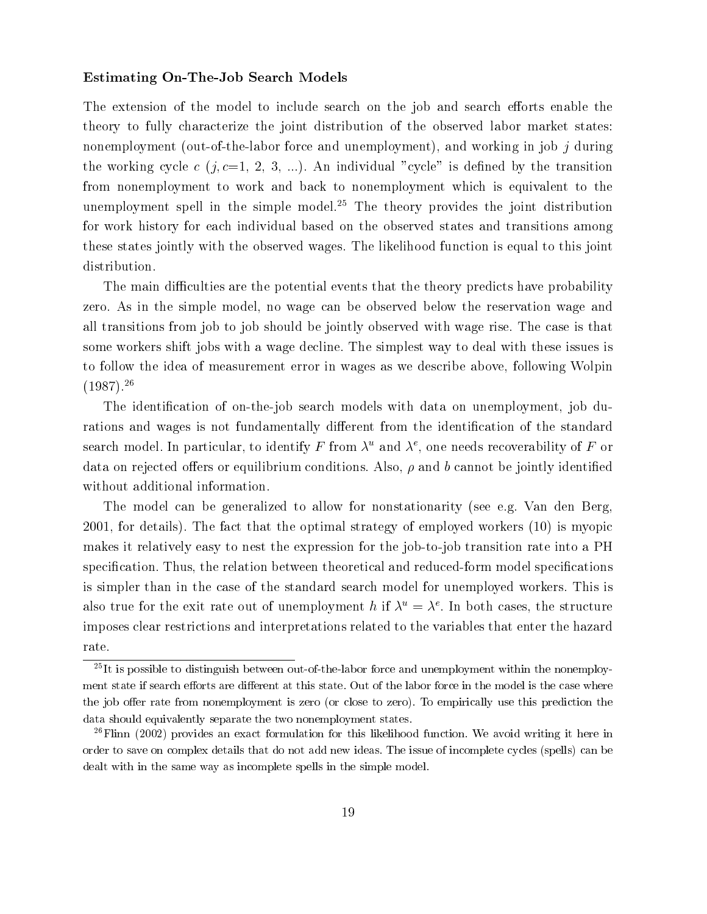**Estimating On-The-Job Search Models**

The extension of the model to include search on the job and search efforts enable the theory to fully characterize the joint distribution of the observed labor market states: nonemployment (out-of-the-labor force and unemployment), and working in job $j$ during the working cycle $c$ ($j, c$=1, 2, 3, ...). An individual "cycle" is defined by the transition from nonemployment to work and back to nonemployment which is equivalent to the unemployment spell in the simple model.[25] The theory provides the joint distribution for work history for each individual based on the observed states and transitions among these states jointly with the observed wages. The likelihood function is equal to this joint distribution.

The main difficulties are the potential events that the theory predicts have probability zero. As in the simple model, no wage can be observed below the reservation wage and all transitions from job to job should be jointly observed with wage rise. The case is that some workers shift jobs with a wage decline. The simplest way to deal with these issues is to follow the idea of measurement error in wages as we describe above, following Wolpin (1987).[26]

The identification of on-the-job search models with data on unemployment, job durations and wages is not fundamentally different from the identification of the standard search model. In particular, to identify $F$ from $\lambda^u$ and $\lambda^e$, one needs recoverability of $F$ or data on rejected offers or equilibrium conditions. Also, $\rho$ and $b$ cannot be jointly identified without additional information.

The model can be generalized to allow for nonstationarity (see e.g. Van den Berg, 2001, for details). The fact that the optimal strategy of employed workers (10) is myopic makes it relatively easy to nest the expression for the job-to-job transition rate into a PH specification. Thus, the relation between theoretical and reduced-form model specifications is simpler than in the case of the standard search model for unemployed workers. This is also true for the exit rate out of unemployment $h$ if $\lambda^u = \lambda^e$. In both cases, the structure imposes clear restrictions and interpretations related to the variables that enter the hazard rate.

[25] It is possible to distinguish between out-of-the-labor force and unemployment within the nonemployment state if search efforts are different at this state. Out of the labor force in the model is the case where the job offer rate from nonemployment is zero (or close to zero). To empirically use this prediction the data should equivalently separate the two nonemployment states.

[26] Flinn (2002) provides an exact formulation for this likelihood function. We avoid writing it here in order to save on complex details that do not add new ideas. The issue of incomplete cycles (spells) can be dealt with in the same way as incomplete spells in the simple model.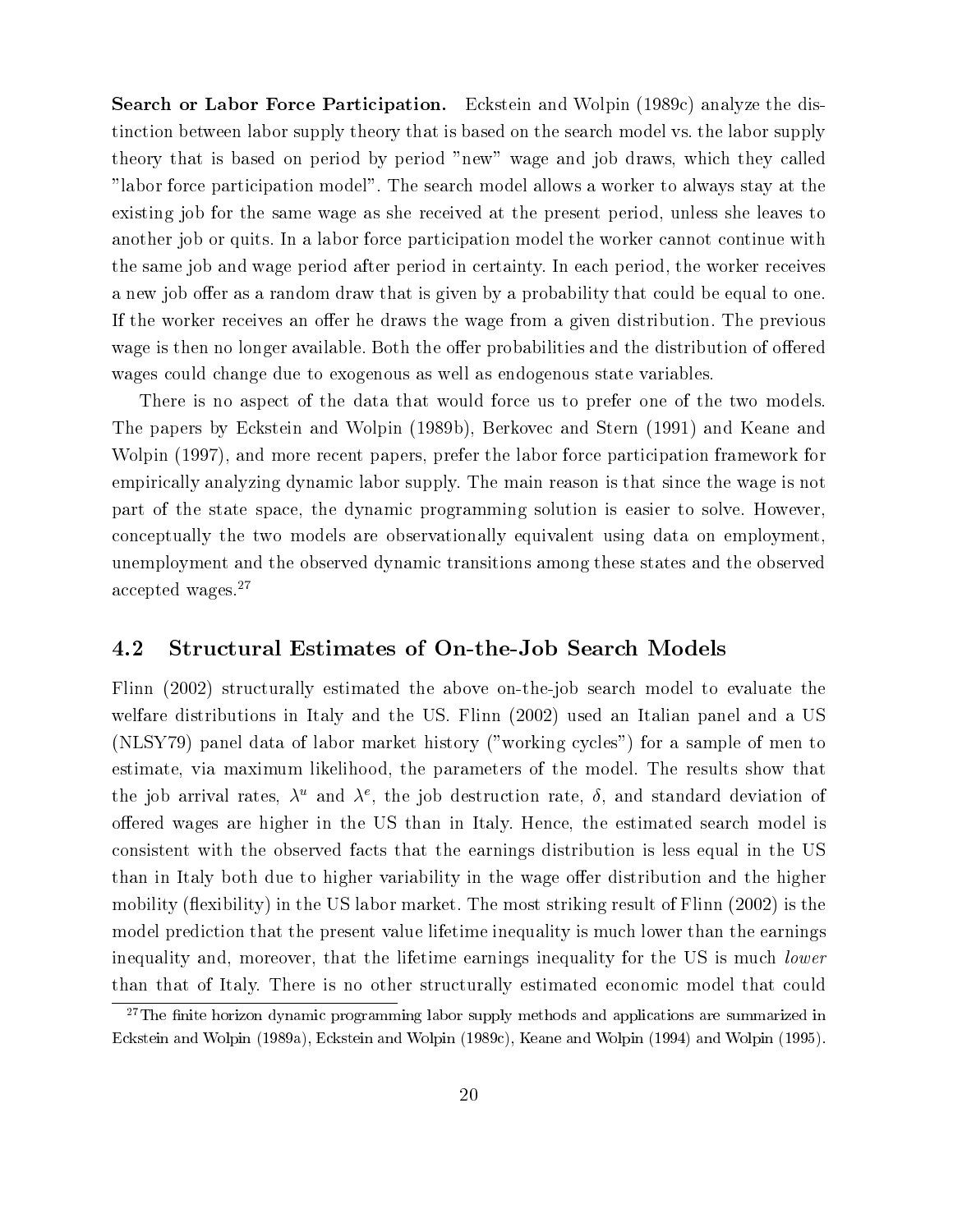**Search or Labor Force Participation.** Eckstein and Wolpin (1989c) analyze the distinction between labor supply theory that is based on the search model vs. the labor supply theory that is based on period by period "new" wage and job draws, which they called "labor force participation model". The search model allows a worker to always stay at the existing job for the same wage as she received at the present period, unless she leaves to another job or quits. In a labor force participation model the worker cannot continue with the same job and wage period after period in certainty. In each period, the worker receives a new job offer as a random draw that is given by a probability that could be equal to one. If the worker receives an offer he draws the wage from a given distribution. The previous wage is then no longer available. Both the offer probabilities and the distribution of offered wages could change due to exogenous as well as endogenous state variables.

There is no aspect of the data that would force us to prefer one of the two models. The papers by Eckstein and Wolpin (1989b), Berkovec and Stern (1991) and Keane and Wolpin (1997), and more recent papers, prefer the labor force participation framework for empirically analyzing dynamic labor supply. The main reason is that since the wage is not part of the state space, the dynamic programming solution is easier to solve. However, conceptually the two models are observationally equivalent using data on employment, unemployment and the observed dynamic transitions among these states and the observed accepted wages.[27]

## 4.2 Structural Estimates of On-the-Job Search Models

Flinn (2002) structurally estimated the above on-the-job search model to evaluate the welfare distributions in Italy and the US. Flinn (2002) used an Italian panel and a US (NLSY79) panel data of labor market history ("working cycles") for a sample of men to estimate, via maximum likelihood, the parameters of the model. The results show that the job arrival rates, $\lambda^u$ and $\lambda^e$, the job destruction rate, $\delta$, and standard deviation of offered wages are higher in the US than in Italy. Hence, the estimated search model is consistent with the observed facts that the earnings distribution is less equal in the US than in Italy both due to higher variability in the wage offer distribution and the higher mobility (flexibility) in the US labor market. The most striking result of Flinn (2002) is the model prediction that the present value lifetime inequality is much lower than the earnings inequality and, moreover, that the lifetime earnings inequality for the US is much *lower* than that of Italy. There is no other structurally estimated economic model that could

[27] The finite horizon dynamic programming labor supply methods and applications are summarized in Eckstein and Wolpin (1989a), Eckstein and Wolpin (1989c), Keane and Wolpin (1994) and Wolpin (1995).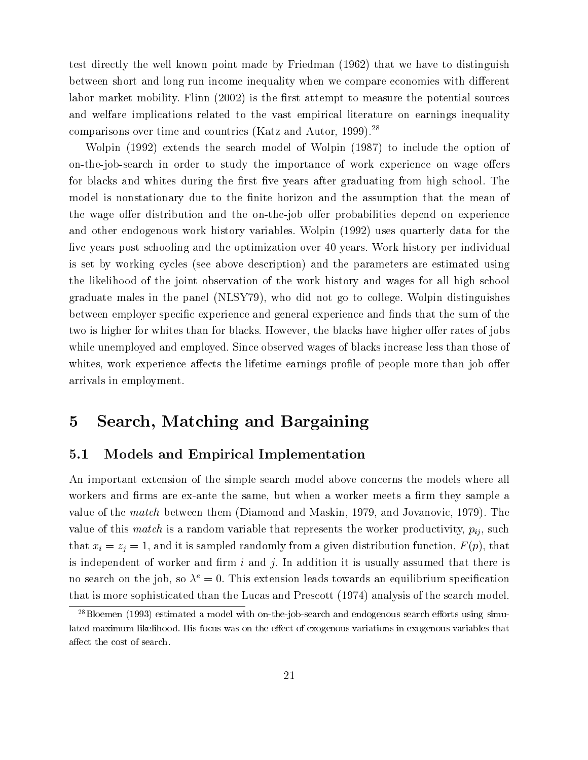test directly the well known point made by Friedman (1962) that we have to distinguish between short and long run income inequality when we compare economies with different labor market mobility. Flinn (2002) is the first attempt to measure the potential sources and welfare implications related to the vast empirical literature on earnings inequality comparisons over time and countries (Katz and Autor, 1999).[28]

Wolpin (1992) extends the search model of Wolpin (1987) to include the option of on-the-job-search in order to study the importance of work experience on wage offers for blacks and whites during the first five years after graduating from high school. The model is nonstationary due to the finite horizon and the assumption that the mean of the wage offer distribution and the on-the-job offer probabilities depend on experience and other endogenous work history variables. Wolpin (1992) uses quarterly data for the five years post schooling and the optimization over 40 years. Work history per individual is set by working cycles (see above description) and the parameters are estimated using the likelihood of the joint observation of the work history and wages for all high school graduate males in the panel (NLSY79), who did not go to college. Wolpin distinguishes between employer specific experience and general experience and finds that the sum of the two is higher for whites than for blacks. However, the blacks have higher offer rates of jobs while unemployed and employed. Since observed wages of blacks increase less than those of whites, work experience affects the lifetime earnings profile of people more than job offer arrivals in employment.

# 5 Search, Matching and Bargaining

## 5.1 Models and Empirical Implementation

An important extension of the simple search model above concerns the models where all workers and firms are ex-ante the same, but when a worker meets a firm they sample a value of the *match* between them (Diamond and Maskin, 1979, and Jovanovic, 1979). The value of this *match* is a random variable that represents the worker productivity, $p_{ij}$, such that $x_i = z_j = 1$, and it is sampled randomly from a given distribution function, $F(p)$, that is independent of worker and firm $i$ and $j$. In addition it is usually assumed that there is no search on the job, so $\lambda^e = 0$. This extension leads towards an equilibrium specification that is more sophisticated than the Lucas and Prescott (1974) analysis of the search model.

[28] Bloemen (1993) estimated a model with on-the-job-search and endogenous search efforts using simulated maximum likelihood. His focus was on the effect of exogenous variations in exogenous variables that affect the cost of search.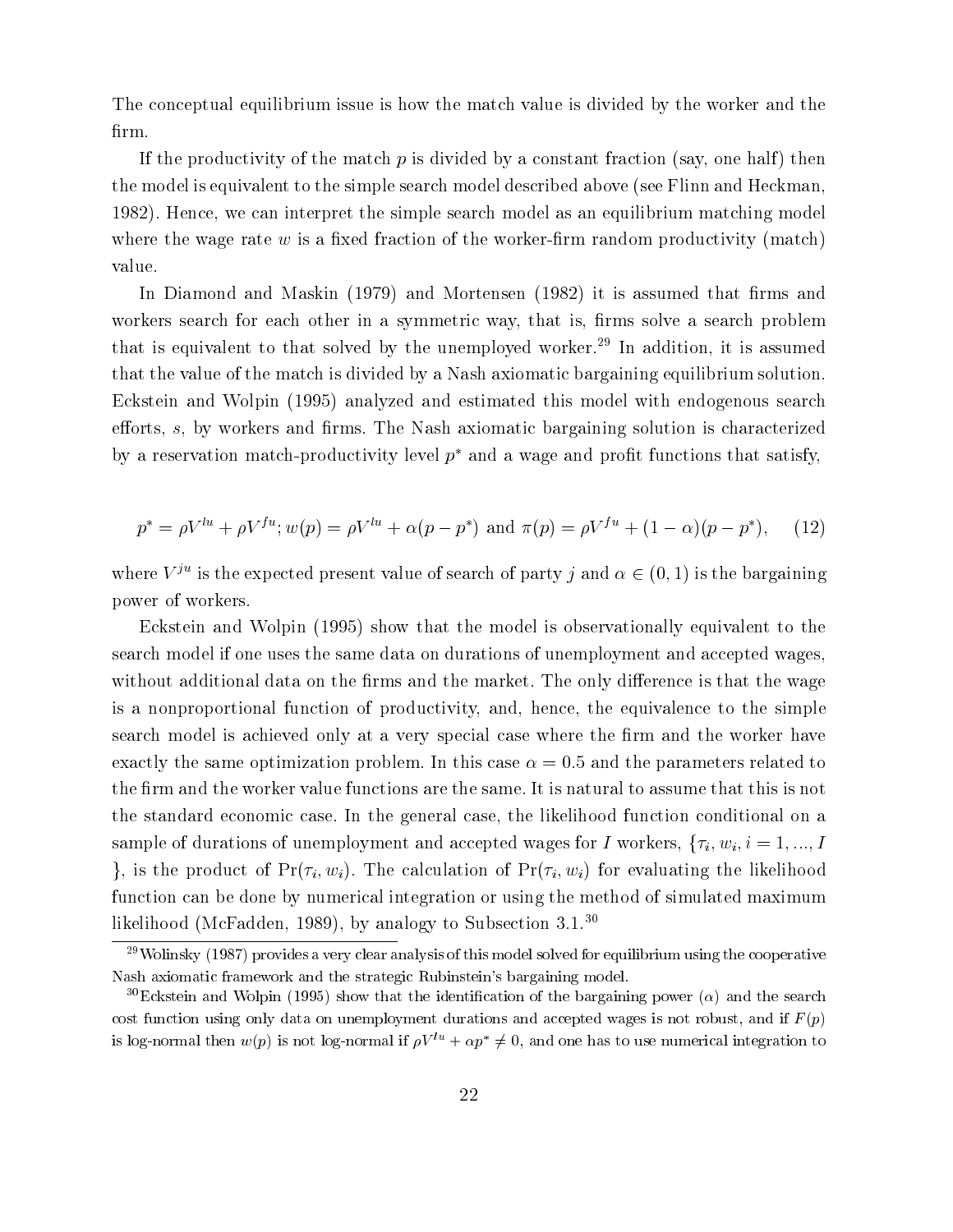The conceptual equilibrium issue is how the match value is divided by the worker and the firm.

If the productivity of the match $p$ is divided by a constant fraction (say, one half) then the model is equivalent to the simple search model described above (see Flinn and Heckman, 1982). Hence, we can interpret the simple search model as an equilibrium matching model where the wage rate $w$ is a fixed fraction of the worker-firm random productivity (match) value.

In Diamond and Maskin (1979) and Mortensen (1982) it is assumed that firms and workers search for each other in a symmetric way, that is, firms solve a search problem that is equivalent to that solved by the unemployed worker.[29] In addition, it is assumed that the value of the match is divided by a Nash axiomatic bargaining equilibrium solution. Eckstein and Wolpin (1995) analyzed and estimated this model with endogenous search efforts, $s$, by workers and firms. The Nash axiomatic bargaining solution is characterized by a reservation match-productivity level $p^*$ and a wage and profit functions that satisfy,

$$p^* = \rho V^{lu} + \rho V^{fu}; w(p) = \rho V^{lu} + \alpha(p - p^*) \text{ and } \pi(p) = \rho V^{fu} + (1 - \alpha)(p - p^*), \qquad (12)$$

where $V^{ju}$ is the expected present value of search of party $j$ and $\alpha \in (0, 1)$ is the bargaining power of workers.

Eckstein and Wolpin (1995) show that the model is observationally equivalent to the search model if one uses the same data on durations of unemployment and accepted wages, without additional data on the firms and the market. The only difference is that the wage is a nonproportional function of productivity, and, hence, the equivalence to the simple search model is achieved only at a very special case where the firm and the worker have exactly the same optimization problem. In this case $\alpha = 0.5$ and the parameters related to the firm and the worker value functions are the same. It is natural to assume that this is not the standard economic case. In the general case, the likelihood function conditional on a sample of durations of unemployment and accepted wages for $I$ workers, $\{\tau_i, w_i, i = 1, ..., I\}$, is the product of $\Pr(\tau_i, w_i)$. The calculation of $\Pr(\tau_i, w_i)$ for evaluating the likelihood function can be done by numerical integration or using the method of simulated maximum likelihood (McFadden, 1989), by analogy to Subsection 3.1.[30]

[29] Wolinsky (1987) provides a very clear analysis of this model solved for equilibrium using the cooperative Nash axiomatic framework and the strategic Rubinstein's bargaining model.

[30] Eckstein and Wolpin (1995) show that the identification of the bargaining power ($\alpha$) and the search cost function using only data on unemployment durations and accepted wages is not robust, and if $F(p)$ is log-normal then $w(p)$ is not log-normal if $\rho V^{lu} + \alpha p^* \neq 0$, and one has to use numerical integration to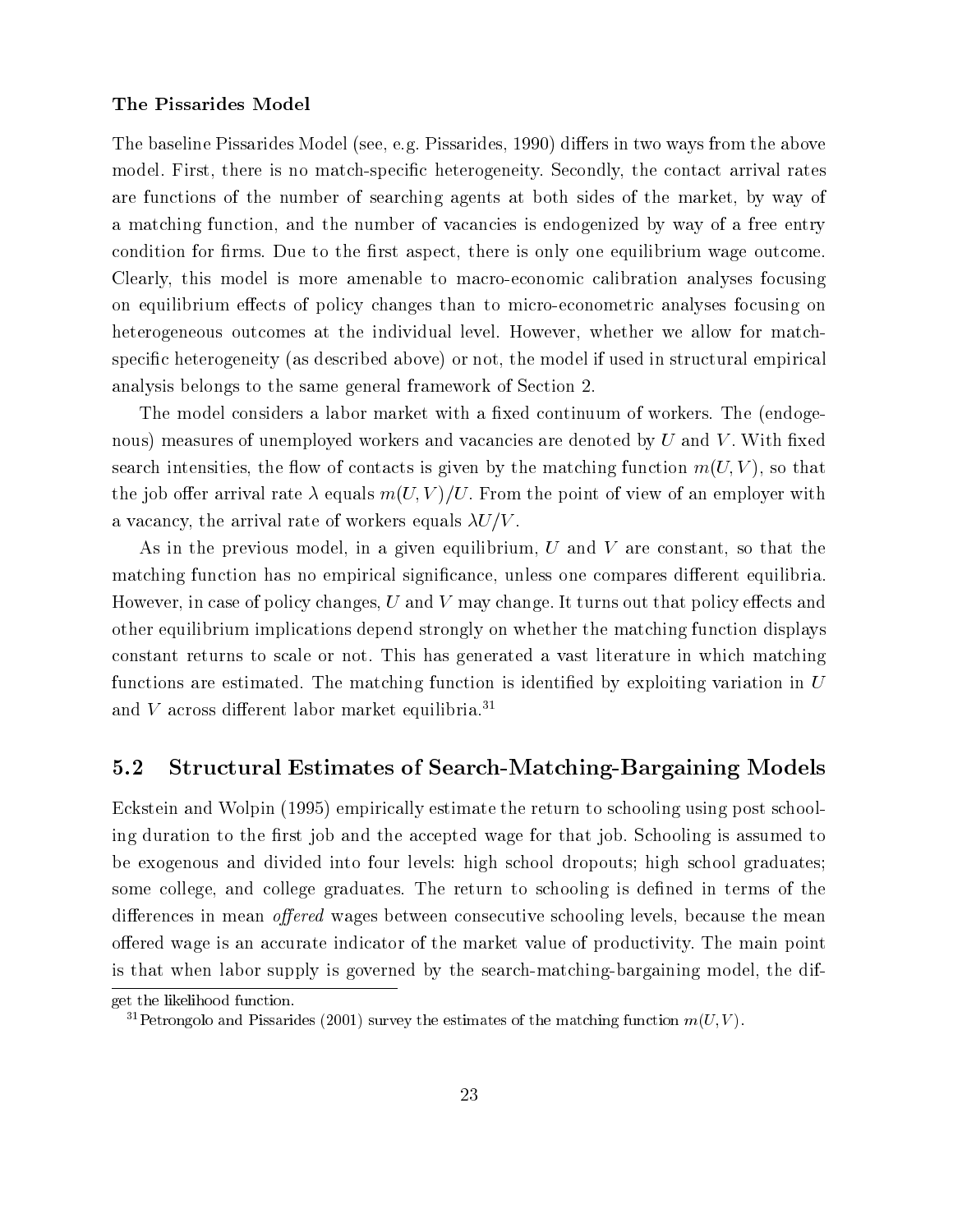**The Pissarides Model**

The baseline Pissarides Model (see, e.g. Pissarides, 1990) differs in two ways from the above model. First, there is no match-specific heterogeneity. Secondly, the contact arrival rates are functions of the number of searching agents at both sides of the market, by way of a matching function, and the number of vacancies is endogenized by way of a free entry condition for firms. Due to the first aspect, there is only one equilibrium wage outcome. Clearly, this model is more amenable to macro-economic calibration analyses focusing on equilibrium effects of policy changes than to micro-econometric analyses focusing on heterogeneous outcomes at the individual level. However, whether we allow for match-specific heterogeneity (as described above) or not, the model if used in structural empirical analysis belongs to the same general framework of Section 2.

The model considers a labor market with a fixed continuum of workers. The (endogenous) measures of unemployed workers and vacancies are denoted by $U$ and $V$. With fixed search intensities, the flow of contacts is given by the matching function $m(U, V)$, so that the job offer arrival rate $\lambda$ equals $m(U, V)/U$. From the point of view of an employer with a vacancy, the arrival rate of workers equals $\lambda U/V$.

As in the previous model, in a given equilibrium, $U$ and $V$ are constant, so that the matching function has no empirical significance, unless one compares different equilibria. However, in case of policy changes, $U$ and $V$ may change. It turns out that policy effects and other equilibrium implications depend strongly on whether the matching function displays constant returns to scale or not. This has generated a vast literature in which matching functions are estimated. The matching function is identified by exploiting variation in $U$ and $V$ across different labor market equilibria.[31]

## 5.2 Structural Estimates of Search-Matching-Bargaining Models

Eckstein and Wolpin (1995) empirically estimate the return to schooling using post schooling duration to the first job and the accepted wage for that job. Schooling is assumed to be exogenous and divided into four levels: high school dropouts; high school graduates; some college, and college graduates. The return to schooling is defined in terms of the differences in mean *offered* wages between consecutive schooling levels, because the mean offered wage is an accurate indicator of the market value of productivity. The main point is that when labor supply is governed by the search-matching-bargaining model, the dif-

get the likelihood function.

[31] Petrongolo and Pissarides (2001) survey the estimates of the matching function $m(U, V)$.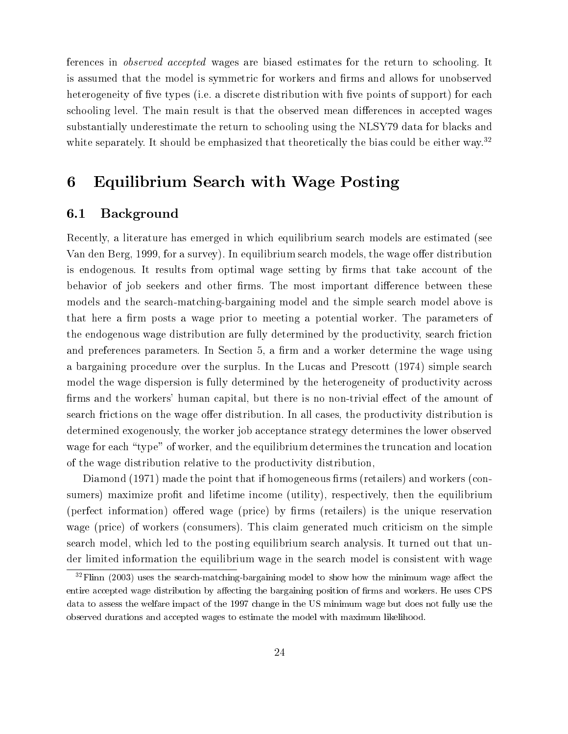ferences in *observed accepted* wages are biased estimates for the return to schooling. It is assumed that the model is symmetric for workers and firms and allows for unobserved heterogeneity of five types (i.e. a discrete distribution with five points of support) for each schooling level. The main result is that the observed mean differences in accepted wages substantially underestimate the return to schooling using the NLSY79 data for blacks and white separately. It should be emphasized that theoretically the bias could be either way.[32]

# 6 Equilibrium Search with Wage Posting

## 6.1 Background

Recently, a literature has emerged in which equilibrium search models are estimated (see Van den Berg, 1999, for a survey). In equilibrium search models, the wage offer distribution is endogenous. It results from optimal wage setting by firms that take account of the behavior of job seekers and other firms. The most important difference between these models and the search-matching-bargaining model and the simple search model above is that here a firm posts a wage prior to meeting a potential worker. The parameters of the endogenous wage distribution are fully determined by the productivity, search friction and preferences parameters. In Section 5, a firm and a worker determine the wage using a bargaining procedure over the surplus. In the Lucas and Prescott (1974) simple search model the wage dispersion is fully determined by the heterogeneity of productivity across firms and the workers' human capital, but there is no non-trivial effect of the amount of search frictions on the wage offer distribution. In all cases, the productivity distribution is determined exogenously, the worker job acceptance strategy determines the lower observed wage for each "type" of worker, and the equilibrium determines the truncation and location of the wage distribution relative to the productivity distribution,

Diamond (1971) made the point that if homogeneous firms (retailers) and workers (consumers) maximize profit and lifetime income (utility), respectively, then the equilibrium (perfect information) offered wage (price) by firms (retailers) is the unique reservation wage (price) of workers (consumers). This claim generated much criticism on the simple search model, which led to the posting equilibrium search analysis. It turned out that under limited information the equilibrium wage in the search model is consistent with wage

[32] Flinn (2003) uses the search-matching-bargaining model to show how the minimum wage affect the entire accepted wage distribution by affecting the bargaining position of firms and workers. He uses CPS data to assess the welfare impact of the 1997 change in the US minimum wage but does not fully use the observed durations and accepted wages to estimate the model with maximum likelihood.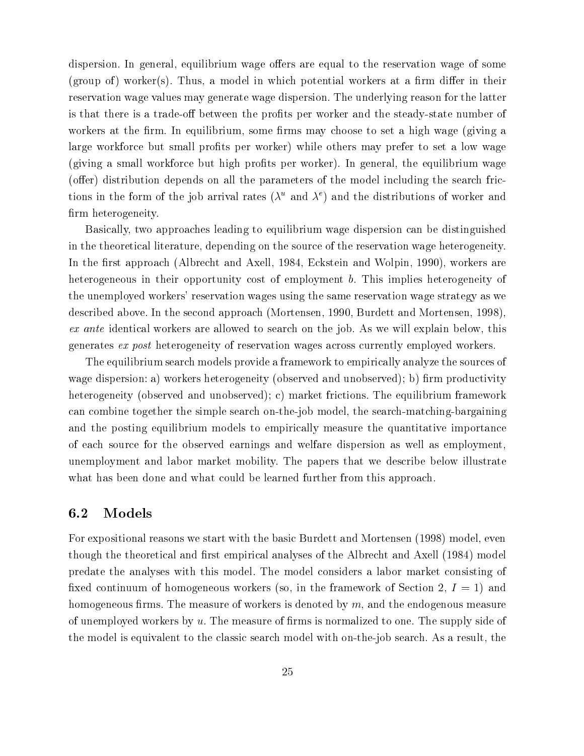dispersion. In general, equilibrium wage offers are equal to the reservation wage of some (group of) worker(s). Thus, a model in which potential workers at a firm differ in their reservation wage values may generate wage dispersion. The underlying reason for the latter is that there is a trade-off between the profits per worker and the steady-state number of workers at the firm. In equilibrium, some firms may choose to set a high wage (giving a large workforce but small profits per worker) while others may prefer to set a low wage (giving a small workforce but high profits per worker). In general, the equilibrium wage (offer) distribution depends on all the parameters of the model including the search frictions in the form of the job arrival rates ($\lambda^u$ and $\lambda^e$) and the distributions of worker and firm heterogeneity.

Basically, two approaches leading to equilibrium wage dispersion can be distinguished in the theoretical literature, depending on the source of the reservation wage heterogeneity. In the first approach (Albrecht and Axell, 1984, Eckstein and Wolpin, 1990), workers are heterogeneous in their opportunity cost of employment $b$. This implies heterogeneity of the unemployed workers' reservation wages using the same reservation wage strategy as we described above. In the second approach (Mortensen, 1990, Burdett and Mortensen, 1998), *ex ante* identical workers are allowed to search on the job. As we will explain below, this generates *ex post* heterogeneity of reservation wages across currently employed workers.

The equilibrium search models provide a framework to empirically analyze the sources of wage dispersion: a) workers heterogeneity (observed and unobserved); b) firm productivity heterogeneity (observed and unobserved); c) market frictions. The equilibrium framework can combine together the simple search on-the-job model, the search-matching-bargaining and the posting equilibrium models to empirically measure the quantitative importance of each source for the observed earnings and welfare dispersion as well as employment, unemployment and labor market mobility. The papers that we describe below illustrate what has been done and what could be learned further from this approach.

## 6.2 Models

For expositional reasons we start with the basic Burdett and Mortensen (1998) model, even though the theoretical and first empirical analyses of the Albrecht and Axell (1984) model predate the analyses with this model. The model considers a labor market consisting of fixed continuum of homogeneous workers (so, in the framework of Section 2, $I = 1$) and homogeneous firms. The measure of workers is denoted by $m$, and the endogenous measure of unemployed workers by $u$. The measure of firms is normalized to one. The supply side of the model is equivalent to the classic search model with on-the-job search. As a result, the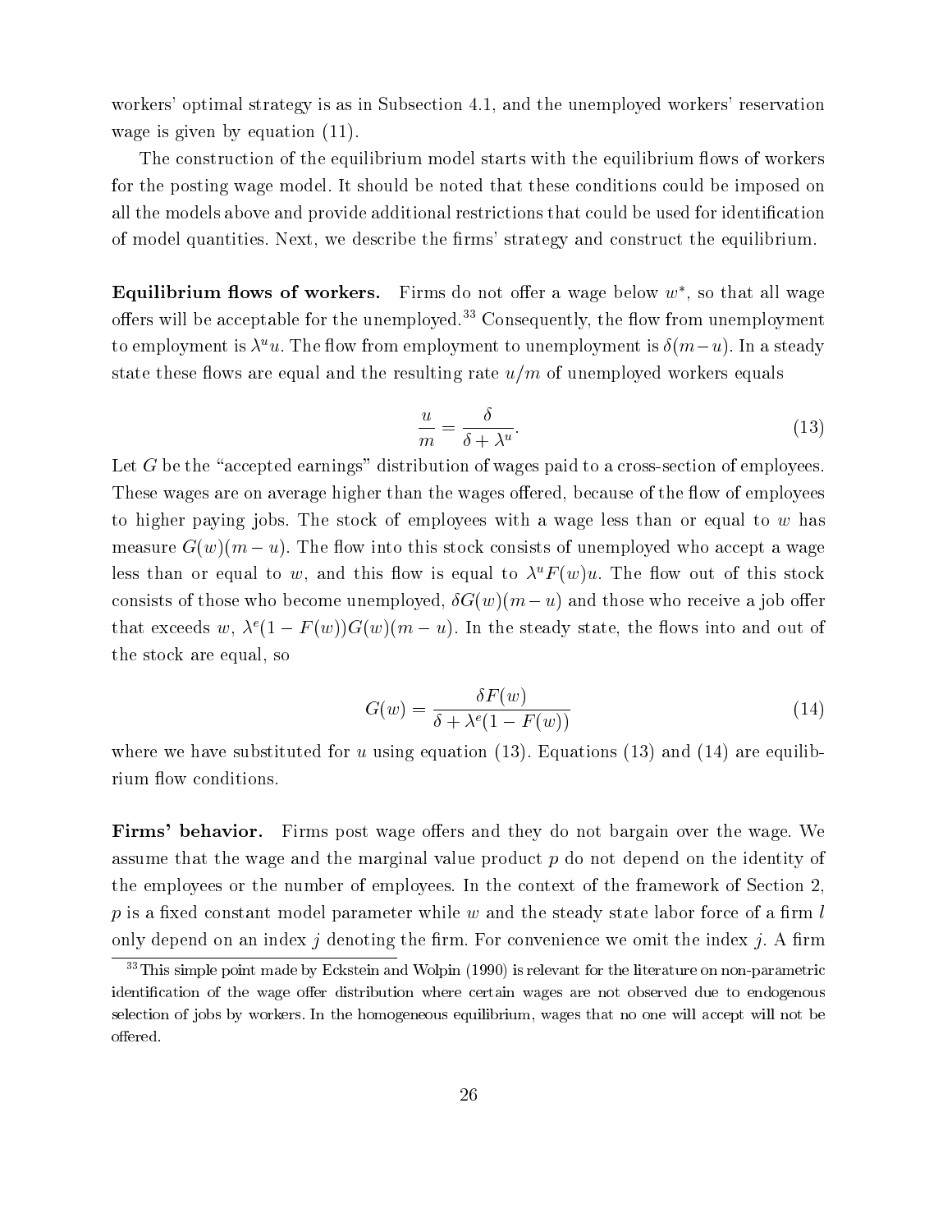workers' optimal strategy is as in Subsection 4.1, and the unemployed workers' reservation wage is given by equation (11).

The construction of the equilibrium model starts with the equilibrium flows of workers for the posting wage model. It should be noted that these conditions could be imposed on all the models above and provide additional restrictions that could be used for identification of model quantities. Next, we describe the firms' strategy and construct the equilibrium.

**Equilibrium flows of workers.** Firms do not offer a wage below $w^*$, so that all wage offers will be acceptable for the unemployed.[33] Consequently, the flow from unemployment to employment is $\lambda^u u$. The flow from employment to unemployment is $\delta(m-u)$. In a steady state these flows are equal and the resulting rate $u/m$ of unemployed workers equals

$$\frac{u}{m} = \frac{\delta}{\delta + \lambda^u}. \tag{13}$$

Let $G$ be the "accepted earnings" distribution of wages paid to a cross-section of employees. These wages are on average higher than the wages offered, because of the flow of employees to higher paying jobs. The stock of employees with a wage less than or equal to $w$ has measure $G(w)(m-u)$. The flow into this stock consists of unemployed who accept a wage less than or equal to $w$, and this flow is equal to $\lambda^u F(w)u$. The flow out of this stock consists of those who become unemployed, $\delta G(w)(m-u)$ and those who receive a job offer that exceeds $w$, $\lambda^e(1-F(w))G(w)(m-u)$. In the steady state, the flows into and out of the stock are equal, so

$$G(w) = \frac{\delta F(w)}{\delta + \lambda^e(1-F(w))} \tag{14}$$

where we have substituted for $u$ using equation (13). Equations (13) and (14) are equilibrium flow conditions.

**Firms' behavior.** Firms post wage offers and they do not bargain over the wage. We assume that the wage and the marginal value product $p$ do not depend on the identity of the employees or the number of employees. In the context of the framework of Section 2, $p$ is a fixed constant model parameter while $w$ and the steady state labor force of a firm $l$ only depend on an index $j$ denoting the firm. For convenience we omit the index $j$. A firm

[33] This simple point made by Eckstein and Wolpin (1990) is relevant for the literature on non-parametric identification of the wage offer distribution where certain wages are not observed due to endogenous selection of jobs by workers. In the homogeneous equilibrium, wages that no one will accept will not be offered.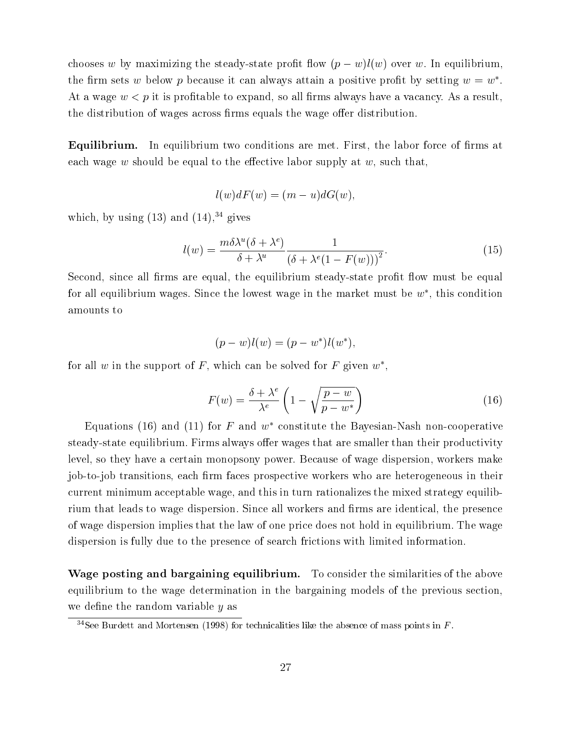chooses $w$ by maximizing the steady-state profit flow $(p-w)l(w)$ over $w$. In equilibrium, the firm sets $w$ below $p$ because it can always attain a positive profit by setting $w = w^*$. At a wage $w < p$ it is profitable to expand, so all firms always have a vacancy. As a result, the distribution of wages across firms equals the wage offer distribution.

**Equilibrium.** In equilibrium two conditions are met. First, the labor force of firms at each wage $w$ should be equal to the effective labor supply at $w$, such that,

$$l(w)dF(w) = (m-u)dG(w),$$

which, by using (13) and (14),[34] gives

$$l(w) = \frac{m\delta\lambda^u(\delta+\lambda^e)}{\delta+\lambda^u}\frac{1}{\left(\delta+\lambda^e(1-F(w))\right)^2}. \tag{15}$$

Second, since all firms are equal, the equilibrium steady-state profit flow must be equal for all equilibrium wages. Since the lowest wage in the market must be $w^*$, this condition amounts to

$$(p-w)l(w) = (p-w^*)l(w^*),$$

for all $w$ in the support of $F$, which can be solved for $F$ given $w^*$,

$$F(w) = \frac{\delta+\lambda^e}{\lambda^e}\left(1-\sqrt{\frac{p-w}{p-w^*}}\right) \tag{16}$$

Equations (16) and (11) for $F$ and $w^*$ constitute the Bayesian-Nash non-cooperative steady-state equilibrium. Firms always offer wages that are smaller than their productivity level, so they have a certain monopsony power. Because of wage dispersion, workers make job-to-job transitions, each firm faces prospective workers who are heterogeneous in their current minimum acceptable wage, and this in turn rationalizes the mixed strategy equilibrium that leads to wage dispersion. Since all workers and firms are identical, the presence of wage dispersion implies that the law of one price does not hold in equilibrium. The wage dispersion is fully due to the presence of search frictions with limited information.

**Wage posting and bargaining equilibrium.** To consider the similarities of the above equilibrium to the wage determination in the bargaining models of the previous section, we define the random variable $y$ as

[34] See Burdett and Mortensen (1998) for technicalities like the absence of mass points in $F$.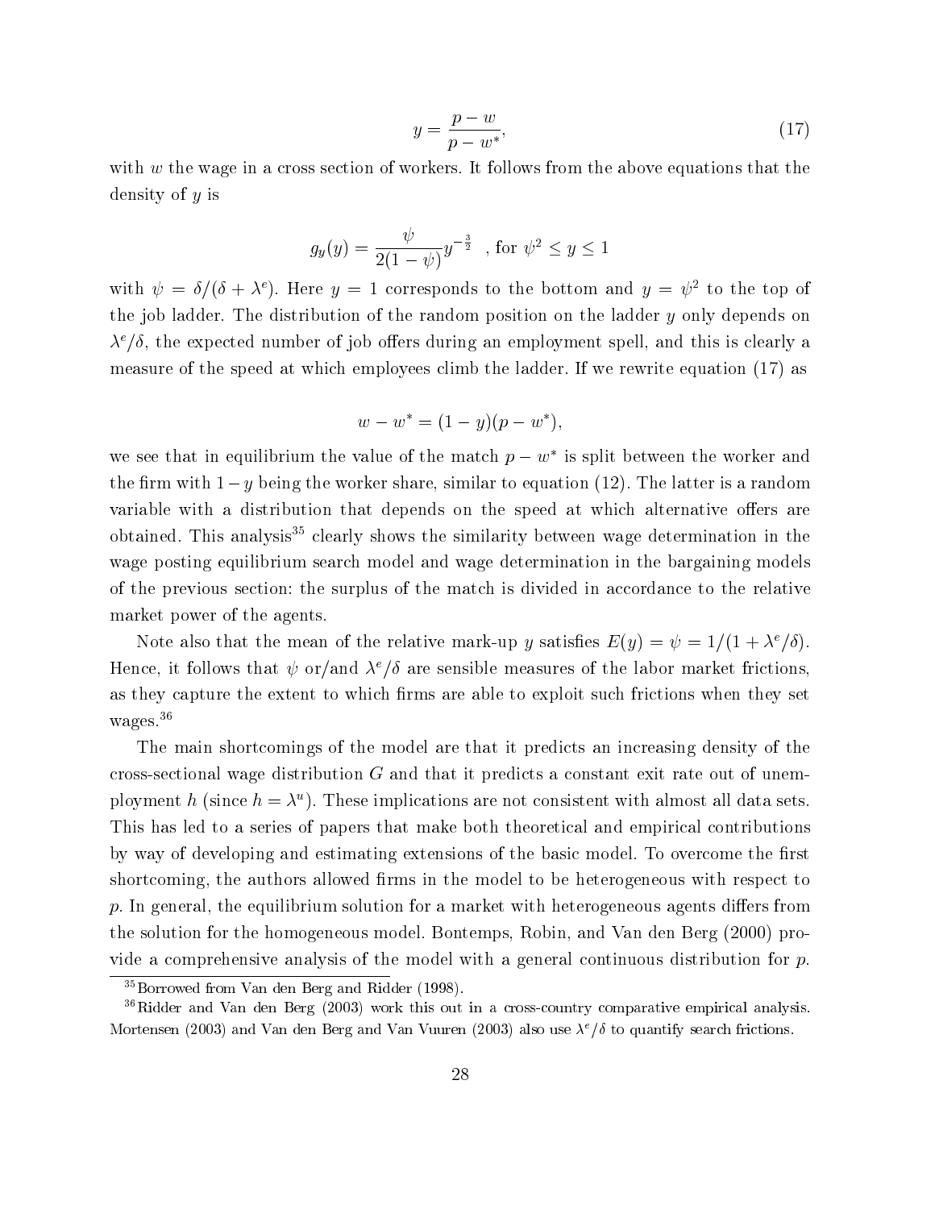$$y = \frac{p - w}{p - w^*}, \tag{17}$$

with $w$ the wage in a cross section of workers. It follows from the above equations that the density of $y$ is

$$g_y(y) = \frac{\psi}{2(1-\psi)} y^{-\frac{3}{2}} \quad \text{, for } \psi^2 \le y \le 1$$

with $\psi = \delta/(\delta + \lambda^e)$. Here $y = 1$ corresponds to the bottom and $y = \psi^2$ to the top of the job ladder. The distribution of the random position on the ladder $y$ only depends on $\lambda^e/\delta$, the expected number of job offers during an employment spell, and this is clearly a measure of the speed at which employees climb the ladder. If we rewrite equation (17) as

$$w - w^* = (1 - y)(p - w^*),$$

we see that in equilibrium the value of the match $p - w^*$ is split between the worker and the firm with $1 - y$ being the worker share, similar to equation (12). The latter is a random variable with a distribution that depends on the speed at which alternative offers are obtained. This analysis[35] clearly shows the similarity between wage determination in the wage posting equilibrium search model and wage determination in the bargaining models of the previous section: the surplus of the match is divided in accordance to the relative market power of the agents.

Note also that the mean of the relative mark-up $y$ satisfies $E(y) = \psi = 1/(1 + \lambda^e/\delta)$. Hence, it follows that $\psi$ or/and $\lambda^e/\delta$ are sensible measures of the labor market frictions, as they capture the extent to which firms are able to exploit such frictions when they set wages.[36]

The main shortcomings of the model are that it predicts an increasing density of the cross-sectional wage distribution $G$ and that it predicts a constant exit rate out of unemployment $h$ (since $h = \lambda^u$). These implications are not consistent with almost all data sets. This has led to a series of papers that make both theoretical and empirical contributions by way of developing and estimating extensions of the basic model. To overcome the first shortcoming, the authors allowed firms in the model to be heterogeneous with respect to $p$. In general, the equilibrium solution for a market with heterogeneous agents differs from the solution for the homogeneous model. Bontemps, Robin, and Van den Berg (2000) provide a comprehensive analysis of the model with a general continuous distribution for $p$.

[35] Borrowed from Van den Berg and Ridder (1998).

[36] Ridder and Van den Berg (2003) work this out in a cross-country comparative empirical analysis. Mortensen (2003) and Van den Berg and Van Vuuren (2003) also use $\lambda^e/\delta$ to quantify search frictions.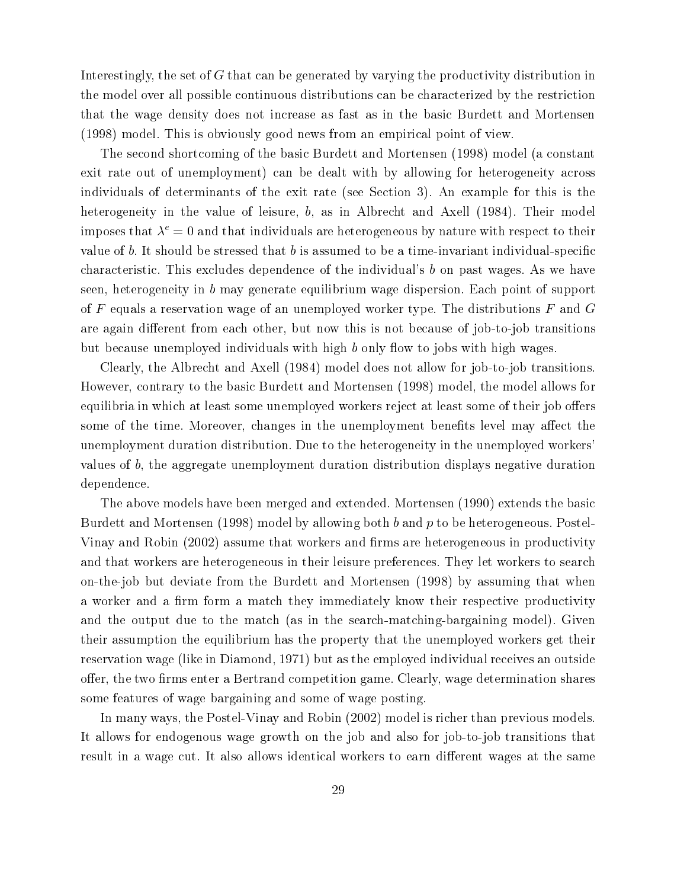Interestingly, the set of $G$ that can be generated by varying the productivity distribution in the model over all possible continuous distributions can be characterized by the restriction that the wage density does not increase as fast as in the basic Burdett and Mortensen (1998) model. This is obviously good news from an empirical point of view.

The second shortcoming of the basic Burdett and Mortensen (1998) model (a constant exit rate out of unemployment) can be dealt with by allowing for heterogeneity across individuals of determinants of the exit rate (see Section 3). An example for this is the heterogeneity in the value of leisure, $b$, as in Albrecht and Axell (1984). Their model imposes that $\lambda^e = 0$ and that individuals are heterogeneous by nature with respect to their value of $b$. It should be stressed that $b$ is assumed to be a time-invariant individual-specific characteristic. This excludes dependence of the individual's $b$ on past wages. As we have seen, heterogeneity in $b$ may generate equilibrium wage dispersion. Each point of support of $F$ equals a reservation wage of an unemployed worker type. The distributions $F$ and $G$ are again different from each other, but now this is not because of job-to-job transitions but because unemployed individuals with high $b$ only flow to jobs with high wages.

Clearly, the Albrecht and Axell (1984) model does not allow for job-to-job transitions. However, contrary to the basic Burdett and Mortensen (1998) model, the model allows for equilibria in which at least some unemployed workers reject at least some of their job offers some of the time. Moreover, changes in the unemployment benefits level may affect the unemployment duration distribution. Due to the heterogeneity in the unemployed workers' values of $b$, the aggregate unemployment duration distribution displays negative duration dependence.

The above models have been merged and extended. Mortensen (1990) extends the basic Burdett and Mortensen (1998) model by allowing both $b$ and $p$ to be heterogeneous. Postel-Vinay and Robin (2002) assume that workers and firms are heterogeneous in productivity and that workers are heterogeneous in their leisure preferences. They let workers to search on-the-job but deviate from the Burdett and Mortensen (1998) by assuming that when a worker and a firm form a match they immediately know their respective productivity and the output due to the match (as in the search-matching-bargaining model). Given their assumption the equilibrium has the property that the unemployed workers get their reservation wage (like in Diamond, 1971) but as the employed individual receives an outside offer, the two firms enter a Bertrand competition game. Clearly, wage determination shares some features of wage bargaining and some of wage posting.

In many ways, the Postel-Vinay and Robin (2002) model is richer than previous models. It allows for endogenous wage growth on the job and also for job-to-job transitions that result in a wage cut. It also allows identical workers to earn different wages at the same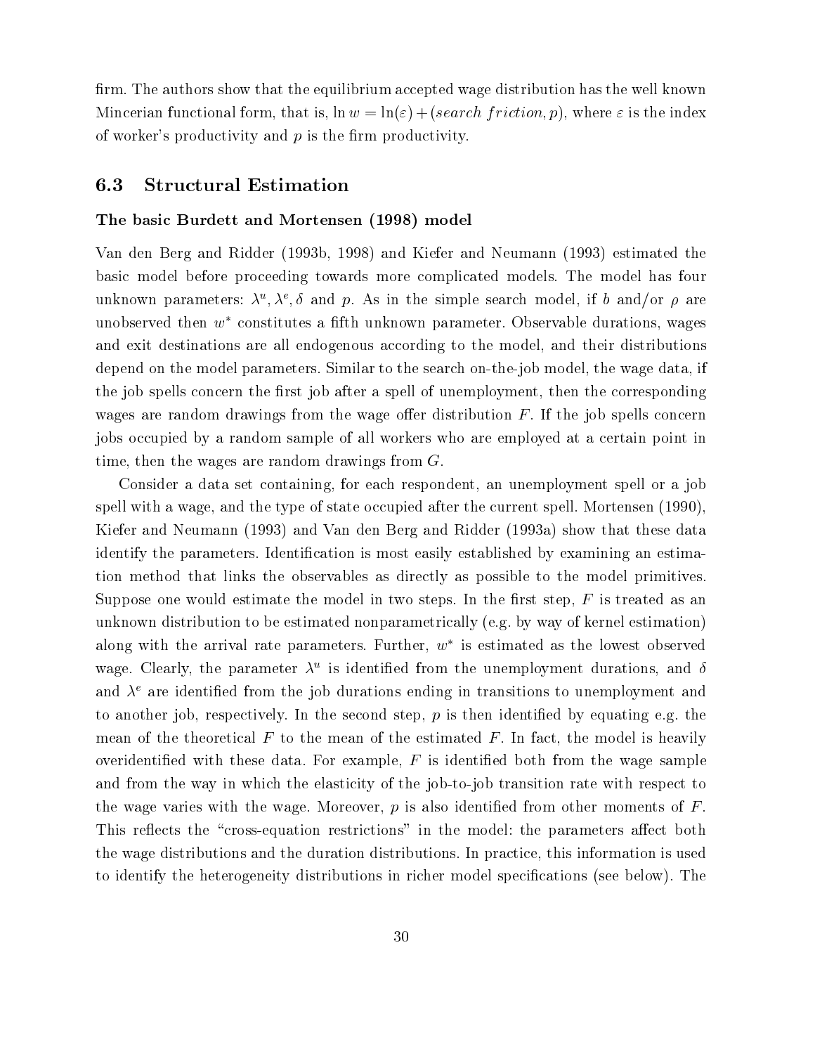firm. The authors show that the equilibrium accepted wage distribution has the well known Mincerian functional form, that is, $\ln w = \ln(\varepsilon) + (search\ friction, p)$, where $\varepsilon$ is the index of worker's productivity and $p$ is the firm productivity.

## 6.3 Structural Estimation

**The basic Burdett and Mortensen (1998) model**

Van den Berg and Ridder (1993b, 1998) and Kiefer and Neumann (1993) estimated the basic model before proceeding towards more complicated models. The model has four unknown parameters: $\lambda^u, \lambda^e, \delta$ and $p$. As in the simple search model, if $b$ and/or $\rho$ are unobserved then $w^*$ constitutes a fifth unknown parameter. Observable durations, wages and exit destinations are all endogenous according to the model, and their distributions depend on the model parameters. Similar to the search on-the-job model, the wage data, if the job spells concern the first job after a spell of unemployment, then the corresponding wages are random drawings from the wage offer distribution $F$. If the job spells concern jobs occupied by a random sample of all workers who are employed at a certain point in time, then the wages are random drawings from $G$.

Consider a data set containing, for each respondent, an unemployment spell or a job spell with a wage, and the type of state occupied after the current spell. Mortensen (1990), Kiefer and Neumann (1993) and Van den Berg and Ridder (1993a) show that these data identify the parameters. Identification is most easily established by examining an estimation method that links the observables as directly as possible to the model primitives. Suppose one would estimate the model in two steps. In the first step, $F$ is treated as an unknown distribution to be estimated nonparametrically (e.g. by way of kernel estimation) along with the arrival rate parameters. Further, $w^*$ is estimated as the lowest observed wage. Clearly, the parameter $\lambda^u$ is identified from the unemployment durations, and $\delta$ and $\lambda^e$ are identified from the job durations ending in transitions to unemployment and to another job, respectively. In the second step, $p$ is then identified by equating e.g. the mean of the theoretical $F$ to the mean of the estimated $F$. In fact, the model is heavily overidentified with these data. For example, $F$ is identified both from the wage sample and from the way in which the elasticity of the job-to-job transition rate with respect to the wage varies with the wage. Moreover, $p$ is also identified from other moments of $F$. This reflects the "cross-equation restrictions" in the model: the parameters affect both the wage distributions and the duration distributions. In practice, this information is used to identify the heterogeneity distributions in richer model specifications (see below). The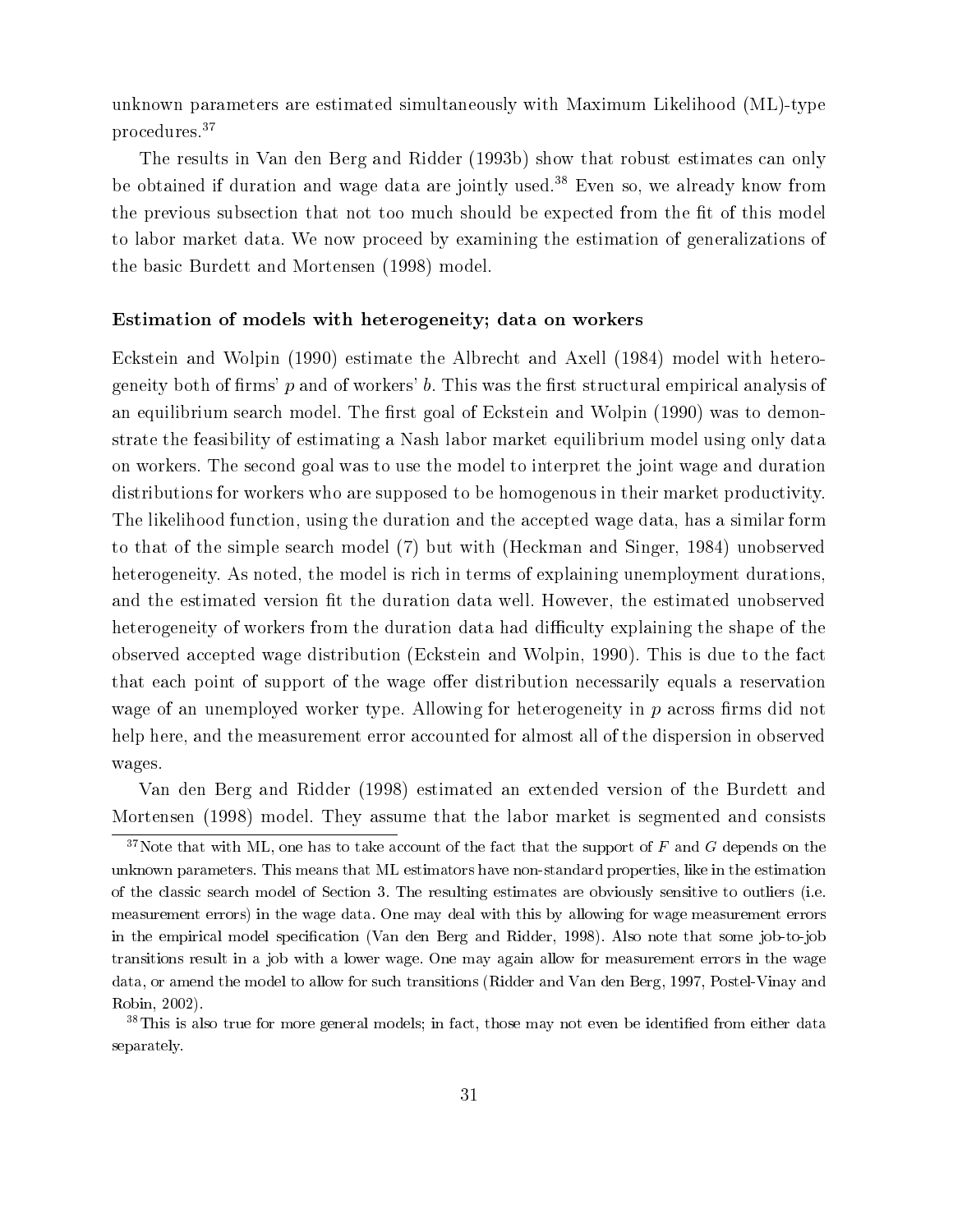unknown parameters are estimated simultaneously with Maximum Likelihood (ML)-type procedures.[37]

The results in Van den Berg and Ridder (1993b) show that robust estimates can only be obtained if duration and wage data are jointly used.[38] Even so, we already know from the previous subsection that not too much should be expected from the fit of this model to labor market data. We now proceed by examining the estimation of generalizations of the basic Burdett and Mortensen (1998) model.

**Estimation of models with heterogeneity; data on workers**

Eckstein and Wolpin (1990) estimate the Albrecht and Axell (1984) model with heterogeneity both of firms' $p$ and of workers' $b$. This was the first structural empirical analysis of an equilibrium search model. The first goal of Eckstein and Wolpin (1990) was to demonstrate the feasibility of estimating a Nash labor market equilibrium model using only data on workers. The second goal was to use the model to interpret the joint wage and duration distributions for workers who are supposed to be homogenous in their market productivity. The likelihood function, using the duration and the accepted wage data, has a similar form to that of the simple search model (7) but with (Heckman and Singer, 1984) unobserved heterogeneity. As noted, the model is rich in terms of explaining unemployment durations, and the estimated version fit the duration data well. However, the estimated unobserved heterogeneity of workers from the duration data had difficulty explaining the shape of the observed accepted wage distribution (Eckstein and Wolpin, 1990). This is due to the fact that each point of support of the wage offer distribution necessarily equals a reservation wage of an unemployed worker type. Allowing for heterogeneity in $p$ across firms did not help here, and the measurement error accounted for almost all of the dispersion in observed wages.

Van den Berg and Ridder (1998) estimated an extended version of the Burdett and Mortensen (1998) model. They assume that the labor market is segmented and consists

[37] Note that with ML, one has to take account of the fact that the support of $F$ and $G$ depends on the unknown parameters. This means that ML estimators have non-standard properties, like in the estimation of the classic search model of Section 3. The resulting estimates are obviously sensitive to outliers (i.e. measurement errors) in the wage data. One may deal with this by allowing for wage measurement errors in the empirical model specification (Van den Berg and Ridder, 1998). Also note that some job-to-job transitions result in a job with a lower wage. One may again allow for measurement errors in the wage data, or amend the model to allow for such transitions (Ridder and Van den Berg, 1997, Postel-Vinay and Robin, 2002).

[38] This is also true for more general models; in fact, those may not even be identified from either data separately.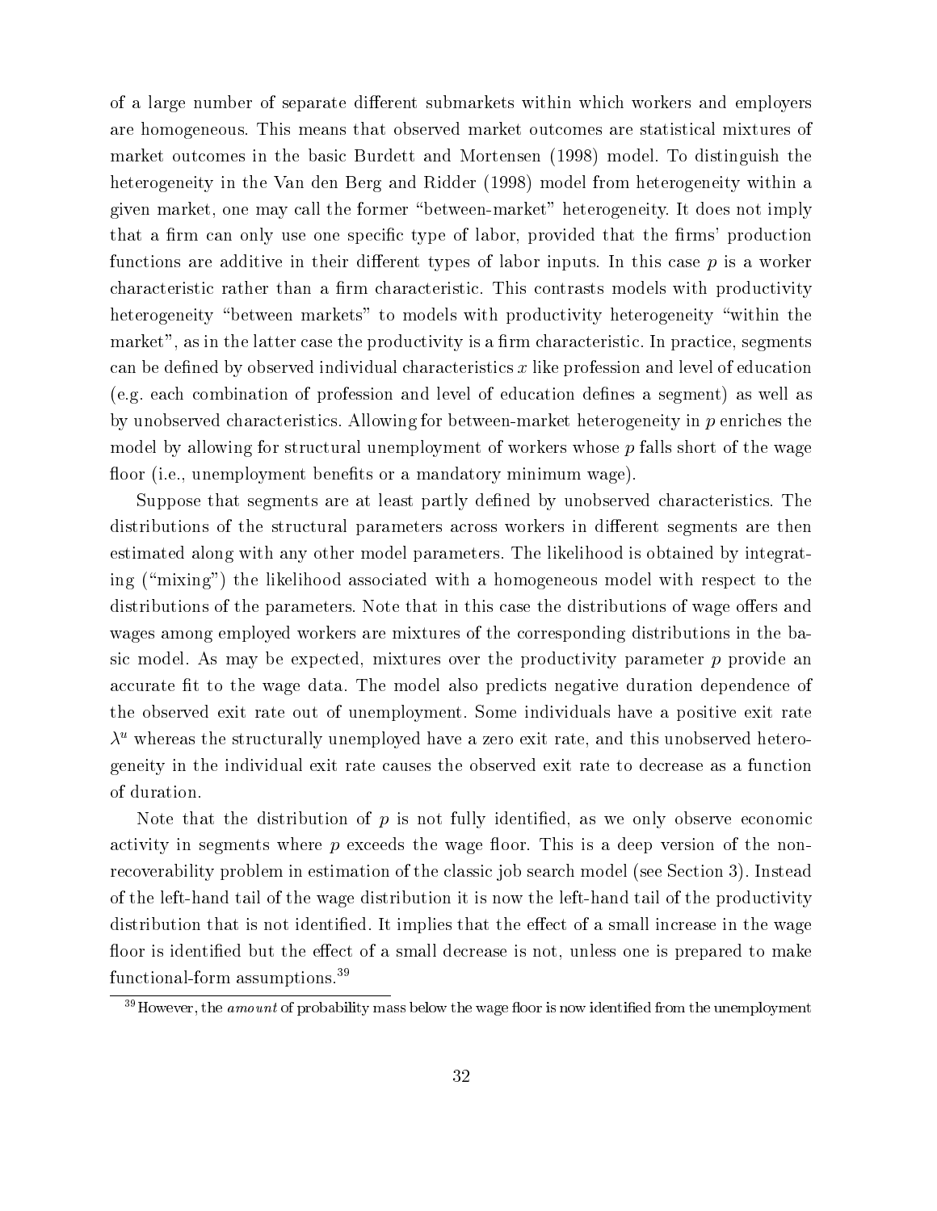of a large number of separate different submarkets within which workers and employers are homogeneous. This means that observed market outcomes are statistical mixtures of market outcomes in the basic Burdett and Mortensen (1998) model. To distinguish the heterogeneity in the Van den Berg and Ridder (1998) model from heterogeneity within a given market, one may call the former "between-market" heterogeneity. It does not imply that a firm can only use one specific type of labor, provided that the firms' production functions are additive in their different types of labor inputs. In this case $p$ is a worker characteristic rather than a firm characteristic. This contrasts models with productivity heterogeneity "between markets" to models with productivity heterogeneity "within the market", as in the latter case the productivity is a firm characteristic. In practice, segments can be defined by observed individual characteristics $x$ like profession and level of education (e.g. each combination of profession and level of education defines a segment) as well as by unobserved characteristics. Allowing for between-market heterogeneity in $p$ enriches the model by allowing for structural unemployment of workers whose $p$ falls short of the wage floor (i.e., unemployment benefits or a mandatory minimum wage).

Suppose that segments are at least partly defined by unobserved characteristics. The distributions of the structural parameters across workers in different segments are then estimated along with any other model parameters. The likelihood is obtained by integrating ("mixing") the likelihood associated with a homogeneous model with respect to the distributions of the parameters. Note that in this case the distributions of wage offers and wages among employed workers are mixtures of the corresponding distributions in the basic model. As may be expected, mixtures over the productivity parameter $p$ provide an accurate fit to the wage data. The model also predicts negative duration dependence of the observed exit rate out of unemployment. Some individuals have a positive exit rate $\lambda^u$ whereas the structurally unemployed have a zero exit rate, and this unobserved heterogeneity in the individual exit rate causes the observed exit rate to decrease as a function of duration.

Note that the distribution of $p$ is not fully identified, as we only observe economic activity in segments where $p$ exceeds the wage floor. This is a deep version of the non-recoverability problem in estimation of the classic job search model (see Section 3). Instead of the left-hand tail of the wage distribution it is now the left-hand tail of the productivity distribution that is not identified. It implies that the effect of a small increase in the wage floor is identified but the effect of a small decrease is not, unless one is prepared to make functional-form assumptions.[39]

[39] However, the *amount* of probability mass below the wage floor is now identified from the unemployment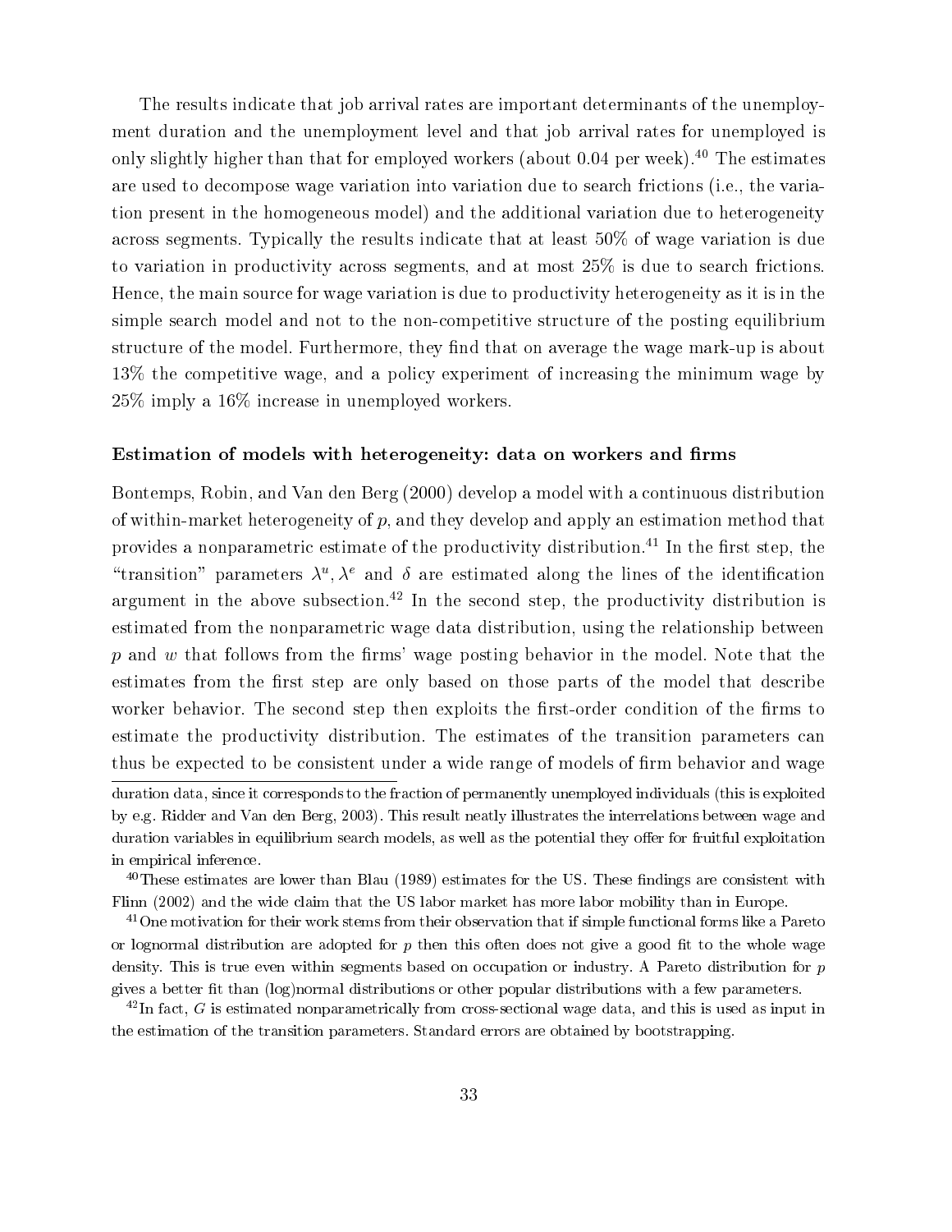The results indicate that job arrival rates are important determinants of the unemployment duration and the unemployment level and that job arrival rates for unemployed is only slightly higher than that for employed workers (about 0.04 per week).[40] The estimates are used to decompose wage variation into variation due to search frictions (i.e., the variation present in the homogeneous model) and the additional variation due to heterogeneity across segments. Typically the results indicate that at least 50% of wage variation is due to variation in productivity across segments, and at most 25% is due to search frictions. Hence, the main source for wage variation is due to productivity heterogeneity as it is in the simple search model and not to the non-competitive structure of the posting equilibrium structure of the model. Furthermore, they find that on average the wage mark-up is about 13% the competitive wage, and a policy experiment of increasing the minimum wage by 25% imply a 16% increase in unemployed workers.

### Estimation of models with heterogeneity: data on workers and firms

Bontemps, Robin, and Van den Berg (2000) develop a model with a continuous distribution of within-market heterogeneity of $p$, and they develop and apply an estimation method that provides a nonparametric estimate of the productivity distribution.[41] In the first step, the "transition" parameters $\lambda^u, \lambda^e$ and $\delta$ are estimated along the lines of the identification argument in the above subsection.[42] In the second step, the productivity distribution is estimated from the nonparametric wage data distribution, using the relationship between $p$ and $w$ that follows from the firms' wage posting behavior in the model. Note that the estimates from the first step are only based on those parts of the model that describe worker behavior. The second step then exploits the first-order condition of the firms to estimate the productivity distribution. The estimates of the transition parameters can thus be expected to be consistent under a wide range of models of firm behavior and wage

---

duration data, since it corresponds to the fraction of permanently unemployed individuals (this is exploited by e.g. Ridder and Van den Berg, 2003). This result neatly illustrates the interrelations between wage and duration variables in equilibrium search models, as well as the potential they offer for fruitful exploitation in empirical inference.

[40] These estimates are lower than Blau (1989) estimates for the US. These findings are consistent with Flinn (2002) and the wide claim that the US labor market has more labor mobility than in Europe.

[41] One motivation for their work stems from their observation that if simple functional forms like a Pareto or lognormal distribution are adopted for $p$ then this often does not give a good fit to the whole wage density. This is true even within segments based on occupation or industry. A Pareto distribution for $p$ gives a better fit than (log)normal distributions or other popular distributions with a few parameters.

[42] In fact, $G$ is estimated nonparametrically from cross-sectional wage data, and this is used as input in the estimation of the transition parameters. Standard errors are obtained by bootstrapping.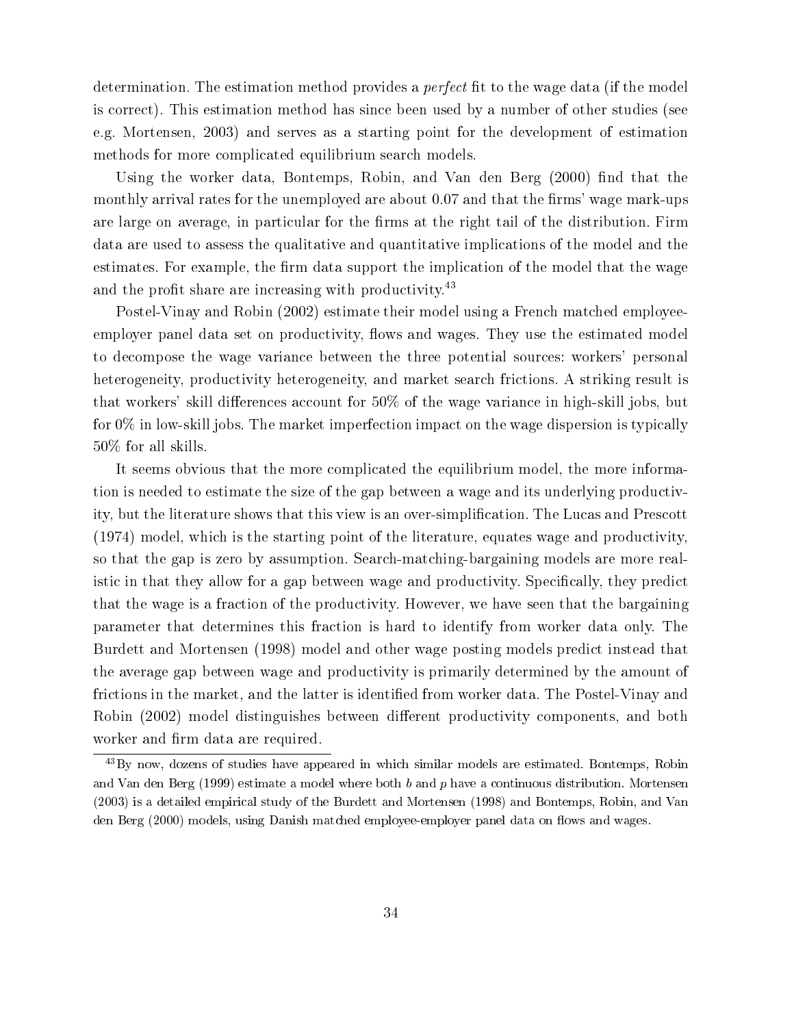determination. The estimation method provides a *perfect* fit to the wage data (if the model is correct). This estimation method has since been used by a number of other studies (see e.g. Mortensen, 2003) and serves as a starting point for the development of estimation methods for more complicated equilibrium search models.

Using the worker data, Bontemps, Robin, and Van den Berg (2000) find that the monthly arrival rates for the unemployed are about 0.07 and that the firms' wage mark-ups are large on average, in particular for the firms at the right tail of the distribution. Firm data are used to assess the qualitative and quantitative implications of the model and the estimates. For example, the firm data support the implication of the model that the wage and the profit share are increasing with productivity.[43]

Postel-Vinay and Robin (2002) estimate their model using a French matched employee-employer panel data set on productivity, flows and wages. They use the estimated model to decompose the wage variance between the three potential sources: workers' personal heterogeneity, productivity heterogeneity, and market search frictions. A striking result is that workers' skill differences account for 50% of the wage variance in high-skill jobs, but for 0% in low-skill jobs. The market imperfection impact on the wage dispersion is typically 50% for all skills.

It seems obvious that the more complicated the equilibrium model, the more information is needed to estimate the size of the gap between a wage and its underlying productivity, but the literature shows that this view is an over-simplification. The Lucas and Prescott (1974) model, which is the starting point of the literature, equates wage and productivity, so that the gap is zero by assumption. Search-matching-bargaining models are more realistic in that they allow for a gap between wage and productivity. Specifically, they predict that the wage is a fraction of the productivity. However, we have seen that the bargaining parameter that determines this fraction is hard to identify from worker data only. The Burdett and Mortensen (1998) model and other wage posting models predict instead that the average gap between wage and productivity is primarily determined by the amount of frictions in the market, and the latter is identified from worker data. The Postel-Vinay and Robin (2002) model distinguishes between different productivity components, and both worker and firm data are required.

[43] By now, dozens of studies have appeared in which similar models are estimated. Bontemps, Robin and Van den Berg (1999) estimate a model where both $b$ and $p$ have a continuous distribution. Mortensen (2003) is a detailed empirical study of the Burdett and Mortensen (1998) and Bontemps, Robin, and Van den Berg (2000) models, using Danish matched employee-employer panel data on flows and wages.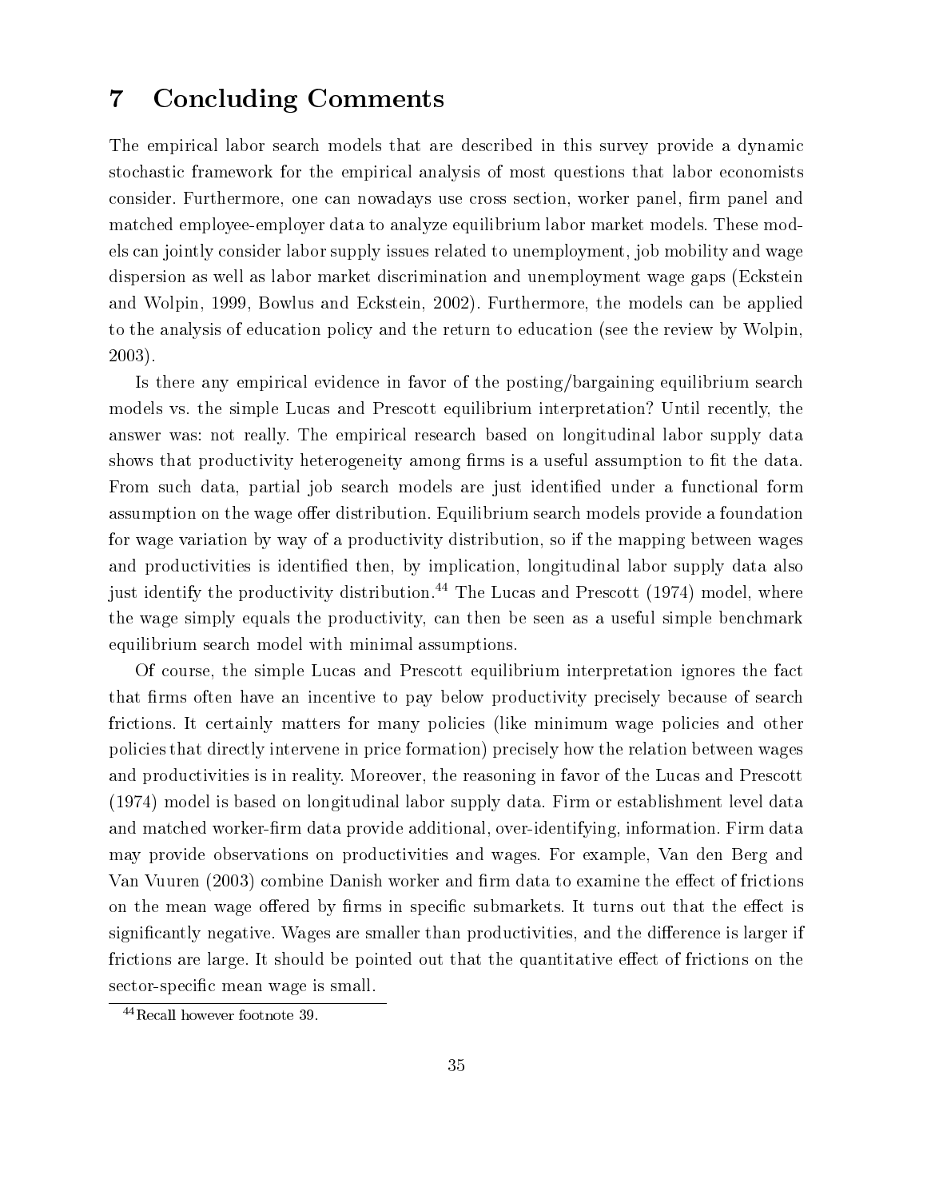# 7 Concluding Comments

The empirical labor search models that are described in this survey provide a dynamic stochastic framework for the empirical analysis of most questions that labor economists consider. Furthermore, one can nowadays use cross section, worker panel, firm panel and matched employee-employer data to analyze equilibrium labor market models. These models can jointly consider labor supply issues related to unemployment, job mobility and wage dispersion as well as labor market discrimination and unemployment wage gaps (Eckstein and Wolpin, 1999, Bowlus and Eckstein, 2002). Furthermore, the models can be applied to the analysis of education policy and the return to education (see the review by Wolpin, 2003).

Is there any empirical evidence in favor of the posting/bargaining equilibrium search models vs. the simple Lucas and Prescott equilibrium interpretation? Until recently, the answer was: not really. The empirical research based on longitudinal labor supply data shows that productivity heterogeneity among firms is a useful assumption to fit the data. From such data, partial job search models are just identified under a functional form assumption on the wage offer distribution. Equilibrium search models provide a foundation for wage variation by way of a productivity distribution, so if the mapping between wages and productivities is identified then, by implication, longitudinal labor supply data also just identify the productivity distribution.[44] The Lucas and Prescott (1974) model, where the wage simply equals the productivity, can then be seen as a useful simple benchmark equilibrium search model with minimal assumptions.

Of course, the simple Lucas and Prescott equilibrium interpretation ignores the fact that firms often have an incentive to pay below productivity precisely because of search frictions. It certainly matters for many policies (like minimum wage policies and other policies that directly intervene in price formation) precisely how the relation between wages and productivities is in reality. Moreover, the reasoning in favor of the Lucas and Prescott (1974) model is based on longitudinal labor supply data. Firm or establishment level data and matched worker-firm data provide additional, over-identifying, information. Firm data may provide observations on productivities and wages. For example, Van den Berg and Van Vuuren (2003) combine Danish worker and firm data to examine the effect of frictions on the mean wage offered by firms in specific submarkets. It turns out that the effect is significantly negative. Wages are smaller than productivities, and the difference is larger if frictions are large. It should be pointed out that the quantitative effect of frictions on the sector-specific mean wage is small.

[44] Recall however footnote 39.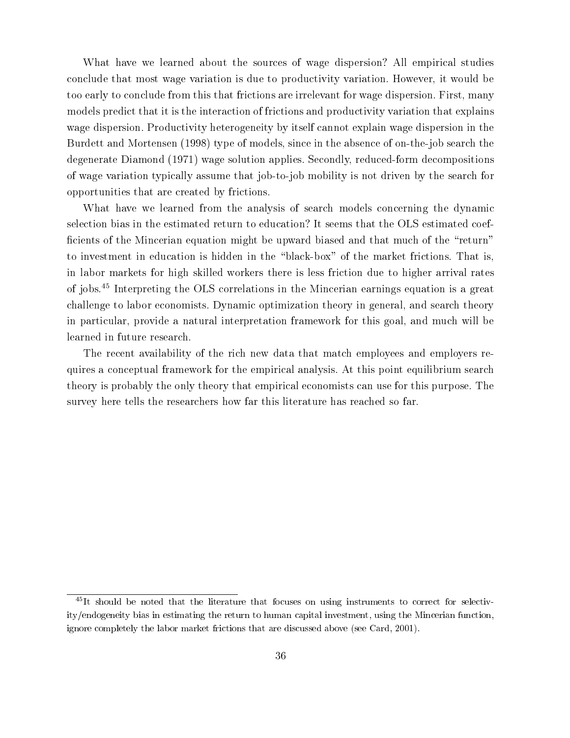What have we learned about the sources of wage dispersion? All empirical studies conclude that most wage variation is due to productivity variation. However, it would be too early to conclude from this that frictions are irrelevant for wage dispersion. First, many models predict that it is the interaction of frictions and productivity variation that explains wage dispersion. Productivity heterogeneity by itself cannot explain wage dispersion in the Burdett and Mortensen (1998) type of models, since in the absence of on-the-job search the degenerate Diamond (1971) wage solution applies. Secondly, reduced-form decompositions of wage variation typically assume that job-to-job mobility is not driven by the search for opportunities that are created by frictions.

What have we learned from the analysis of search models concerning the dynamic selection bias in the estimated return to education? It seems that the OLS estimated coefficients of the Mincerian equation might be upward biased and that much of the "return" to investment in education is hidden in the "black-box" of the market frictions. That is, in labor markets for high skilled workers there is less friction due to higher arrival rates of jobs.[45] Interpreting the OLS correlations in the Mincerian earnings equation is a great challenge to labor economists. Dynamic optimization theory in general, and search theory in particular, provide a natural interpretation framework for this goal, and much will be learned in future research.

The recent availability of the rich new data that match employees and employers requires a conceptual framework for the empirical analysis. At this point equilibrium search theory is probably the only theory that empirical economists can use for this purpose. The survey here tells the researchers how far this literature has reached so far.

[45] It should be noted that the literature that focuses on using instruments to correct for selectivity/endogeneity bias in estimating the return to human capital investment, using the Mincerian function, ignore completely the labor market frictions that are discussed above (see Card, 2001).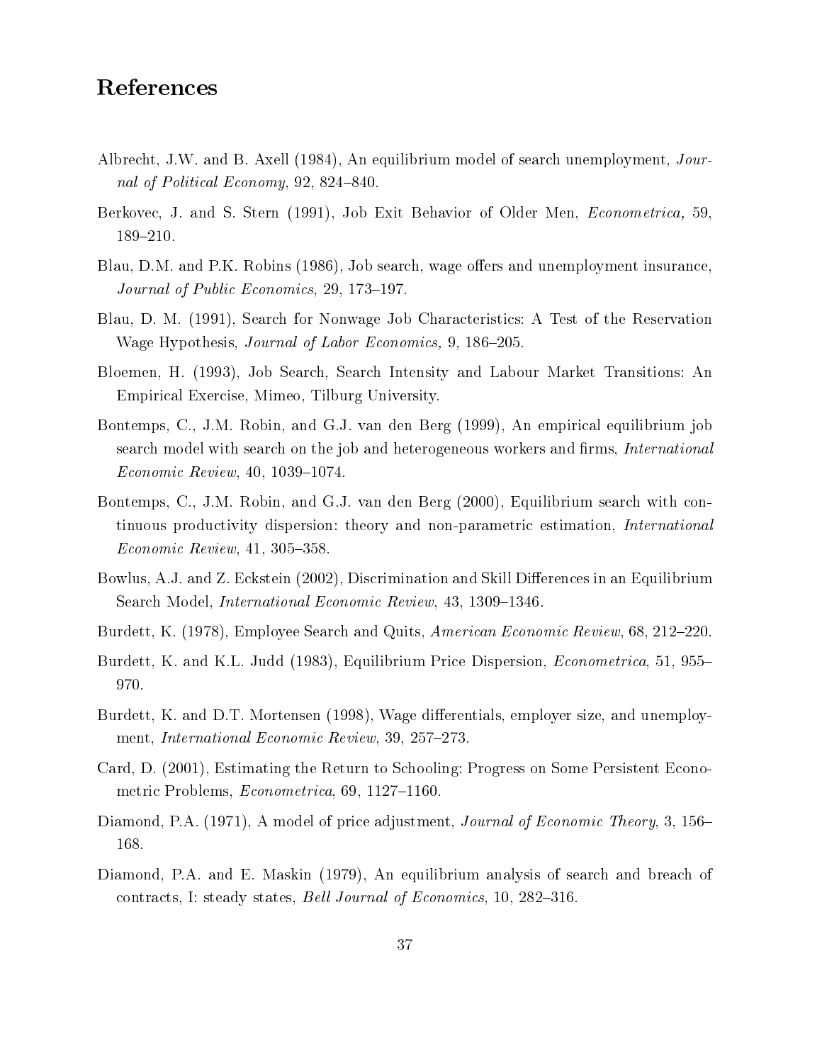# References

Albrecht, J.W. and B. Axell (1984), An equilibrium model of search unemployment, *Journal of Political Economy*, 92, 824–840.

Berkovec, J. and S. Stern (1991), Job Exit Behavior of Older Men, *Econometrica,* 59, 189–210.

Blau, D.M. and P.K. Robins (1986), Job search, wage offers and unemployment insurance, *Journal of Public Economics*, 29, 173–197.

Blau, D. M. (1991), Search for Nonwage Job Characteristics: A Test of the Reservation Wage Hypothesis, *Journal of Labor Economics,* 9, 186–205.

Bloemen, H. (1993), Job Search, Search Intensity and Labour Market Transitions: An Empirical Exercise, Mimeo, Tilburg University.

Bontemps, C., J.M. Robin, and G.J. van den Berg (1999), An empirical equilibrium job search model with search on the job and heterogeneous workers and firms, *International Economic Review*, 40, 1039–1074.

Bontemps, C., J.M. Robin, and G.J. van den Berg (2000), Equilibrium search with continuous productivity dispersion: theory and non-parametric estimation, *International Economic Review*, 41, 305–358.

Bowlus, A.J. and Z. Eckstein (2002), Discrimination and Skill Differences in an Equilibrium Search Model, *International Economic Review*, 43, 1309–1346.

Burdett, K. (1978), Employee Search and Quits, *American Economic Review*, 68, 212–220.

Burdett, K. and K.L. Judd (1983), Equilibrium Price Dispersion, *Econometrica*, 51, 955–970.

Burdett, K. and D.T. Mortensen (1998), Wage differentials, employer size, and unemployment, *International Economic Review*, 39, 257–273.

Card, D. (2001), Estimating the Return to Schooling: Progress on Some Persistent Econometric Problems, *Econometrica*, 69, 1127–1160.

Diamond, P.A. (1971), A model of price adjustment, *Journal of Economic Theory*, 3, 156–168.

Diamond, P.A. and E. Maskin (1979), An equilibrium analysis of search and breach of contracts, I: steady states, *Bell Journal of Economics*, 10, 282–316.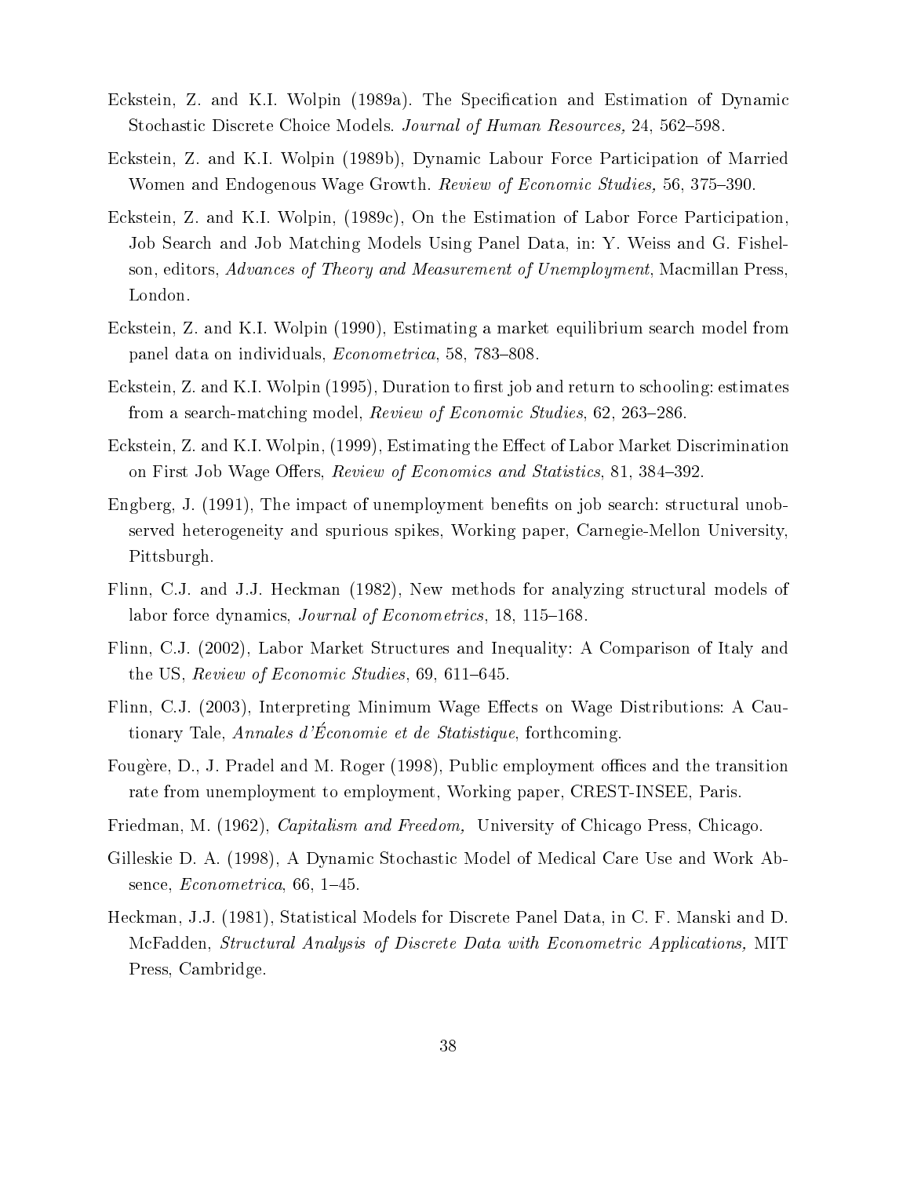Eckstein, Z. and K.I. Wolpin (1989a). The Specification and Estimation of Dynamic Stochastic Discrete Choice Models. *Journal of Human Resources,* 24, 562–598.

Eckstein, Z. and K.I. Wolpin (1989b), Dynamic Labour Force Participation of Married Women and Endogenous Wage Growth. *Review of Economic Studies,* 56, 375–390.

Eckstein, Z. and K.I. Wolpin, (1989c), On the Estimation of Labor Force Participation, Job Search and Job Matching Models Using Panel Data, in: Y. Weiss and G. Fishelson, editors, *Advances of Theory and Measurement of Unemployment*, Macmillan Press, London.

Eckstein, Z. and K.I. Wolpin (1990), Estimating a market equilibrium search model from panel data on individuals, *Econometrica*, 58, 783–808.

Eckstein, Z. and K.I. Wolpin (1995), Duration to first job and return to schooling: estimates from a search-matching model, *Review of Economic Studies*, 62, 263–286.

Eckstein, Z. and K.I. Wolpin, (1999), Estimating the Effect of Labor Market Discrimination on First Job Wage Offers, *Review of Economics and Statistics*, 81, 384–392.

Engberg, J. (1991), The impact of unemployment benefits on job search: structural unobserved heterogeneity and spurious spikes, Working paper, Carnegie-Mellon University, Pittsburgh.

Flinn, C.J. and J.J. Heckman (1982), New methods for analyzing structural models of labor force dynamics, *Journal of Econometrics*, 18, 115–168.

Flinn, C.J. (2002), Labor Market Structures and Inequality: A Comparison of Italy and the US, *Review of Economic Studies*, 69, 611–645.

Flinn, C.J. (2003), Interpreting Minimum Wage Effects on Wage Distributions: A Cautionary Tale, *Annales d'Économie et de Statistique*, forthcoming.

Fougère, D., J. Pradel and M. Roger (1998), Public employment offices and the transition rate from unemployment to employment, Working paper, CREST-INSEE, Paris.

Friedman, M. (1962), *Capitalism and Freedom,* University of Chicago Press, Chicago.

Gilleskie D. A. (1998), A Dynamic Stochastic Model of Medical Care Use and Work Absence, *Econometrica*, 66, 1–45.

Heckman, J.J. (1981), Statistical Models for Discrete Panel Data, in C. F. Manski and D. McFadden, *Structural Analysis of Discrete Data with Econometric Applications,* MIT Press, Cambridge.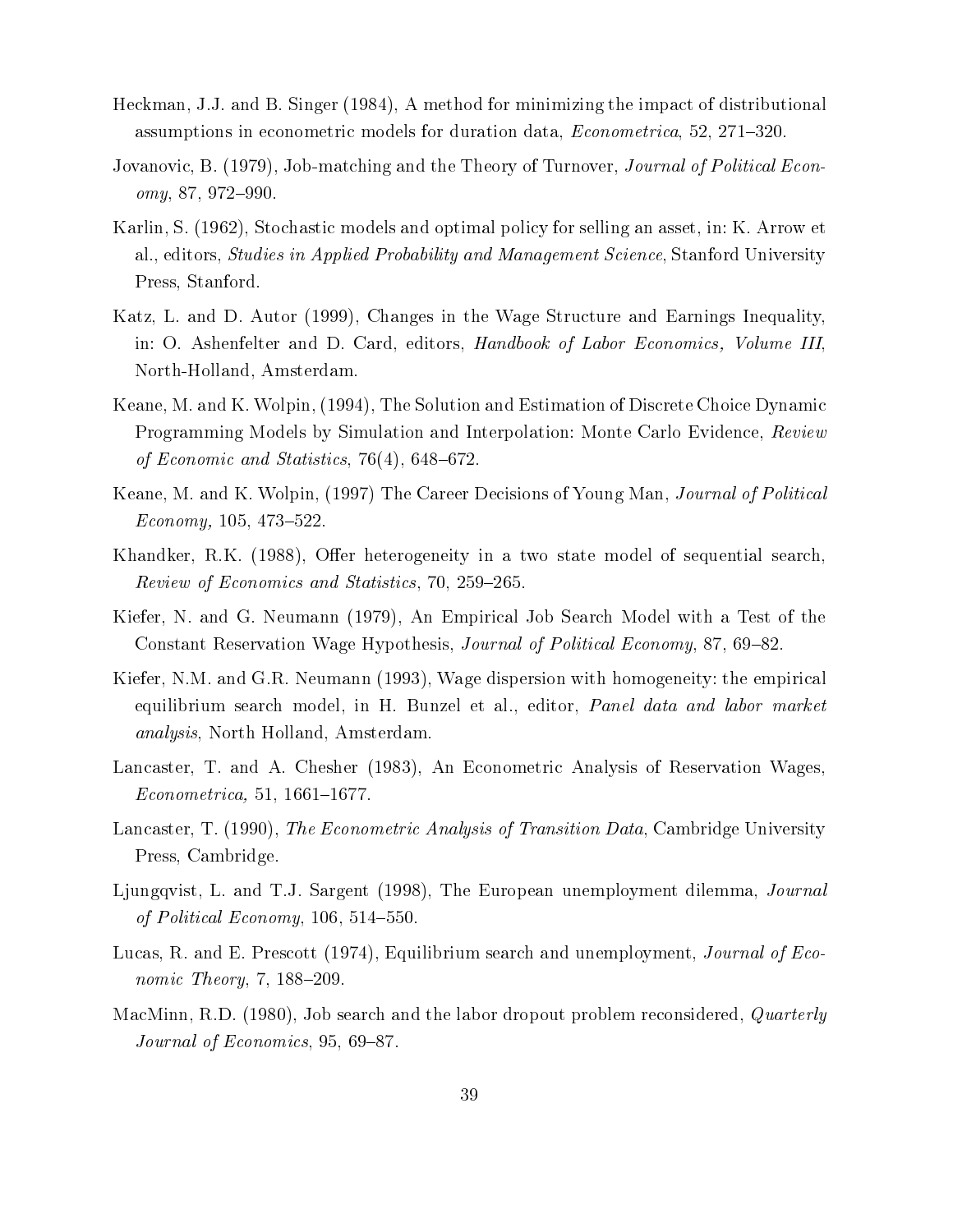Heckman, J.J. and B. Singer (1984), A method for minimizing the impact of distributional assumptions in econometric models for duration data, *Econometrica*, 52, 271–320.

Jovanovic, B. (1979), Job-matching and the Theory of Turnover, *Journal of Political Economy*, 87, 972–990.

Karlin, S. (1962), Stochastic models and optimal policy for selling an asset, in: K. Arrow et al., editors, *Studies in Applied Probability and Management Science*, Stanford University Press, Stanford.

Katz, L. and D. Autor (1999), Changes in the Wage Structure and Earnings Inequality, in: O. Ashenfelter and D. Card, editors, *Handbook of Labor Economics, Volume III*, North-Holland, Amsterdam.

Keane, M. and K. Wolpin, (1994), The Solution and Estimation of Discrete Choice Dynamic Programming Models by Simulation and Interpolation: Monte Carlo Evidence, *Review of Economic and Statistics*, 76(4), 648–672.

Keane, M. and K. Wolpin, (1997) The Career Decisions of Young Man, *Journal of Political Economy,* 105, 473–522.

Khandker, R.K. (1988), Offer heterogeneity in a two state model of sequential search, *Review of Economics and Statistics*, 70, 259–265.

Kiefer, N. and G. Neumann (1979), An Empirical Job Search Model with a Test of the Constant Reservation Wage Hypothesis, *Journal of Political Economy*, 87, 69–82.

Kiefer, N.M. and G.R. Neumann (1993), Wage dispersion with homogeneity: the empirical equilibrium search model, in H. Bunzel et al., editor, *Panel data and labor market analysis*, North Holland, Amsterdam.

Lancaster, T. and A. Chesher (1983), An Econometric Analysis of Reservation Wages, *Econometrica,* 51, 1661–1677.

Lancaster, T. (1990), *The Econometric Analysis of Transition Data*, Cambridge University Press, Cambridge.

Ljungqvist, L. and T.J. Sargent (1998), The European unemployment dilemma, *Journal of Political Economy*, 106, 514–550.

Lucas, R. and E. Prescott (1974), Equilibrium search and unemployment, *Journal of Economic Theory*, 7, 188–209.

MacMinn, R.D. (1980), Job search and the labor dropout problem reconsidered, *Quarterly Journal of Economics*, 95, 69–87.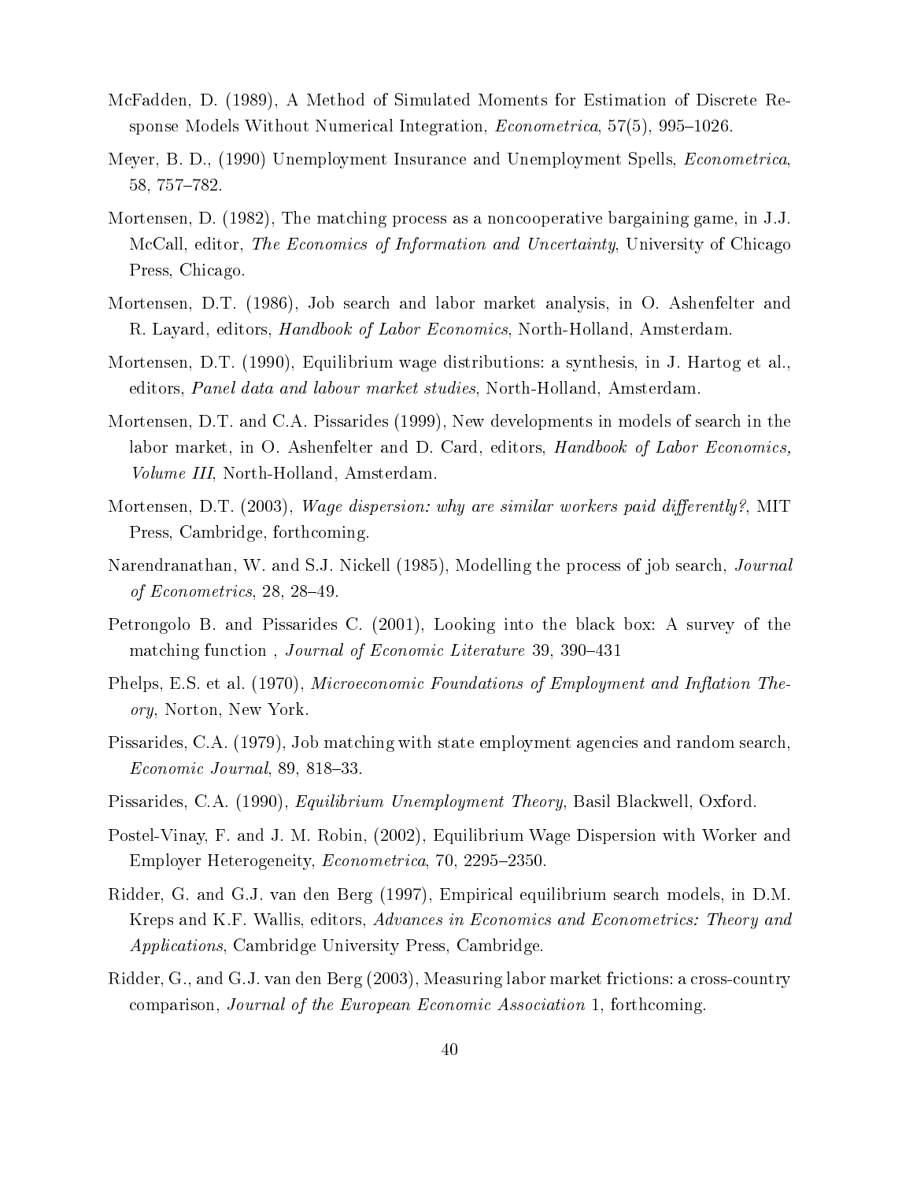McFadden, D. (1989), A Method of Simulated Moments for Estimation of Discrete Response Models Without Numerical Integration, *Econometrica*, 57(5), 995–1026.

Meyer, B. D., (1990) Unemployment Insurance and Unemployment Spells, *Econometrica*, 58, 757–782.

Mortensen, D. (1982), The matching process as a noncooperative bargaining game, in J.J. McCall, editor, *The Economics of Information and Uncertainty*, University of Chicago Press, Chicago.

Mortensen, D.T. (1986), Job search and labor market analysis, in O. Ashenfelter and R. Layard, editors, *Handbook of Labor Economics*, North-Holland, Amsterdam.

Mortensen, D.T. (1990), Equilibrium wage distributions: a synthesis, in J. Hartog et al., editors, *Panel data and labour market studies*, North-Holland, Amsterdam.

Mortensen, D.T. and C.A. Pissarides (1999), New developments in models of search in the labor market, in O. Ashenfelter and D. Card, editors, *Handbook of Labor Economics, Volume III*, North-Holland, Amsterdam.

Mortensen, D.T. (2003), *Wage dispersion: why are similar workers paid differently?*, MIT Press, Cambridge, forthcoming.

Narendranathan, W. and S.J. Nickell (1985), Modelling the process of job search, *Journal of Econometrics*, 28, 28–49.

Petrongolo B. and Pissarides C. (2001), Looking into the black box: A survey of the matching function , *Journal of Economic Literature* 39, 390–431

Phelps, E.S. et al. (1970), *Microeconomic Foundations of Employment and Inflation Theory*, Norton, New York.

Pissarides, C.A. (1979), Job matching with state employment agencies and random search, *Economic Journal*, 89, 818–33.

Pissarides, C.A. (1990), *Equilibrium Unemployment Theory*, Basil Blackwell, Oxford.

Postel-Vinay, F. and J. M. Robin, (2002), Equilibrium Wage Dispersion with Worker and Employer Heterogeneity, *Econometrica*, 70, 2295–2350.

Ridder, G. and G.J. van den Berg (1997), Empirical equilibrium search models, in D.M. Kreps and K.F. Wallis, editors, *Advances in Economics and Econometrics: Theory and Applications*, Cambridge University Press, Cambridge.

Ridder, G., and G.J. van den Berg (2003), Measuring labor market frictions: a cross-country comparison, *Journal of the European Economic Association* 1, forthcoming.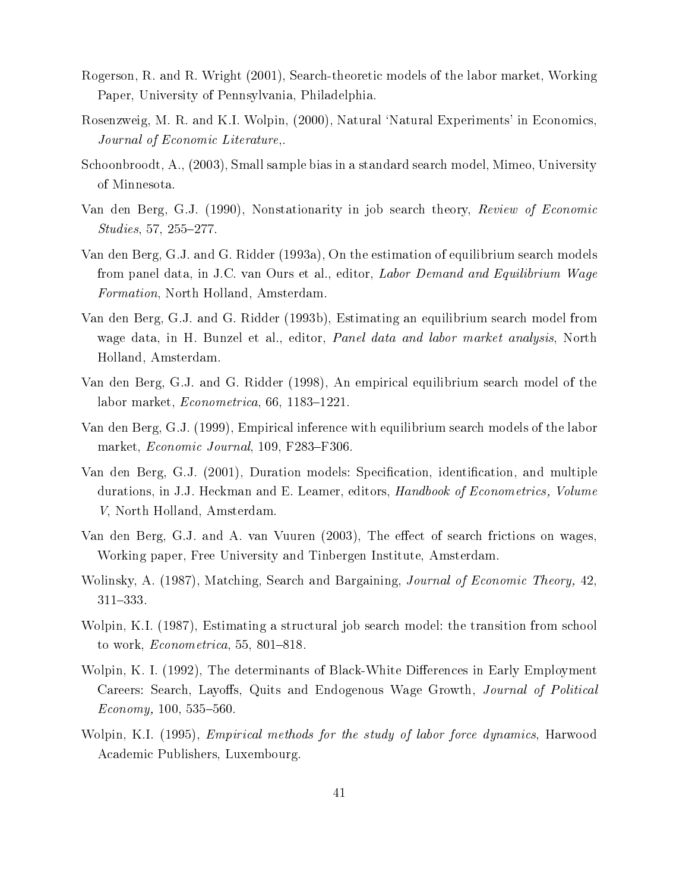Rogerson, R. and R. Wright (2001), Search-theoretic models of the labor market, Working Paper, University of Pennsylvania, Philadelphia.

Rosenzweig, M. R. and K.I. Wolpin, (2000), Natural 'Natural Experiments' in Economics, *Journal of Economic Literature*,.

Schoonbroodt, A., (2003), Small sample bias in a standard search model, Mimeo, University of Minnesota.

Van den Berg, G.J. (1990), Nonstationarity in job search theory, *Review of Economic Studies*, 57, 255–277.

Van den Berg, G.J. and G. Ridder (1993a), On the estimation of equilibrium search models from panel data, in J.C. van Ours et al., editor, *Labor Demand and Equilibrium Wage Formation*, North Holland, Amsterdam.

Van den Berg, G.J. and G. Ridder (1993b), Estimating an equilibrium search model from wage data, in H. Bunzel et al., editor, *Panel data and labor market analysis*, North Holland, Amsterdam.

Van den Berg, G.J. and G. Ridder (1998), An empirical equilibrium search model of the labor market, *Econometrica*, 66, 1183–1221.

Van den Berg, G.J. (1999), Empirical inference with equilibrium search models of the labor market, *Economic Journal*, 109, F283–F306.

Van den Berg, G.J. (2001), Duration models: Specification, identification, and multiple durations, in J.J. Heckman and E. Leamer, editors, *Handbook of Econometrics, Volume V*, North Holland, Amsterdam.

Van den Berg, G.J. and A. van Vuuren (2003), The effect of search frictions on wages, Working paper, Free University and Tinbergen Institute, Amsterdam.

Wolinsky, A. (1987), Matching, Search and Bargaining, *Journal of Economic Theory,* 42, 311–333.

Wolpin, K.I. (1987), Estimating a structural job search model: the transition from school to work, *Econometrica*, 55, 801–818.

Wolpin, K. I. (1992), The determinants of Black-White Differences in Early Employment Careers: Search, Layoffs, Quits and Endogenous Wage Growth, *Journal of Political Economy,* 100, 535–560.

Wolpin, K.I. (1995), *Empirical methods for the study of labor force dynamics*, Harwood Academic Publishers, Luxembourg.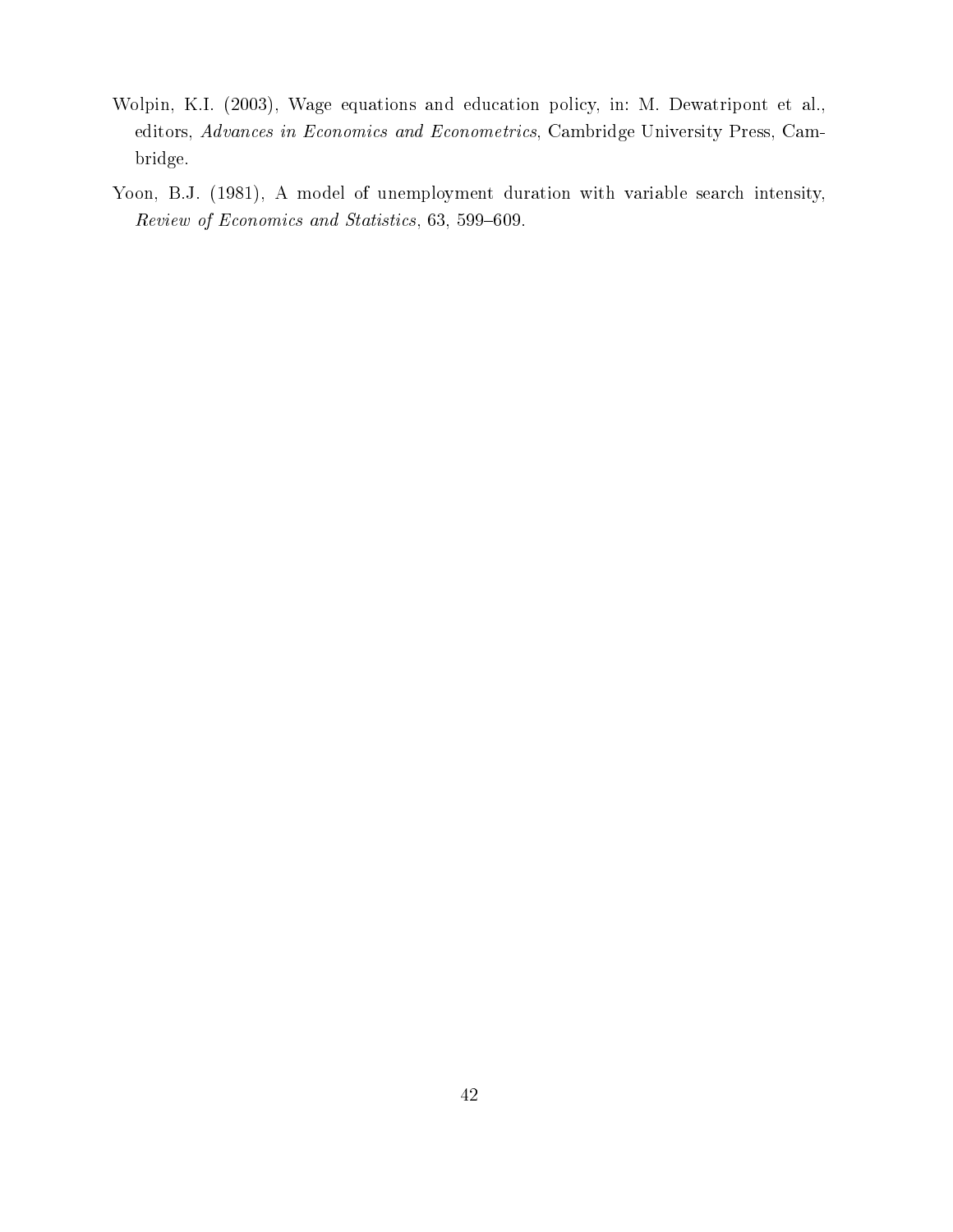Wolpin, K.I. (2003), Wage equations and education policy, in: M. Dewatripont et al., editors, *Advances in Economics and Econometrics*, Cambridge University Press, Cambridge.

Yoon, B.J. (1981), A model of unemployment duration with variable search intensity, *Review of Economics and Statistics*, 63, 599–609.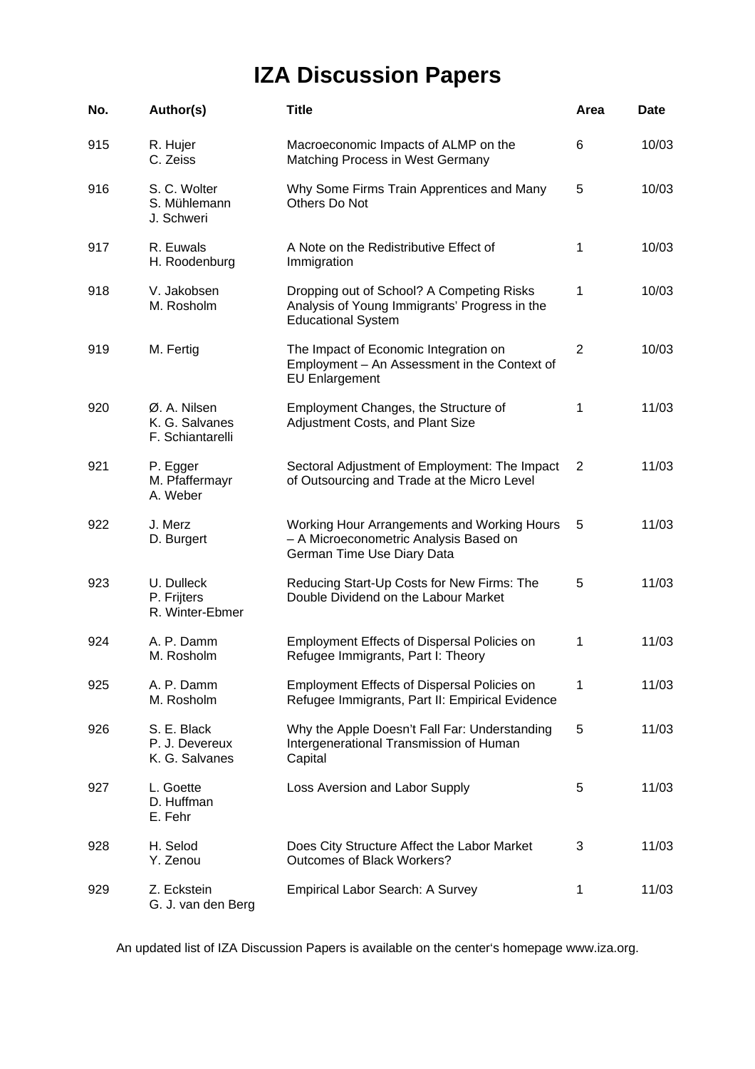# IZA Discussion Papers

| No. | Author(s) | Title | Area | Date |
|---|---|---|---|---|
| 915 | R. Hujer<br>C. Zeiss | Macroeconomic Impacts of ALMP on the Matching Process in West Germany | 6 | 10/03 |
| 916 | S. C. Wolter<br>S. Mühlemann<br>J. Schweri | Why Some Firms Train Apprentices and Many Others Do Not | 5 | 10/03 |
| 917 | R. Euwals<br>H. Roodenburg | A Note on the Redistributive Effect of Immigration | 1 | 10/03 |
| 918 | V. Jakobsen<br>M. Rosholm | Dropping out of School? A Competing Risks Analysis of Young Immigrants' Progress in the Educational System | 1 | 10/03 |
| 919 | M. Fertig | The Impact of Economic Integration on Employment – An Assessment in the Context of EU Enlargement | 2 | 10/03 |
| 920 | Ø. A. Nilsen<br>K. G. Salvanes<br>F. Schiantarelli | Employment Changes, the Structure of Adjustment Costs, and Plant Size | 1 | 11/03 |
| 921 | P. Egger<br>M. Pfaffermayr<br>A. Weber | Sectoral Adjustment of Employment: The Impact of Outsourcing and Trade at the Micro Level | 2 | 11/03 |
| 922 | J. Merz<br>D. Burgert | Working Hour Arrangements and Working Hours – A Microeconometric Analysis Based on German Time Use Diary Data | 5 | 11/03 |
| 923 | U. Dulleck<br>P. Frijters<br>R. Winter-Ebmer | Reducing Start-Up Costs for New Firms: The Double Dividend on the Labour Market | 5 | 11/03 |
| 924 | A. P. Damm<br>M. Rosholm | Employment Effects of Dispersal Policies on Refugee Immigrants, Part I: Theory | 1 | 11/03 |
| 925 | A. P. Damm<br>M. Rosholm | Employment Effects of Dispersal Policies on Refugee Immigrants, Part II: Empirical Evidence | 1 | 11/03 |
| 926 | S. E. Black<br>P. J. Devereux<br>K. G. Salvanes | Why the Apple Doesn't Fall Far: Understanding Intergenerational Transmission of Human Capital | 5 | 11/03 |
| 927 | L. Goette<br>D. Huffman<br>E. Fehr | Loss Aversion and Labor Supply | 5 | 11/03 |
| 928 | H. Selod<br>Y. Zenou | Does City Structure Affect the Labor Market Outcomes of Black Workers? | 3 | 11/03 |
| 929 | Z. Eckstein<br>G. J. van den Berg | Empirical Labor Search: A Survey | 1 | 11/03 |

An updated list of IZA Discussion Papers is available on the center's homepage www.iza.org.